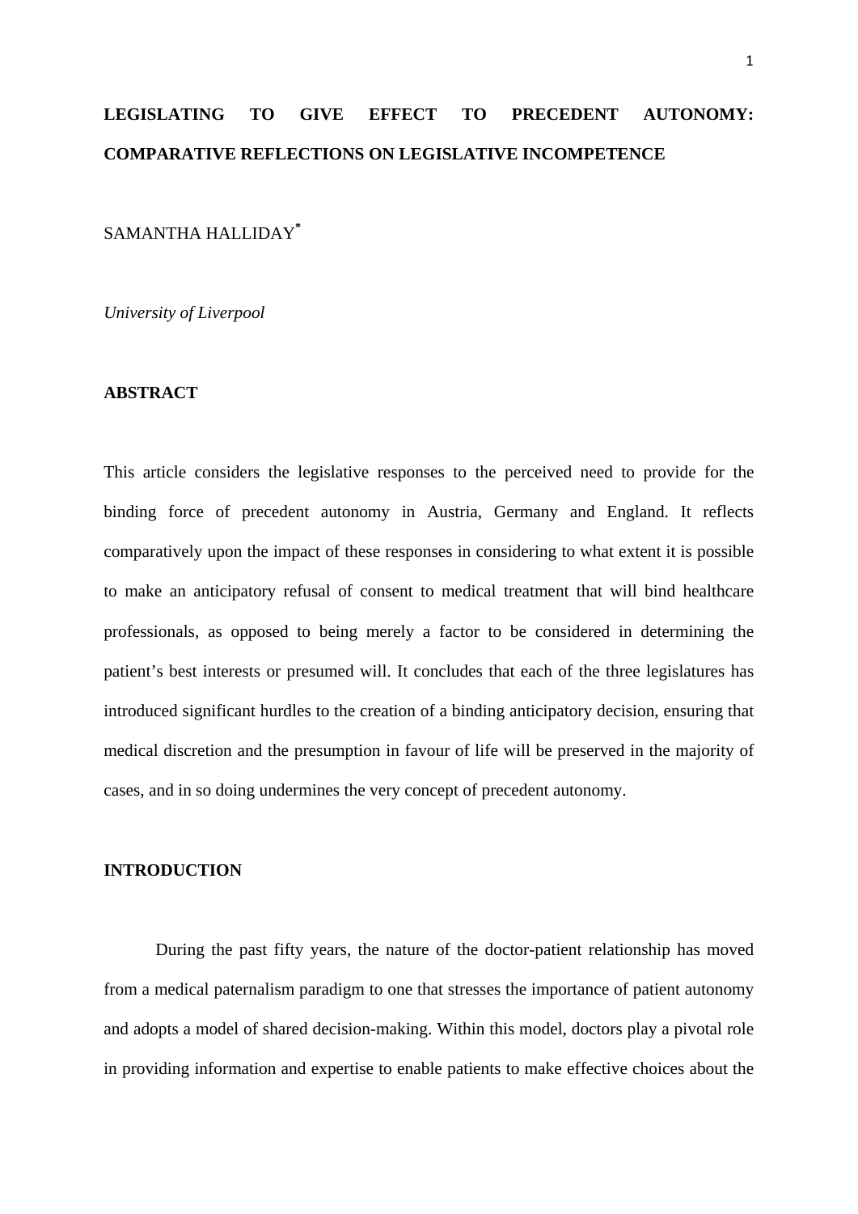# LEGISLATING TO GIVE EFFECT TO PRECEDENT AUTONOMY: COMPARATIVE REFLECTIONS ON LEGISLATIVE INCOMPETENCE

SAMANTHA HALLIDAY*

*University of Liverpool*

## ABSTRACT

This article considers the legislative responses to the perceived need to provide for the binding force of precedent autonomy in Austria, Germany and England. It reflects comparatively upon the impact of these responses in considering to what extent it is possible to make an anticipatory refusal of consent to medical treatment that will bind healthcare professionals, as opposed to being merely a factor to be considered in determining the patient's best interests or presumed will. It concludes that each of the three legislatures has introduced significant hurdles to the creation of a binding anticipatory decision, ensuring that medical discretion and the presumption in favour of life will be preserved in the majority of cases, and in so doing undermines the very concept of precedent autonomy.

## INTRODUCTION

During the past fifty years, the nature of the doctor-patient relationship has moved from a medical paternalism paradigm to one that stresses the importance of patient autonomy and adopts a model of shared decision-making. Within this model, doctors play a pivotal role in providing information and expertise to enable patients to make effective choices about the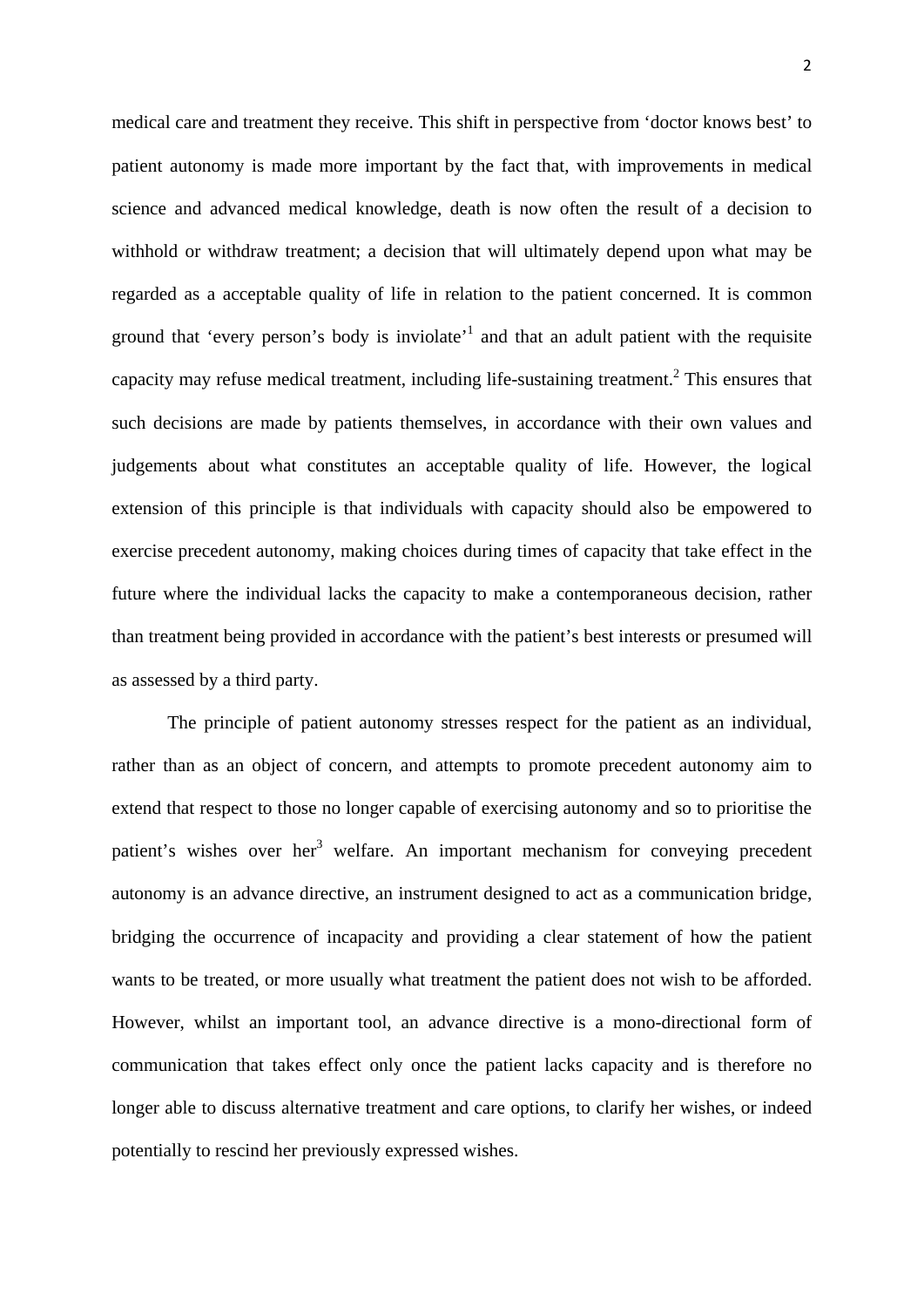medical care and treatment they receive. This shift in perspective from 'doctor knows best' to patient autonomy is made more important by the fact that, with improvements in medical science and advanced medical knowledge, death is now often the result of a decision to withhold or withdraw treatment; a decision that will ultimately depend upon what may be regarded as a acceptable quality of life in relation to the patient concerned. It is common ground that 'every person's body is inviolate'[1] and that an adult patient with the requisite capacity may refuse medical treatment, including life-sustaining treatment.[2] This ensures that such decisions are made by patients themselves, in accordance with their own values and judgements about what constitutes an acceptable quality of life. However, the logical extension of this principle is that individuals with capacity should also be empowered to exercise precedent autonomy, making choices during times of capacity that take effect in the future where the individual lacks the capacity to make a contemporaneous decision, rather than treatment being provided in accordance with the patient's best interests or presumed will as assessed by a third party.

The principle of patient autonomy stresses respect for the patient as an individual, rather than as an object of concern, and attempts to promote precedent autonomy aim to extend that respect to those no longer capable of exercising autonomy and so to prioritise the patient's wishes over her[3] welfare. An important mechanism for conveying precedent autonomy is an advance directive, an instrument designed to act as a communication bridge, bridging the occurrence of incapacity and providing a clear statement of how the patient wants to be treated, or more usually what treatment the patient does not wish to be afforded. However, whilst an important tool, an advance directive is a mono-directional form of communication that takes effect only once the patient lacks capacity and is therefore no longer able to discuss alternative treatment and care options, to clarify her wishes, or indeed potentially to rescind her previously expressed wishes.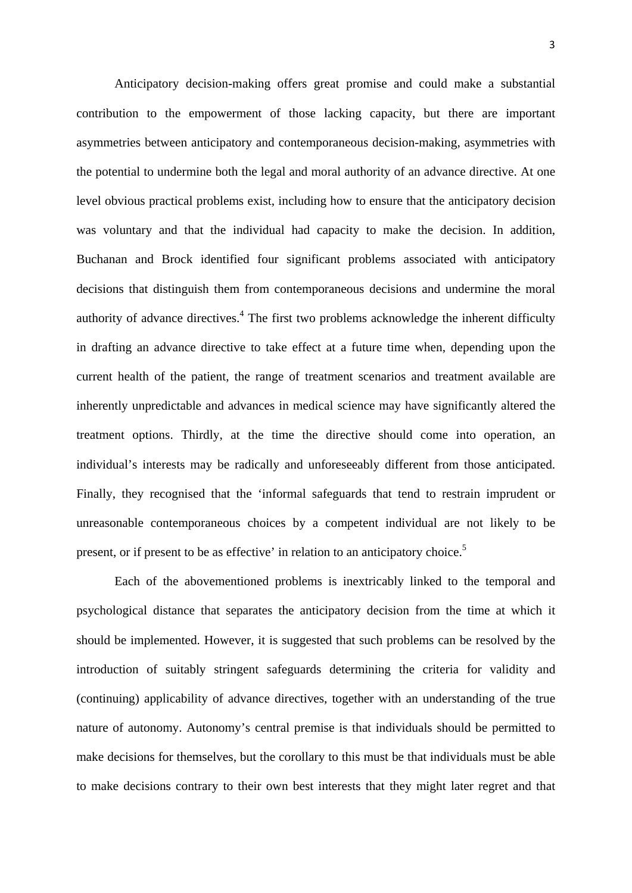Anticipatory decision-making offers great promise and could make a substantial contribution to the empowerment of those lacking capacity, but there are important asymmetries between anticipatory and contemporaneous decision-making, asymmetries with the potential to undermine both the legal and moral authority of an advance directive. At one level obvious practical problems exist, including how to ensure that the anticipatory decision was voluntary and that the individual had capacity to make the decision. In addition, Buchanan and Brock identified four significant problems associated with anticipatory decisions that distinguish them from contemporaneous decisions and undermine the moral authority of advance directives.[4] The first two problems acknowledge the inherent difficulty in drafting an advance directive to take effect at a future time when, depending upon the current health of the patient, the range of treatment scenarios and treatment available are inherently unpredictable and advances in medical science may have significantly altered the treatment options. Thirdly, at the time the directive should come into operation, an individual's interests may be radically and unforeseeably different from those anticipated. Finally, they recognised that the 'informal safeguards that tend to restrain imprudent or unreasonable contemporaneous choices by a competent individual are not likely to be present, or if present to be as effective' in relation to an anticipatory choice.[5]

Each of the abovementioned problems is inextricably linked to the temporal and psychological distance that separates the anticipatory decision from the time at which it should be implemented. However, it is suggested that such problems can be resolved by the introduction of suitably stringent safeguards determining the criteria for validity and (continuing) applicability of advance directives, together with an understanding of the true nature of autonomy. Autonomy's central premise is that individuals should be permitted to make decisions for themselves, but the corollary to this must be that individuals must be able to make decisions contrary to their own best interests that they might later regret and that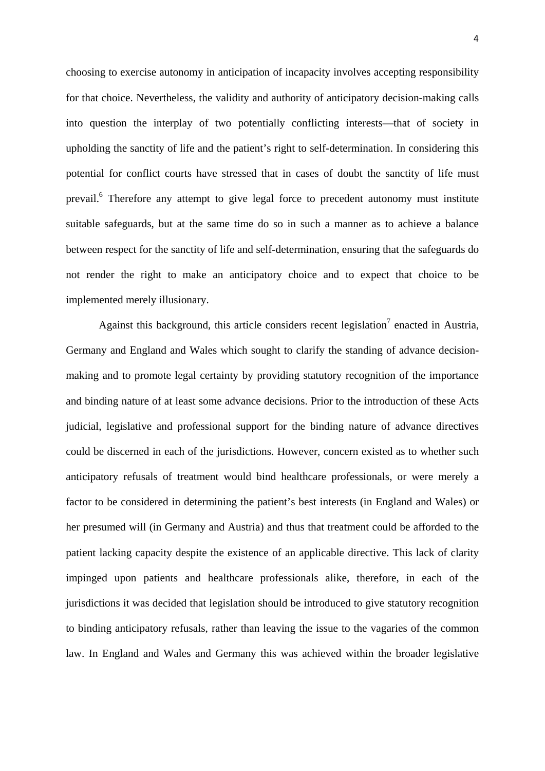choosing to exercise autonomy in anticipation of incapacity involves accepting responsibility for that choice. Nevertheless, the validity and authority of anticipatory decision-making calls into question the interplay of two potentially conflicting interests—that of society in upholding the sanctity of life and the patient's right to self-determination. In considering this potential for conflict courts have stressed that in cases of doubt the sanctity of life must prevail.[6] Therefore any attempt to give legal force to precedent autonomy must institute suitable safeguards, but at the same time do so in such a manner as to achieve a balance between respect for the sanctity of life and self-determination, ensuring that the safeguards do not render the right to make an anticipatory choice and to expect that choice to be implemented merely illusionary.

Against this background, this article considers recent legislation[7] enacted in Austria, Germany and England and Wales which sought to clarify the standing of advance decision-making and to promote legal certainty by providing statutory recognition of the importance and binding nature of at least some advance decisions. Prior to the introduction of these Acts judicial, legislative and professional support for the binding nature of advance directives could be discerned in each of the jurisdictions. However, concern existed as to whether such anticipatory refusals of treatment would bind healthcare professionals, or were merely a factor to be considered in determining the patient's best interests (in England and Wales) or her presumed will (in Germany and Austria) and thus that treatment could be afforded to the patient lacking capacity despite the existence of an applicable directive. This lack of clarity impinged upon patients and healthcare professionals alike, therefore, in each of the jurisdictions it was decided that legislation should be introduced to give statutory recognition to binding anticipatory refusals, rather than leaving the issue to the vagaries of the common law. In England and Wales and Germany this was achieved within the broader legislative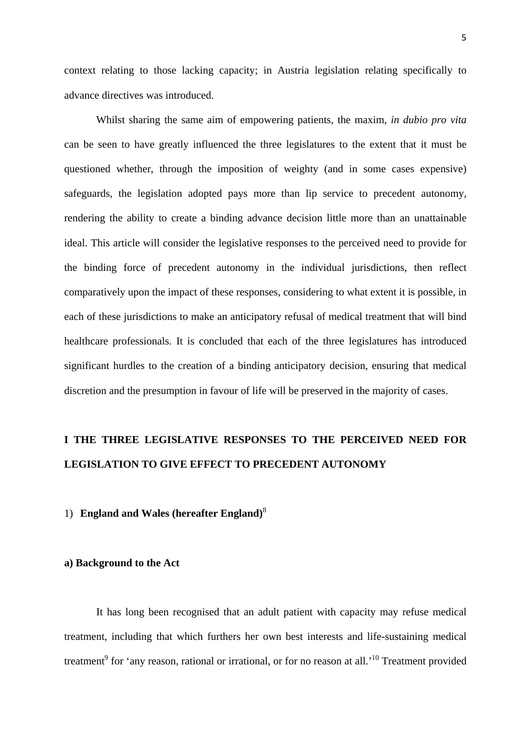context relating to those lacking capacity; in Austria legislation relating specifically to advance directives was introduced.

Whilst sharing the same aim of empowering patients, the maxim, *in dubio pro vita* can be seen to have greatly influenced the three legislatures to the extent that it must be questioned whether, through the imposition of weighty (and in some cases expensive) safeguards, the legislation adopted pays more than lip service to precedent autonomy, rendering the ability to create a binding advance decision little more than an unattainable ideal. This article will consider the legislative responses to the perceived need to provide for the binding force of precedent autonomy in the individual jurisdictions, then reflect comparatively upon the impact of these responses, considering to what extent it is possible, in each of these jurisdictions to make an anticipatory refusal of medical treatment that will bind healthcare professionals. It is concluded that each of the three legislatures has introduced significant hurdles to the creation of a binding anticipatory decision, ensuring that medical discretion and the presumption in favour of life will be preserved in the majority of cases.

## I THE THREE LEGISLATIVE RESPONSES TO THE PERCEIVED NEED FOR LEGISLATION TO GIVE EFFECT TO PRECEDENT AUTONOMY

### 1) England and Wales (hereafter England)[8]

#### a) Background to the Act

It has long been recognised that an adult patient with capacity may refuse medical treatment, including that which furthers her own best interests and life-sustaining medical treatment[9] for 'any reason, rational or irrational, or for no reason at all.'[10] Treatment provided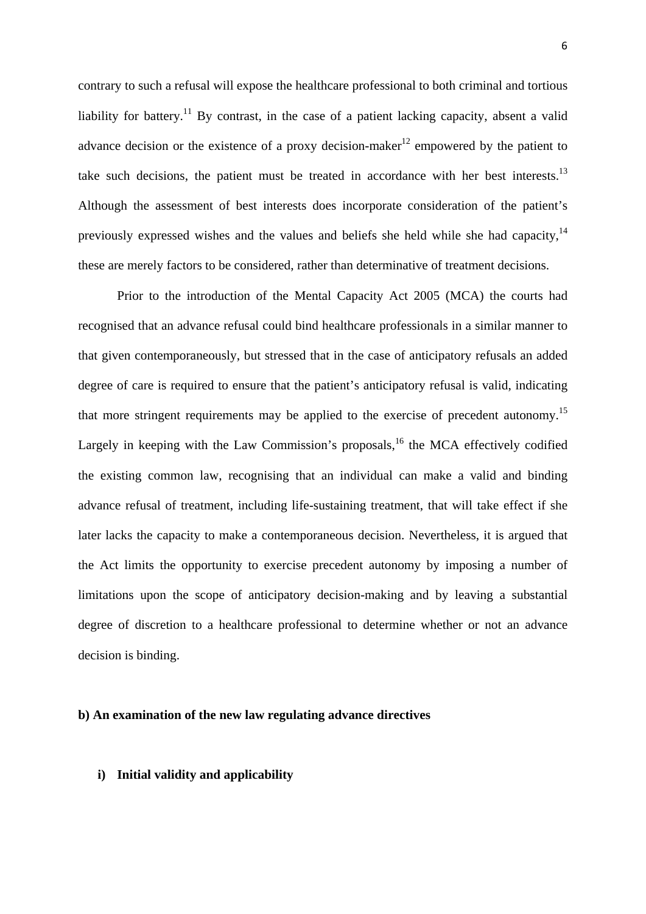contrary to such a refusal will expose the healthcare professional to both criminal and tortious liability for battery.[11] By contrast, in the case of a patient lacking capacity, absent a valid advance decision or the existence of a proxy decision-maker[12] empowered by the patient to take such decisions, the patient must be treated in accordance with her best interests.[13] Although the assessment of best interests does incorporate consideration of the patient's previously expressed wishes and the values and beliefs she held while she had capacity,[14] these are merely factors to be considered, rather than determinative of treatment decisions.

Prior to the introduction of the Mental Capacity Act 2005 (MCA) the courts had recognised that an advance refusal could bind healthcare professionals in a similar manner to that given contemporaneously, but stressed that in the case of anticipatory refusals an added degree of care is required to ensure that the patient's anticipatory refusal is valid, indicating that more stringent requirements may be applied to the exercise of precedent autonomy.[15] Largely in keeping with the Law Commission's proposals,[16] the MCA effectively codified the existing common law, recognising that an individual can make a valid and binding advance refusal of treatment, including life-sustaining treatment, that will take effect if she later lacks the capacity to make a contemporaneous decision. Nevertheless, it is argued that the Act limits the opportunity to exercise precedent autonomy by imposing a number of limitations upon the scope of anticipatory decision-making and by leaving a substantial degree of discretion to a healthcare professional to determine whether or not an advance decision is binding.

### b) An examination of the new law regulating advance directives

#### i) Initial validity and applicability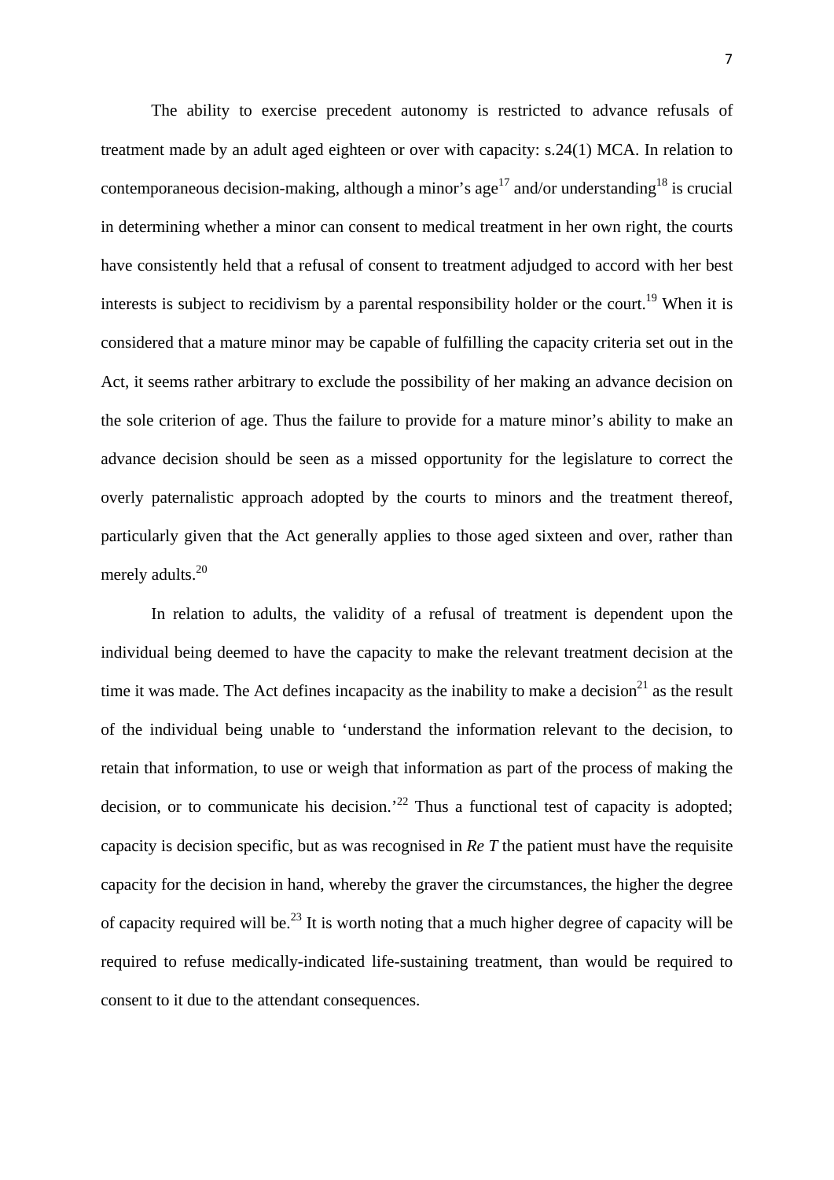The ability to exercise precedent autonomy is restricted to advance refusals of treatment made by an adult aged eighteen or over with capacity: s.24(1) MCA. In relation to contemporaneous decision-making, although a minor's age[17] and/or understanding[18] is crucial in determining whether a minor can consent to medical treatment in her own right, the courts have consistently held that a refusal of consent to treatment adjudged to accord with her best interests is subject to recidivism by a parental responsibility holder or the court.[19] When it is considered that a mature minor may be capable of fulfilling the capacity criteria set out in the Act, it seems rather arbitrary to exclude the possibility of her making an advance decision on the sole criterion of age. Thus the failure to provide for a mature minor's ability to make an advance decision should be seen as a missed opportunity for the legislature to correct the overly paternalistic approach adopted by the courts to minors and the treatment thereof, particularly given that the Act generally applies to those aged sixteen and over, rather than merely adults.[20]

In relation to adults, the validity of a refusal of treatment is dependent upon the individual being deemed to have the capacity to make the relevant treatment decision at the time it was made. The Act defines incapacity as the inability to make a decision[21] as the result of the individual being unable to 'understand the information relevant to the decision, to retain that information, to use or weigh that information as part of the process of making the decision, or to communicate his decision.'[22] Thus a functional test of capacity is adopted; capacity is decision specific, but as was recognised in *Re T* the patient must have the requisite capacity for the decision in hand, whereby the graver the circumstances, the higher the degree of capacity required will be.[23] It is worth noting that a much higher degree of capacity will be required to refuse medically-indicated life-sustaining treatment, than would be required to consent to it due to the attendant consequences.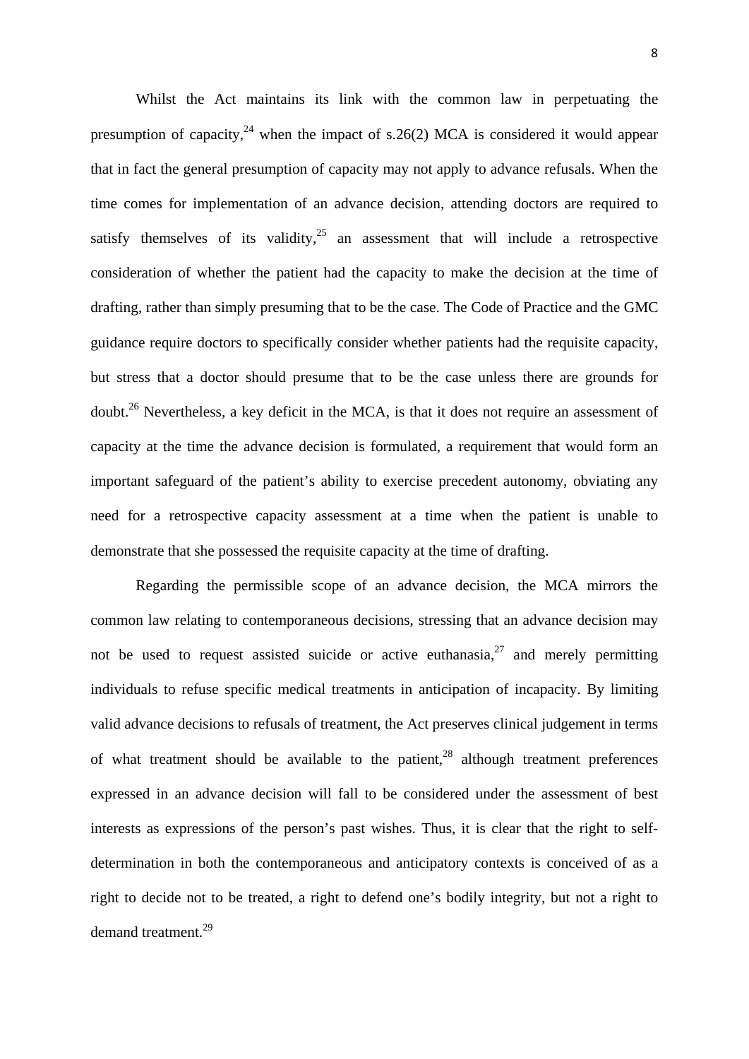Whilst the Act maintains its link with the common law in perpetuating the presumption of capacity,[24] when the impact of s.26(2) MCA is considered it would appear that in fact the general presumption of capacity may not apply to advance refusals. When the time comes for implementation of an advance decision, attending doctors are required to satisfy themselves of its validity,[25] an assessment that will include a retrospective consideration of whether the patient had the capacity to make the decision at the time of drafting, rather than simply presuming that to be the case. The Code of Practice and the GMC guidance require doctors to specifically consider whether patients had the requisite capacity, but stress that a doctor should presume that to be the case unless there are grounds for doubt.[26] Nevertheless, a key deficit in the MCA, is that it does not require an assessment of capacity at the time the advance decision is formulated, a requirement that would form an important safeguard of the patient's ability to exercise precedent autonomy, obviating any need for a retrospective capacity assessment at a time when the patient is unable to demonstrate that she possessed the requisite capacity at the time of drafting.

Regarding the permissible scope of an advance decision, the MCA mirrors the common law relating to contemporaneous decisions, stressing that an advance decision may not be used to request assisted suicide or active euthanasia,[27] and merely permitting individuals to refuse specific medical treatments in anticipation of incapacity. By limiting valid advance decisions to refusals of treatment, the Act preserves clinical judgement in terms of what treatment should be available to the patient,[28] although treatment preferences expressed in an advance decision will fall to be considered under the assessment of best interests as expressions of the person's past wishes. Thus, it is clear that the right to self-determination in both the contemporaneous and anticipatory contexts is conceived of as a right to decide not to be treated, a right to defend one's bodily integrity, but not a right to demand treatment.[29]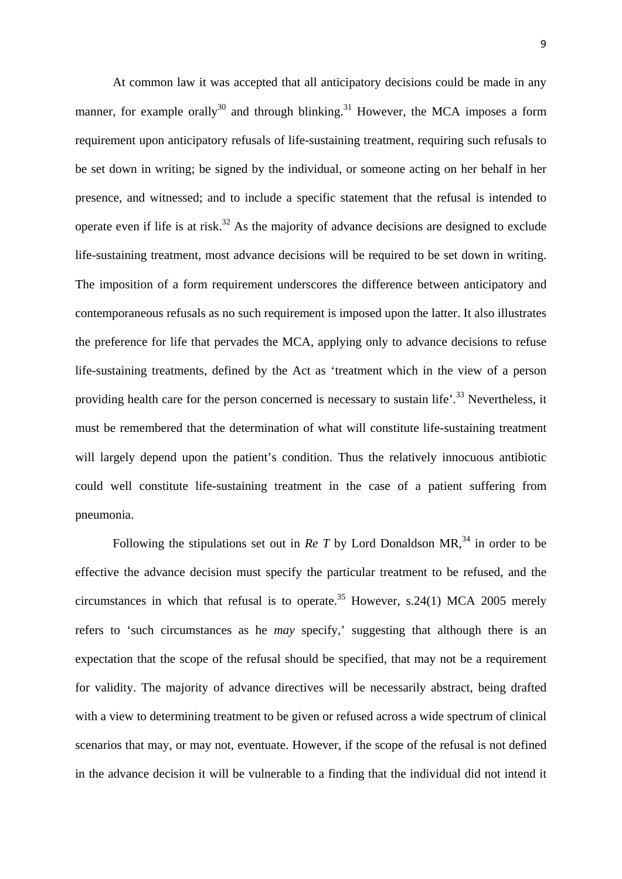At common law it was accepted that all anticipatory decisions could be made in any manner, for example orally[30] and through blinking.[31] However, the MCA imposes a form requirement upon anticipatory refusals of life-sustaining treatment, requiring such refusals to be set down in writing; be signed by the individual, or someone acting on her behalf in her presence, and witnessed; and to include a specific statement that the refusal is intended to operate even if life is at risk.[32] As the majority of advance decisions are designed to exclude life-sustaining treatment, most advance decisions will be required to be set down in writing. The imposition of a form requirement underscores the difference between anticipatory and contemporaneous refusals as no such requirement is imposed upon the latter. It also illustrates the preference for life that pervades the MCA, applying only to advance decisions to refuse life-sustaining treatments, defined by the Act as 'treatment which in the view of a person providing health care for the person concerned is necessary to sustain life'.[33] Nevertheless, it must be remembered that the determination of what will constitute life-sustaining treatment will largely depend upon the patient's condition. Thus the relatively innocuous antibiotic could well constitute life-sustaining treatment in the case of a patient suffering from pneumonia.

Following the stipulations set out in *Re T* by Lord Donaldson MR,[34] in order to be effective the advance decision must specify the particular treatment to be refused, and the circumstances in which that refusal is to operate.[35] However, s.24(1) MCA 2005 merely refers to 'such circumstances as he *may* specify,' suggesting that although there is an expectation that the scope of the refusal should be specified, that may not be a requirement for validity. The majority of advance directives will be necessarily abstract, being drafted with a view to determining treatment to be given or refused across a wide spectrum of clinical scenarios that may, or may not, eventuate. However, if the scope of the refusal is not defined in the advance decision it will be vulnerable to a finding that the individual did not intend it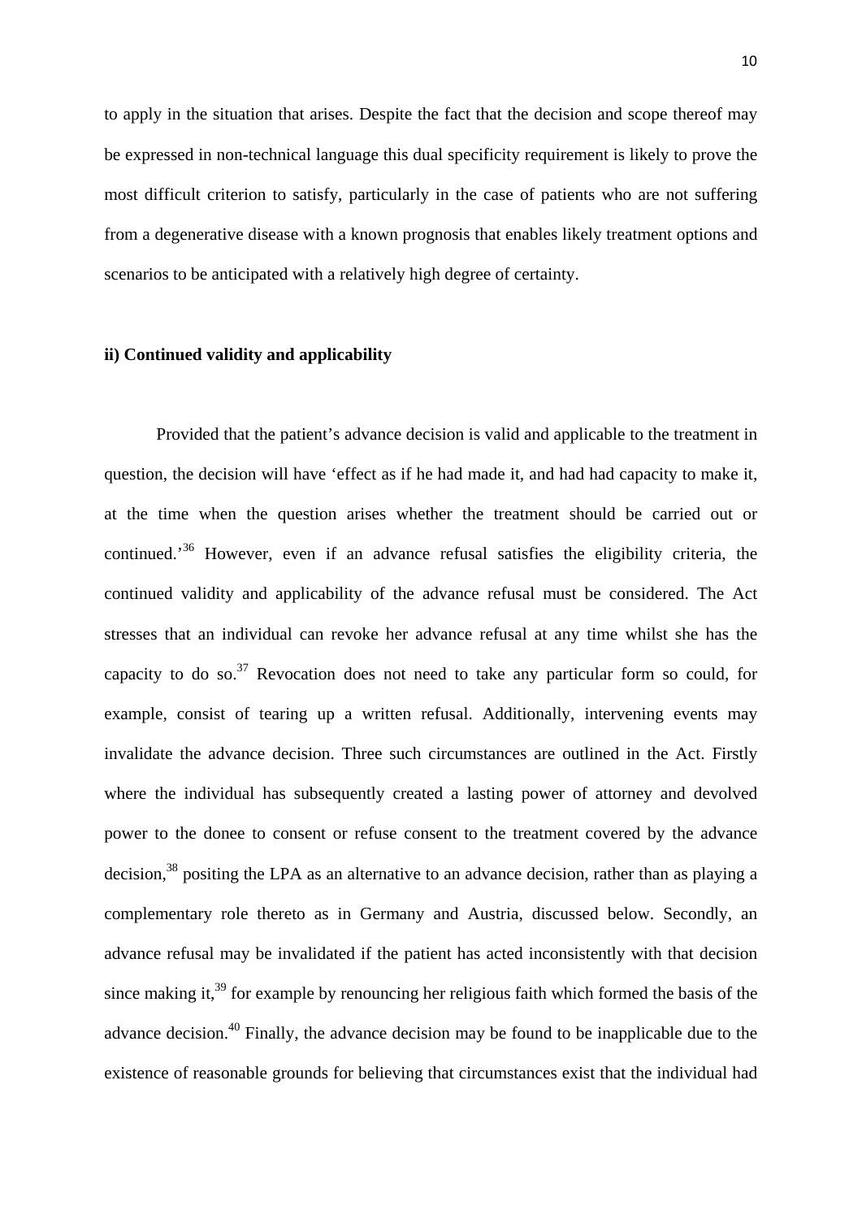to apply in the situation that arises. Despite the fact that the decision and scope thereof may be expressed in non-technical language this dual specificity requirement is likely to prove the most difficult criterion to satisfy, particularly in the case of patients who are not suffering from a degenerative disease with a known prognosis that enables likely treatment options and scenarios to be anticipated with a relatively high degree of certainty.

**ii) Continued validity and applicability**

Provided that the patient's advance decision is valid and applicable to the treatment in question, the decision will have 'effect as if he had made it, and had had capacity to make it, at the time when the question arises whether the treatment should be carried out or continued.'[36] However, even if an advance refusal satisfies the eligibility criteria, the continued validity and applicability of the advance refusal must be considered. The Act stresses that an individual can revoke her advance refusal at any time whilst she has the capacity to do so.[37] Revocation does not need to take any particular form so could, for example, consist of tearing up a written refusal. Additionally, intervening events may invalidate the advance decision. Three such circumstances are outlined in the Act. Firstly where the individual has subsequently created a lasting power of attorney and devolved power to the donee to consent or refuse consent to the treatment covered by the advance decision,[38] positing the LPA as an alternative to an advance decision, rather than as playing a complementary role thereto as in Germany and Austria, discussed below. Secondly, an advance refusal may be invalidated if the patient has acted inconsistently with that decision since making it,[39] for example by renouncing her religious faith which formed the basis of the advance decision.[40] Finally, the advance decision may be found to be inapplicable due to the existence of reasonable grounds for believing that circumstances exist that the individual had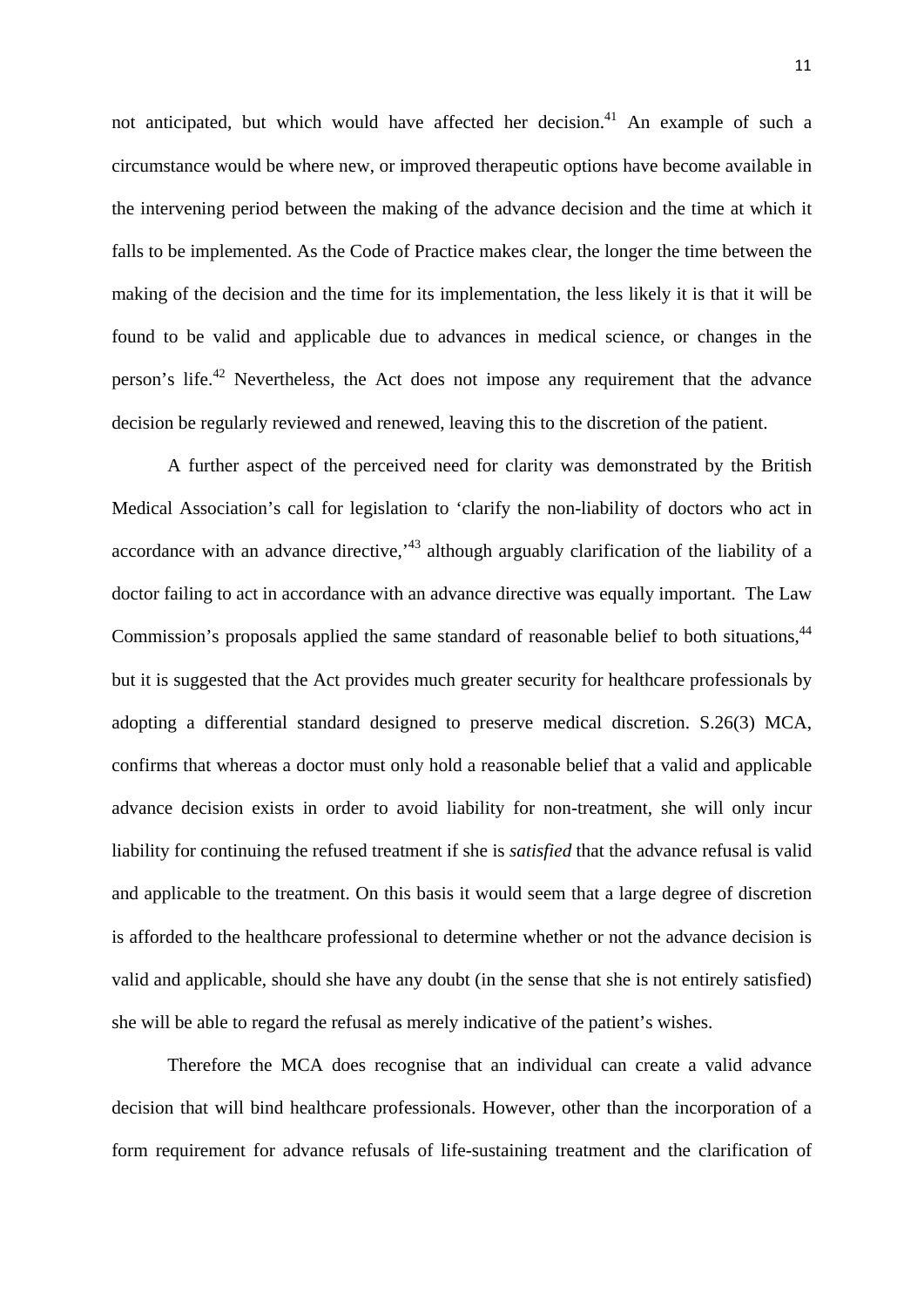not anticipated, but which would have affected her decision.[41] An example of such a circumstance would be where new, or improved therapeutic options have become available in the intervening period between the making of the advance decision and the time at which it falls to be implemented. As the Code of Practice makes clear, the longer the time between the making of the decision and the time for its implementation, the less likely it is that it will be found to be valid and applicable due to advances in medical science, or changes in the person's life.[42] Nevertheless, the Act does not impose any requirement that the advance decision be regularly reviewed and renewed, leaving this to the discretion of the patient.

A further aspect of the perceived need for clarity was demonstrated by the British Medical Association's call for legislation to 'clarify the non-liability of doctors who act in accordance with an advance directive,'[43] although arguably clarification of the liability of a doctor failing to act in accordance with an advance directive was equally important. The Law Commission's proposals applied the same standard of reasonable belief to both situations,[44] but it is suggested that the Act provides much greater security for healthcare professionals by adopting a differential standard designed to preserve medical discretion. S.26(3) MCA, confirms that whereas a doctor must only hold a reasonable belief that a valid and applicable advance decision exists in order to avoid liability for non-treatment, she will only incur liability for continuing the refused treatment if she is *satisfied* that the advance refusal is valid and applicable to the treatment. On this basis it would seem that a large degree of discretion is afforded to the healthcare professional to determine whether or not the advance decision is valid and applicable, should she have any doubt (in the sense that she is not entirely satisfied) she will be able to regard the refusal as merely indicative of the patient's wishes.

Therefore the MCA does recognise that an individual can create a valid advance decision that will bind healthcare professionals. However, other than the incorporation of a form requirement for advance refusals of life-sustaining treatment and the clarification of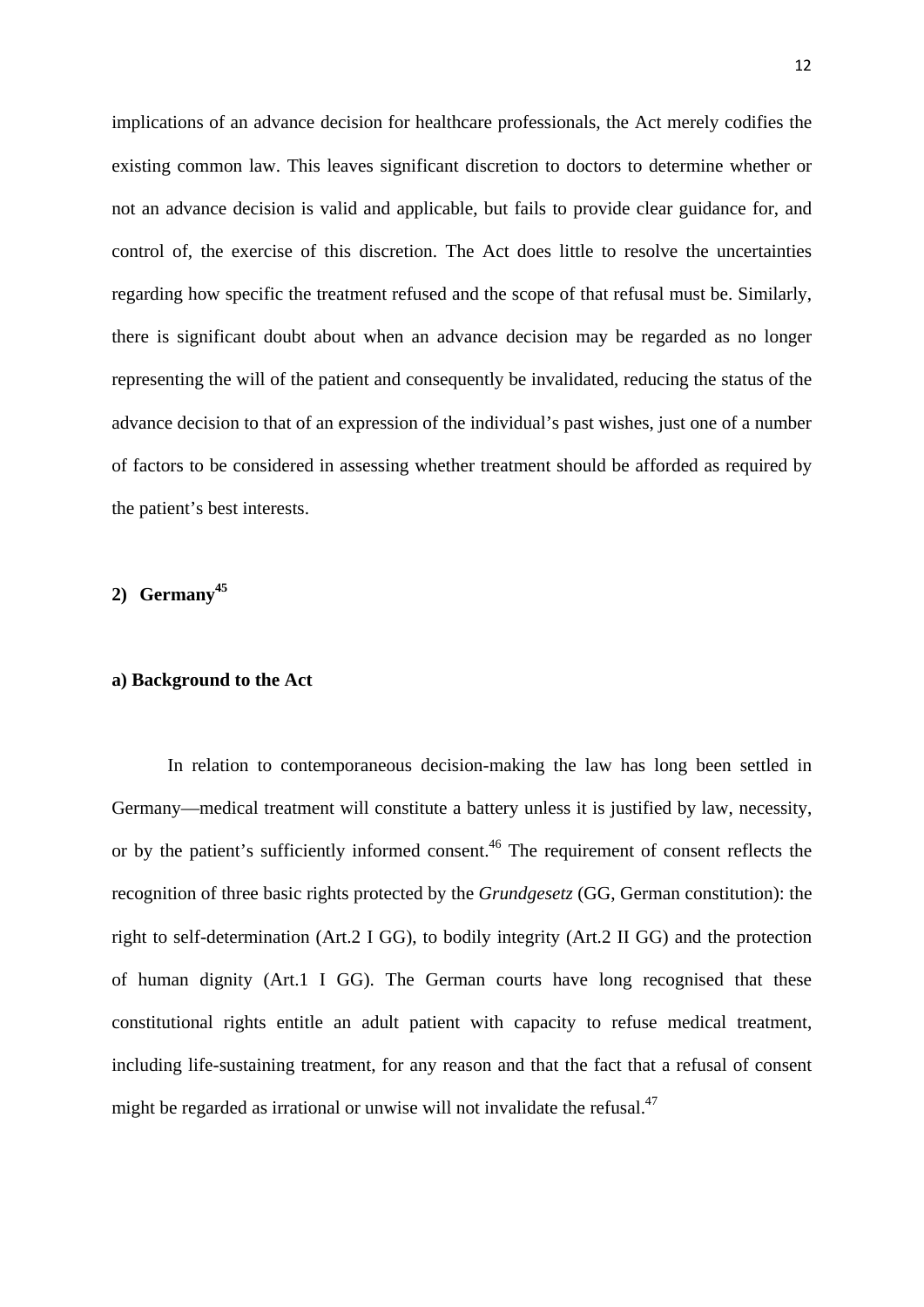implications of an advance decision for healthcare professionals, the Act merely codifies the existing common law. This leaves significant discretion to doctors to determine whether or not an advance decision is valid and applicable, but fails to provide clear guidance for, and control of, the exercise of this discretion. The Act does little to resolve the uncertainties regarding how specific the treatment refused and the scope of that refusal must be. Similarly, there is significant doubt about when an advance decision may be regarded as no longer representing the will of the patient and consequently be invalidated, reducing the status of the advance decision to that of an expression of the individual's past wishes, just one of a number of factors to be considered in assessing whether treatment should be afforded as required by the patient's best interests.

## 2) Germany[45]

### a) Background to the Act

In relation to contemporaneous decision-making the law has long been settled in Germany—medical treatment will constitute a battery unless it is justified by law, necessity, or by the patient's sufficiently informed consent.[46] The requirement of consent reflects the recognition of three basic rights protected by the *Grundgesetz* (GG, German constitution): the right to self-determination (Art.2 I GG), to bodily integrity (Art.2 II GG) and the protection of human dignity (Art.1 I GG). The German courts have long recognised that these constitutional rights entitle an adult patient with capacity to refuse medical treatment, including life-sustaining treatment, for any reason and that the fact that a refusal of consent might be regarded as irrational or unwise will not invalidate the refusal.[47]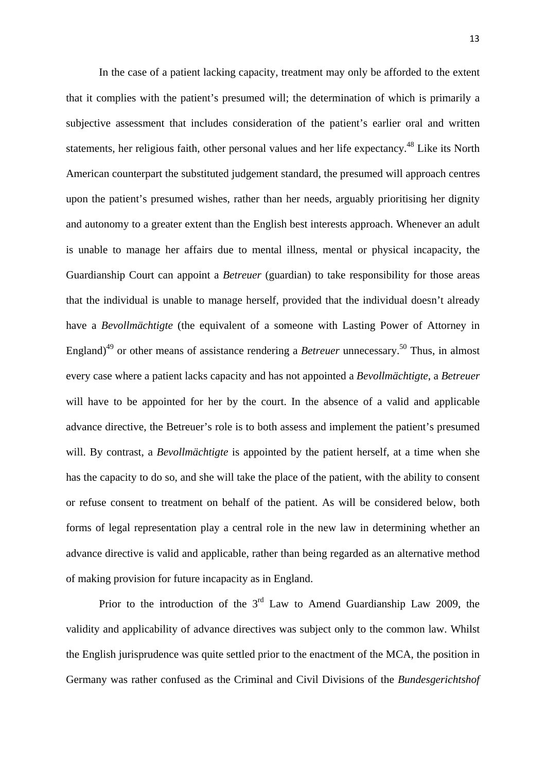In the case of a patient lacking capacity, treatment may only be afforded to the extent that it complies with the patient's presumed will; the determination of which is primarily a subjective assessment that includes consideration of the patient's earlier oral and written statements, her religious faith, other personal values and her life expectancy.[48] Like its North American counterpart the substituted judgement standard, the presumed will approach centres upon the patient's presumed wishes, rather than her needs, arguably prioritising her dignity and autonomy to a greater extent than the English best interests approach. Whenever an adult is unable to manage her affairs due to mental illness, mental or physical incapacity, the Guardianship Court can appoint a *Betreuer* (guardian) to take responsibility for those areas that the individual is unable to manage herself, provided that the individual doesn't already have a *Bevollmächtigte* (the equivalent of a someone with Lasting Power of Attorney in England)[49] or other means of assistance rendering a *Betreuer* unnecessary.[50] Thus, in almost every case where a patient lacks capacity and has not appointed a *Bevollmächtigte*, a *Betreuer* will have to be appointed for her by the court. In the absence of a valid and applicable advance directive, the Betreuer's role is to both assess and implement the patient's presumed will. By contrast, a *Bevollmächtigte* is appointed by the patient herself, at a time when she has the capacity to do so, and she will take the place of the patient, with the ability to consent or refuse consent to treatment on behalf of the patient. As will be considered below, both forms of legal representation play a central role in the new law in determining whether an advance directive is valid and applicable, rather than being regarded as an alternative method of making provision for future incapacity as in England.

Prior to the introduction of the 3rd Law to Amend Guardianship Law 2009, the validity and applicability of advance directives was subject only to the common law. Whilst the English jurisprudence was quite settled prior to the enactment of the MCA, the position in Germany was rather confused as the Criminal and Civil Divisions of the *Bundesgerichtshof*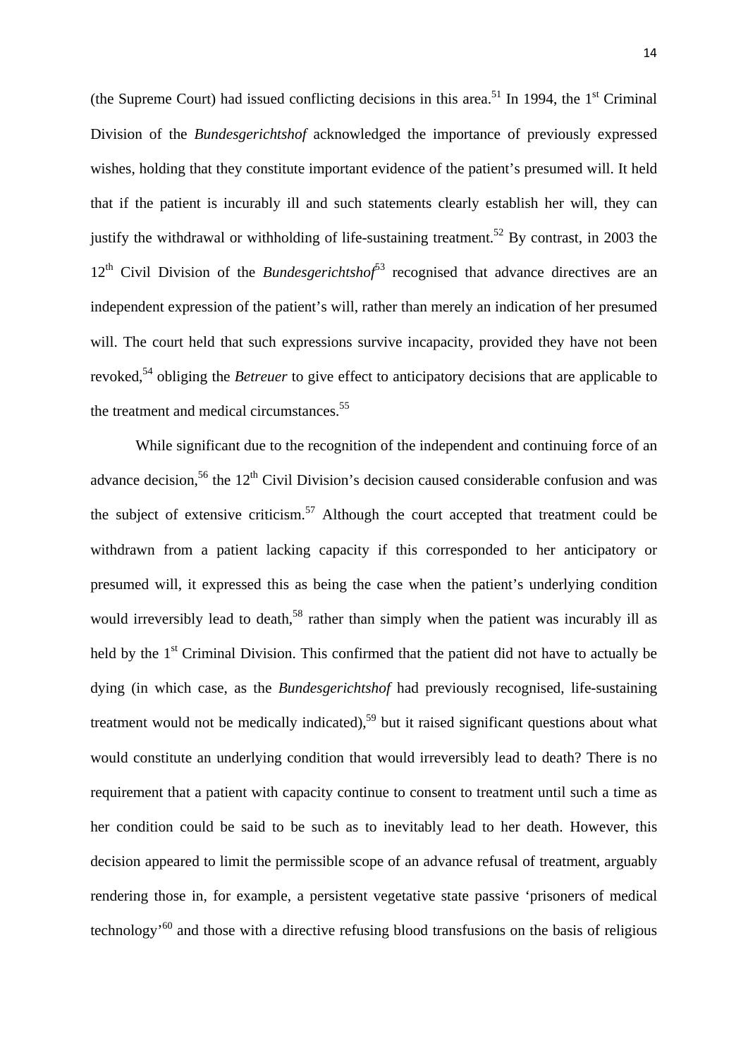(the Supreme Court) had issued conflicting decisions in this area.[51] In 1994, the 1st Criminal Division of the *Bundesgerichtshof* acknowledged the importance of previously expressed wishes, holding that they constitute important evidence of the patient's presumed will. It held that if the patient is incurably ill and such statements clearly establish her will, they can justify the withdrawal or withholding of life-sustaining treatment.[52] By contrast, in 2003 the 12th Civil Division of the *Bundesgerichtshof*[53] recognised that advance directives are an independent expression of the patient's will, rather than merely an indication of her presumed will. The court held that such expressions survive incapacity, provided they have not been revoked,[54] obliging the *Betreuer* to give effect to anticipatory decisions that are applicable to the treatment and medical circumstances.[55]

While significant due to the recognition of the independent and continuing force of an advance decision,[56] the 12th Civil Division's decision caused considerable confusion and was the subject of extensive criticism.[57] Although the court accepted that treatment could be withdrawn from a patient lacking capacity if this corresponded to her anticipatory or presumed will, it expressed this as being the case when the patient's underlying condition would irreversibly lead to death,[58] rather than simply when the patient was incurably ill as held by the 1st Criminal Division. This confirmed that the patient did not have to actually be dying (in which case, as the *Bundesgerichtshof* had previously recognised, life-sustaining treatment would not be medically indicated),[59] but it raised significant questions about what would constitute an underlying condition that would irreversibly lead to death? There is no requirement that a patient with capacity continue to consent to treatment until such a time as her condition could be said to be such as to inevitably lead to her death. However, this decision appeared to limit the permissible scope of an advance refusal of treatment, arguably rendering those in, for example, a persistent vegetative state passive 'prisoners of medical technology'[60] and those with a directive refusing blood transfusions on the basis of religious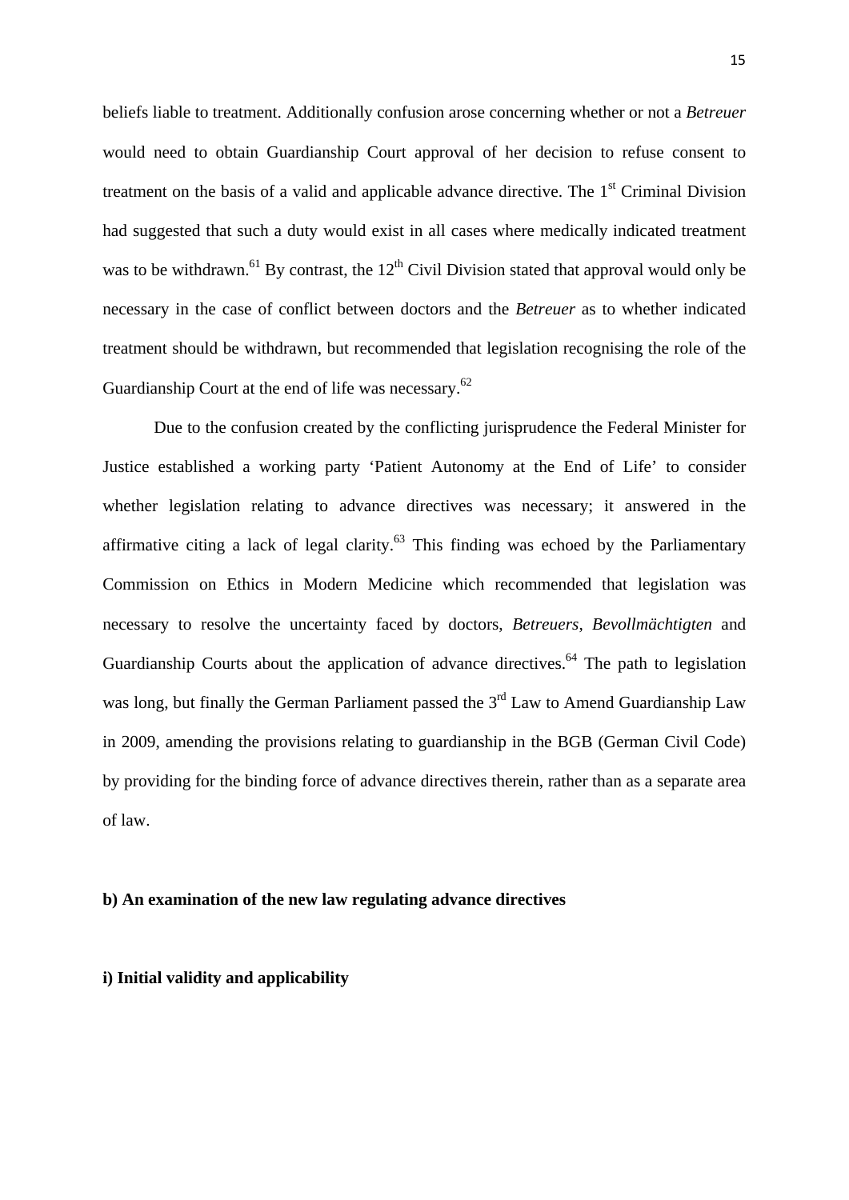beliefs liable to treatment. Additionally confusion arose concerning whether or not a *Betreuer* would need to obtain Guardianship Court approval of her decision to refuse consent to treatment on the basis of a valid and applicable advance directive. The 1st Criminal Division had suggested that such a duty would exist in all cases where medically indicated treatment was to be withdrawn.[61] By contrast, the 12th Civil Division stated that approval would only be necessary in the case of conflict between doctors and the *Betreuer* as to whether indicated treatment should be withdrawn, but recommended that legislation recognising the role of the Guardianship Court at the end of life was necessary.[62]

Due to the confusion created by the conflicting jurisprudence the Federal Minister for Justice established a working party 'Patient Autonomy at the End of Life' to consider whether legislation relating to advance directives was necessary; it answered in the affirmative citing a lack of legal clarity.[63] This finding was echoed by the Parliamentary Commission on Ethics in Modern Medicine which recommended that legislation was necessary to resolve the uncertainty faced by doctors, *Betreuers*, *Bevollmächtigten* and Guardianship Courts about the application of advance directives.[64] The path to legislation was long, but finally the German Parliament passed the 3rd Law to Amend Guardianship Law in 2009, amending the provisions relating to guardianship in the BGB (German Civil Code) by providing for the binding force of advance directives therein, rather than as a separate area of law.

**b) An examination of the new law regulating advance directives**

**i) Initial validity and applicability**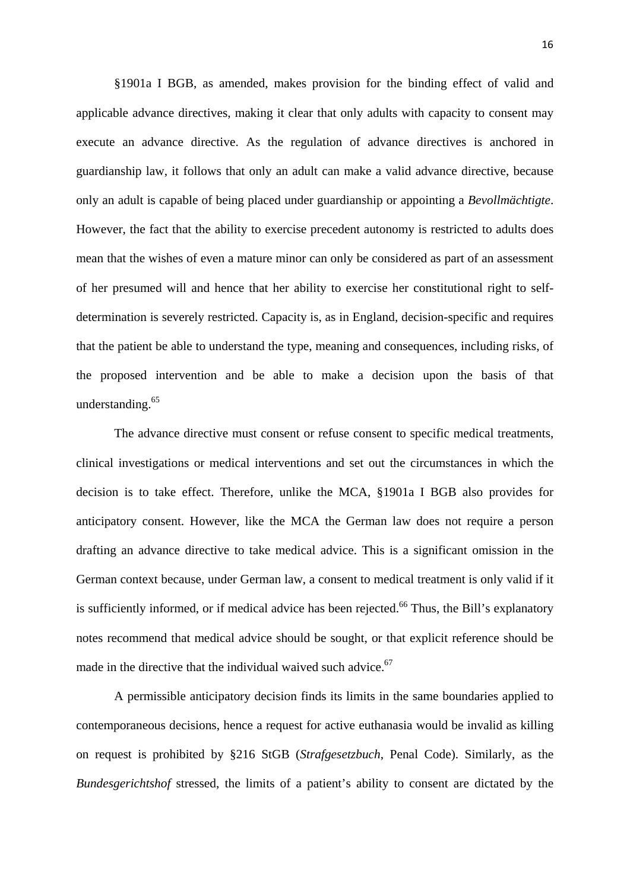§1901a I BGB, as amended, makes provision for the binding effect of valid and applicable advance directives, making it clear that only adults with capacity to consent may execute an advance directive. As the regulation of advance directives is anchored in guardianship law, it follows that only an adult can make a valid advance directive, because only an adult is capable of being placed under guardianship or appointing a *Bevollmächtigte*. However, the fact that the ability to exercise precedent autonomy is restricted to adults does mean that the wishes of even a mature minor can only be considered as part of an assessment of her presumed will and hence that her ability to exercise her constitutional right to self-determination is severely restricted. Capacity is, as in England, decision-specific and requires that the patient be able to understand the type, meaning and consequences, including risks, of the proposed intervention and be able to make a decision upon the basis of that understanding.[65]

The advance directive must consent or refuse consent to specific medical treatments, clinical investigations or medical interventions and set out the circumstances in which the decision is to take effect. Therefore, unlike the MCA, §1901a I BGB also provides for anticipatory consent. However, like the MCA the German law does not require a person drafting an advance directive to take medical advice. This is a significant omission in the German context because, under German law, a consent to medical treatment is only valid if it is sufficiently informed, or if medical advice has been rejected.[66] Thus, the Bill's explanatory notes recommend that medical advice should be sought, or that explicit reference should be made in the directive that the individual waived such advice.[67]

A permissible anticipatory decision finds its limits in the same boundaries applied to contemporaneous decisions, hence a request for active euthanasia would be invalid as killing on request is prohibited by §216 StGB (*Strafgesetzbuch*, Penal Code). Similarly, as the *Bundesgerichtshof* stressed, the limits of a patient's ability to consent are dictated by the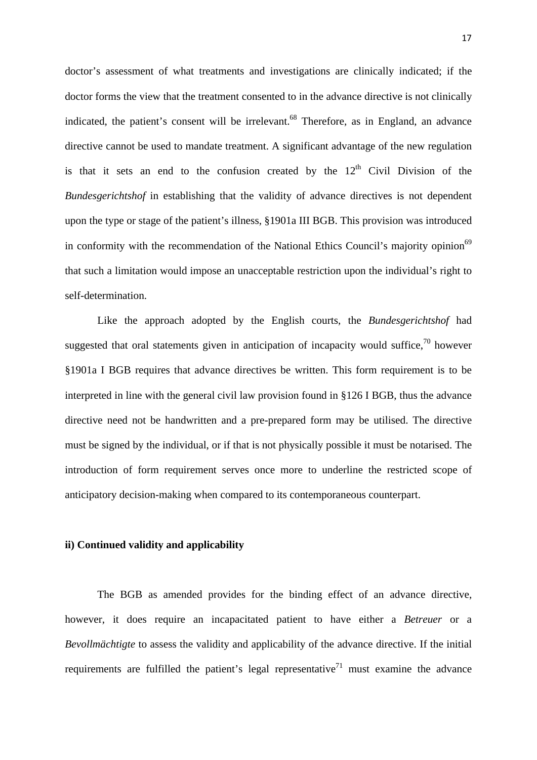doctor's assessment of what treatments and investigations are clinically indicated; if the doctor forms the view that the treatment consented to in the advance directive is not clinically indicated, the patient's consent will be irrelevant.[68] Therefore, as in England, an advance directive cannot be used to mandate treatment. A significant advantage of the new regulation is that it sets an end to the confusion created by the 12th Civil Division of the *Bundesgerichtshof* in establishing that the validity of advance directives is not dependent upon the type or stage of the patient's illness, §1901a III BGB. This provision was introduced in conformity with the recommendation of the National Ethics Council's majority opinion[69] that such a limitation would impose an unacceptable restriction upon the individual's right to self-determination.

Like the approach adopted by the English courts, the *Bundesgerichtshof* had suggested that oral statements given in anticipation of incapacity would suffice,[70] however §1901a I BGB requires that advance directives be written. This form requirement is to be interpreted in line with the general civil law provision found in §126 I BGB, thus the advance directive need not be handwritten and a pre-prepared form may be utilised. The directive must be signed by the individual, or if that is not physically possible it must be notarised. The introduction of form requirement serves once more to underline the restricted scope of anticipatory decision-making when compared to its contemporaneous counterpart.

**ii) Continued validity and applicability**

The BGB as amended provides for the binding effect of an advance directive, however, it does require an incapacitated patient to have either a *Betreuer* or a *Bevollmächtigte* to assess the validity and applicability of the advance directive. If the initial requirements are fulfilled the patient's legal representative[71] must examine the advance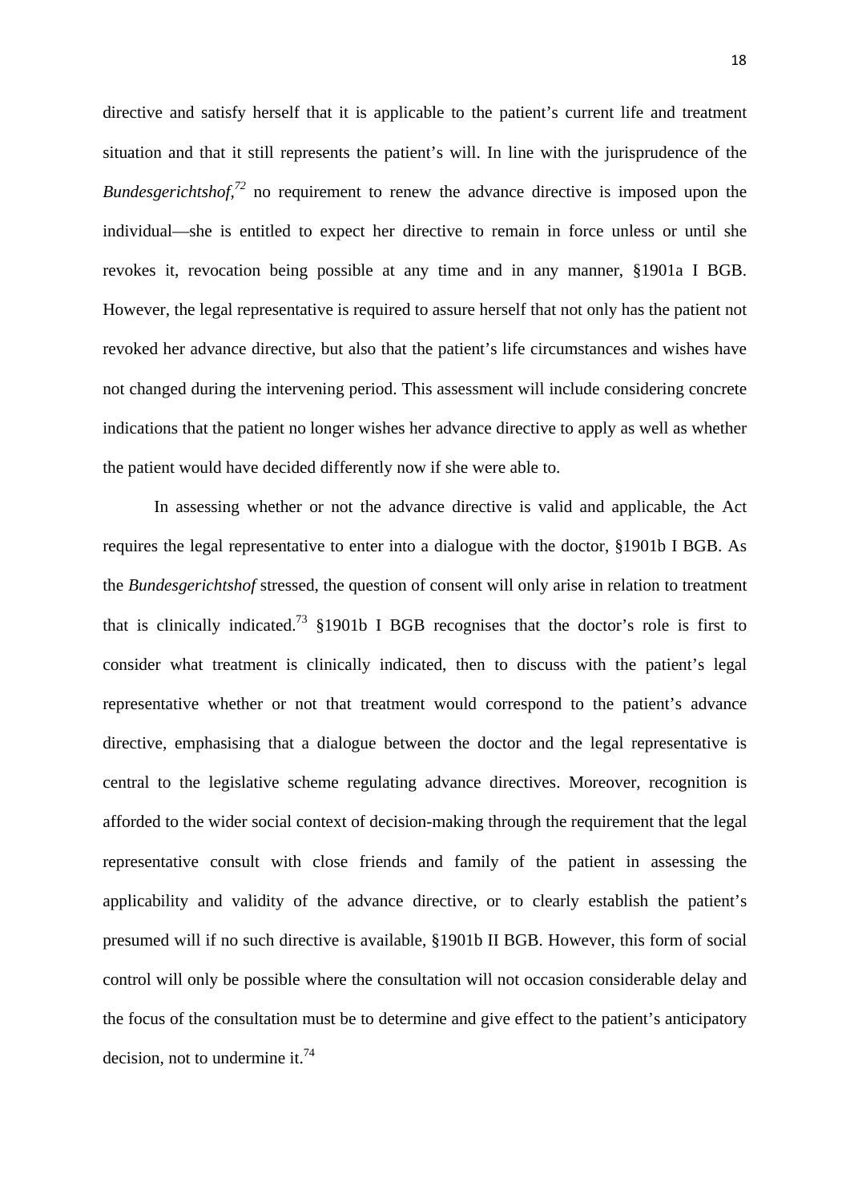directive and satisfy herself that it is applicable to the patient's current life and treatment situation and that it still represents the patient's will. In line with the jurisprudence of the *Bundesgerichtshof,*[72] no requirement to renew the advance directive is imposed upon the individual—she is entitled to expect her directive to remain in force unless or until she revokes it, revocation being possible at any time and in any manner, §1901a I BGB. However, the legal representative is required to assure herself that not only has the patient not revoked her advance directive, but also that the patient's life circumstances and wishes have not changed during the intervening period. This assessment will include considering concrete indications that the patient no longer wishes her advance directive to apply as well as whether the patient would have decided differently now if she were able to.

In assessing whether or not the advance directive is valid and applicable, the Act requires the legal representative to enter into a dialogue with the doctor, §1901b I BGB. As the *Bundesgerichtshof* stressed, the question of consent will only arise in relation to treatment that is clinically indicated.[73] §1901b I BGB recognises that the doctor's role is first to consider what treatment is clinically indicated, then to discuss with the patient's legal representative whether or not that treatment would correspond to the patient's advance directive, emphasising that a dialogue between the doctor and the legal representative is central to the legislative scheme regulating advance directives. Moreover, recognition is afforded to the wider social context of decision-making through the requirement that the legal representative consult with close friends and family of the patient in assessing the applicability and validity of the advance directive, or to clearly establish the patient's presumed will if no such directive is available, §1901b II BGB. However, this form of social control will only be possible where the consultation will not occasion considerable delay and the focus of the consultation must be to determine and give effect to the patient's anticipatory decision, not to undermine it.[74]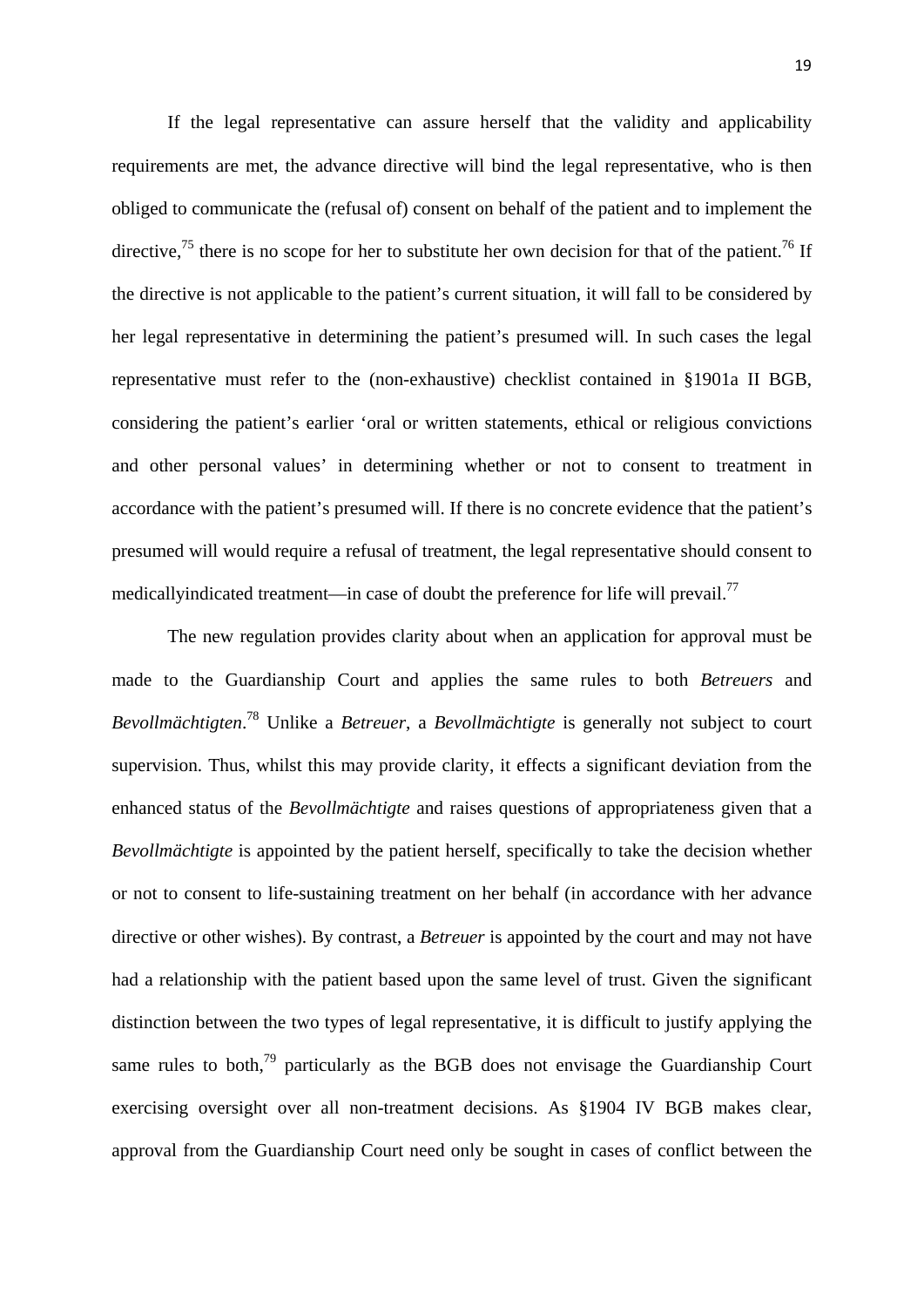If the legal representative can assure herself that the validity and applicability requirements are met, the advance directive will bind the legal representative, who is then obliged to communicate the (refusal of) consent on behalf of the patient and to implement the directive,[75] there is no scope for her to substitute her own decision for that of the patient.[76] If the directive is not applicable to the patient's current situation, it will fall to be considered by her legal representative in determining the patient's presumed will. In such cases the legal representative must refer to the (non-exhaustive) checklist contained in §1901a II BGB, considering the patient's earlier 'oral or written statements, ethical or religious convictions and other personal values' in determining whether or not to consent to treatment in accordance with the patient's presumed will. If there is no concrete evidence that the patient's presumed will would require a refusal of treatment, the legal representative should consent to medicallyindicated treatment—in case of doubt the preference for life will prevail.[77]

The new regulation provides clarity about when an application for approval must be made to the Guardianship Court and applies the same rules to both *Betreuers* and *Bevollmächtigten*.[78] Unlike a *Betreuer*, a *Bevollmächtigte* is generally not subject to court supervision. Thus, whilst this may provide clarity, it effects a significant deviation from the enhanced status of the *Bevollmächtigte* and raises questions of appropriateness given that a *Bevollmächtigte* is appointed by the patient herself, specifically to take the decision whether or not to consent to life-sustaining treatment on her behalf (in accordance with her advance directive or other wishes). By contrast, a *Betreuer* is appointed by the court and may not have had a relationship with the patient based upon the same level of trust. Given the significant distinction between the two types of legal representative, it is difficult to justify applying the same rules to both,[79] particularly as the BGB does not envisage the Guardianship Court exercising oversight over all non-treatment decisions. As §1904 IV BGB makes clear, approval from the Guardianship Court need only be sought in cases of conflict between the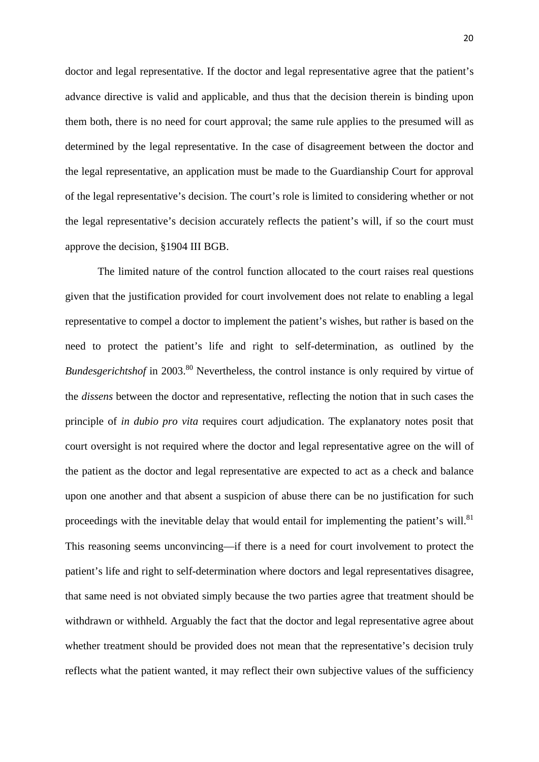doctor and legal representative. If the doctor and legal representative agree that the patient's advance directive is valid and applicable, and thus that the decision therein is binding upon them both, there is no need for court approval; the same rule applies to the presumed will as determined by the legal representative. In the case of disagreement between the doctor and the legal representative, an application must be made to the Guardianship Court for approval of the legal representative's decision. The court's role is limited to considering whether or not the legal representative's decision accurately reflects the patient's will, if so the court must approve the decision, §1904 III BGB.

The limited nature of the control function allocated to the court raises real questions given that the justification provided for court involvement does not relate to enabling a legal representative to compel a doctor to implement the patient's wishes, but rather is based on the need to protect the patient's life and right to self-determination, as outlined by the *Bundesgerichtshof* in 2003.[80] Nevertheless, the control instance is only required by virtue of the *dissens* between the doctor and representative, reflecting the notion that in such cases the principle of *in dubio pro vita* requires court adjudication. The explanatory notes posit that court oversight is not required where the doctor and legal representative agree on the will of the patient as the doctor and legal representative are expected to act as a check and balance upon one another and that absent a suspicion of abuse there can be no justification for such proceedings with the inevitable delay that would entail for implementing the patient's will.[81] This reasoning seems unconvincing—if there is a need for court involvement to protect the patient's life and right to self-determination where doctors and legal representatives disagree, that same need is not obviated simply because the two parties agree that treatment should be withdrawn or withheld. Arguably the fact that the doctor and legal representative agree about whether treatment should be provided does not mean that the representative's decision truly reflects what the patient wanted, it may reflect their own subjective values of the sufficiency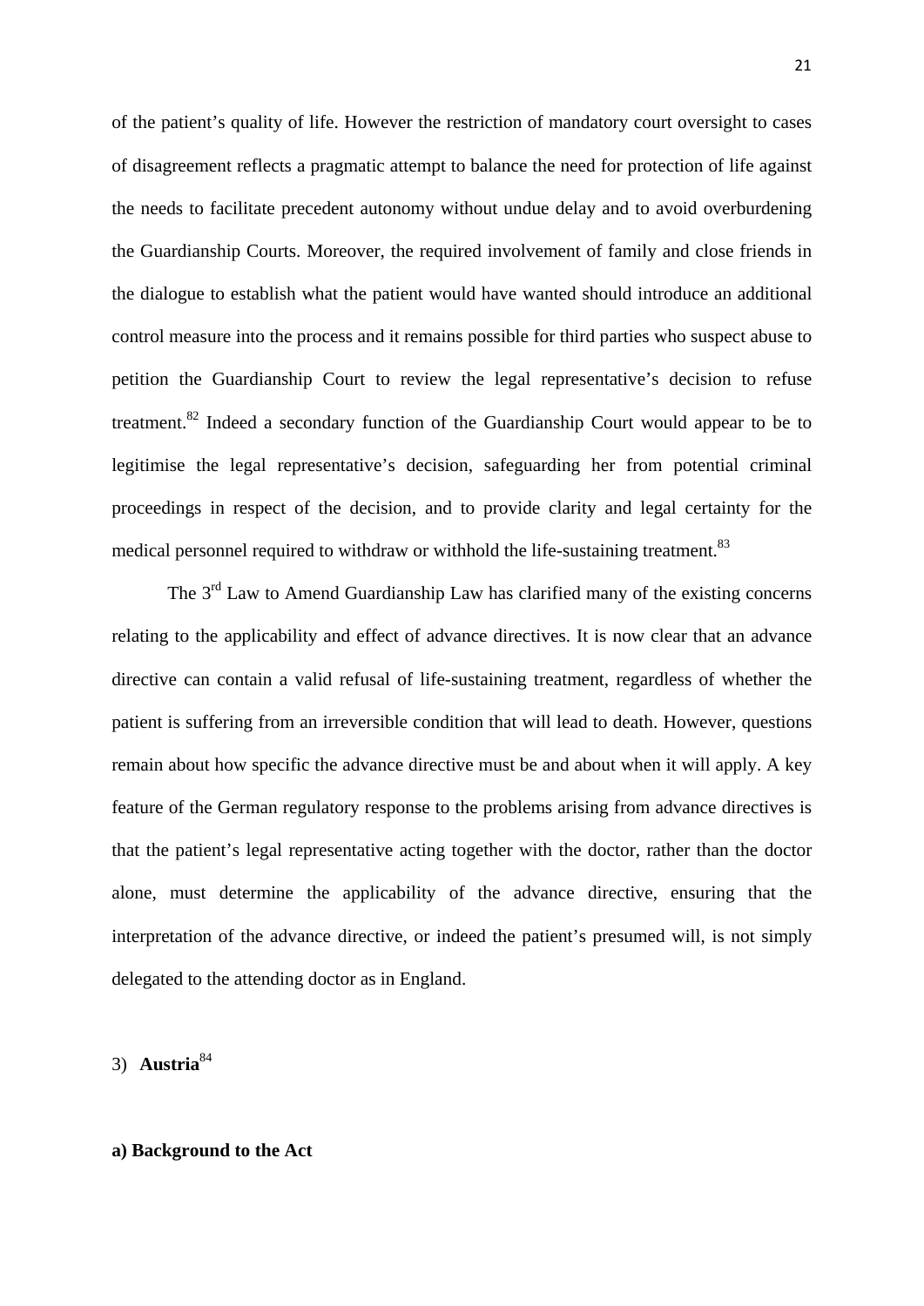of the patient's quality of life. However the restriction of mandatory court oversight to cases of disagreement reflects a pragmatic attempt to balance the need for protection of life against the needs to facilitate precedent autonomy without undue delay and to avoid overburdening the Guardianship Courts. Moreover, the required involvement of family and close friends in the dialogue to establish what the patient would have wanted should introduce an additional control measure into the process and it remains possible for third parties who suspect abuse to petition the Guardianship Court to review the legal representative's decision to refuse treatment.[82] Indeed a secondary function of the Guardianship Court would appear to be to legitimise the legal representative's decision, safeguarding her from potential criminal proceedings in respect of the decision, and to provide clarity and legal certainty for the medical personnel required to withdraw or withhold the life-sustaining treatment.[83]

The 3rd Law to Amend Guardianship Law has clarified many of the existing concerns relating to the applicability and effect of advance directives. It is now clear that an advance directive can contain a valid refusal of life-sustaining treatment, regardless of whether the patient is suffering from an irreversible condition that will lead to death. However, questions remain about how specific the advance directive must be and about when it will apply. A key feature of the German regulatory response to the problems arising from advance directives is that the patient's legal representative acting together with the doctor, rather than the doctor alone, must determine the applicability of the advance directive, ensuring that the interpretation of the advance directive, or indeed the patient's presumed will, is not simply delegated to the attending doctor as in England.

## 3) **Austria**[84]

### a) Background to the Act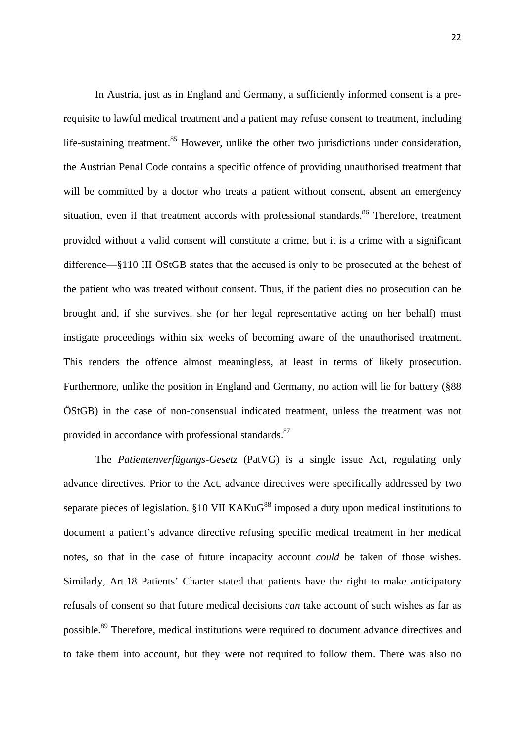In Austria, just as in England and Germany, a sufficiently informed consent is a pre-requisite to lawful medical treatment and a patient may refuse consent to treatment, including life-sustaining treatment.[85] However, unlike the other two jurisdictions under consideration, the Austrian Penal Code contains a specific offence of providing unauthorised treatment that will be committed by a doctor who treats a patient without consent, absent an emergency situation, even if that treatment accords with professional standards.[86] Therefore, treatment provided without a valid consent will constitute a crime, but it is a crime with a significant difference—§110 III ÖStGB states that the accused is only to be prosecuted at the behest of the patient who was treated without consent. Thus, if the patient dies no prosecution can be brought and, if she survives, she (or her legal representative acting on her behalf) must instigate proceedings within six weeks of becoming aware of the unauthorised treatment. This renders the offence almost meaningless, at least in terms of likely prosecution. Furthermore, unlike the position in England and Germany, no action will lie for battery (§88 ÖStGB) in the case of non-consensual indicated treatment, unless the treatment was not provided in accordance with professional standards.[87]

The *Patientenverfügungs-Gesetz* (PatVG) is a single issue Act, regulating only advance directives. Prior to the Act, advance directives were specifically addressed by two separate pieces of legislation. §10 VII KAKuG[88] imposed a duty upon medical institutions to document a patient's advance directive refusing specific medical treatment in her medical notes, so that in the case of future incapacity account *could* be taken of those wishes. Similarly, Art.18 Patients' Charter stated that patients have the right to make anticipatory refusals of consent so that future medical decisions *can* take account of such wishes as far as possible.[89] Therefore, medical institutions were required to document advance directives and to take them into account, but they were not required to follow them. There was also no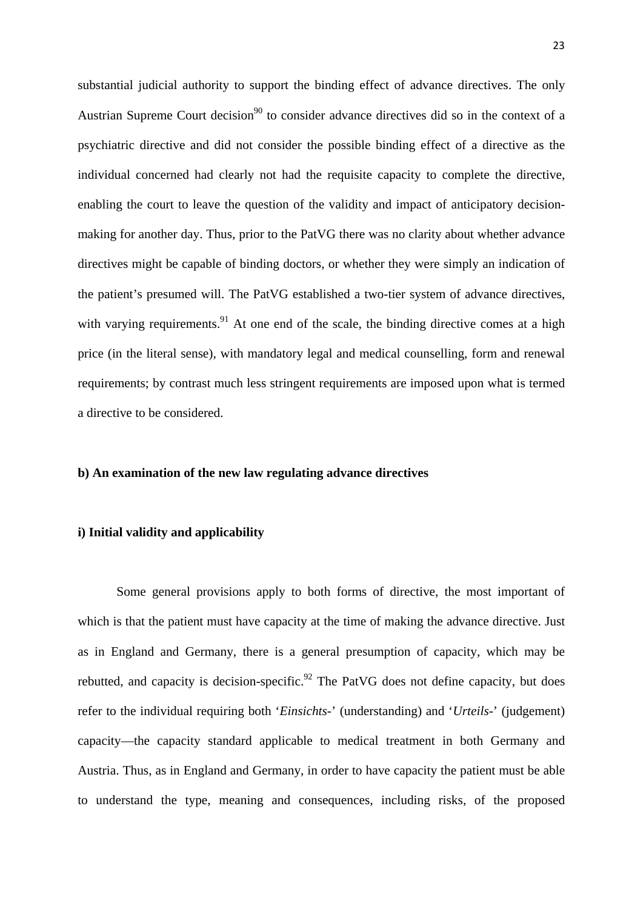substantial judicial authority to support the binding effect of advance directives. The only Austrian Supreme Court decision[90] to consider advance directives did so in the context of a psychiatric directive and did not consider the possible binding effect of a directive as the individual concerned had clearly not had the requisite capacity to complete the directive, enabling the court to leave the question of the validity and impact of anticipatory decision-making for another day. Thus, prior to the PatVG there was no clarity about whether advance directives might be capable of binding doctors, or whether they were simply an indication of the patient's presumed will. The PatVG established a two-tier system of advance directives, with varying requirements.[91] At one end of the scale, the binding directive comes at a high price (in the literal sense), with mandatory legal and medical counselling, form and renewal requirements; by contrast much less stringent requirements are imposed upon what is termed a directive to be considered.

**b) An examination of the new law regulating advance directives**

**i) Initial validity and applicability**

Some general provisions apply to both forms of directive, the most important of which is that the patient must have capacity at the time of making the advance directive. Just as in England and Germany, there is a general presumption of capacity, which may be rebutted, and capacity is decision-specific.[92] The PatVG does not define capacity, but does refer to the individual requiring both '*Einsichts*-' (understanding) and '*Urteils*-' (judgement) capacity—the capacity standard applicable to medical treatment in both Germany and Austria. Thus, as in England and Germany, in order to have capacity the patient must be able to understand the type, meaning and consequences, including risks, of the proposed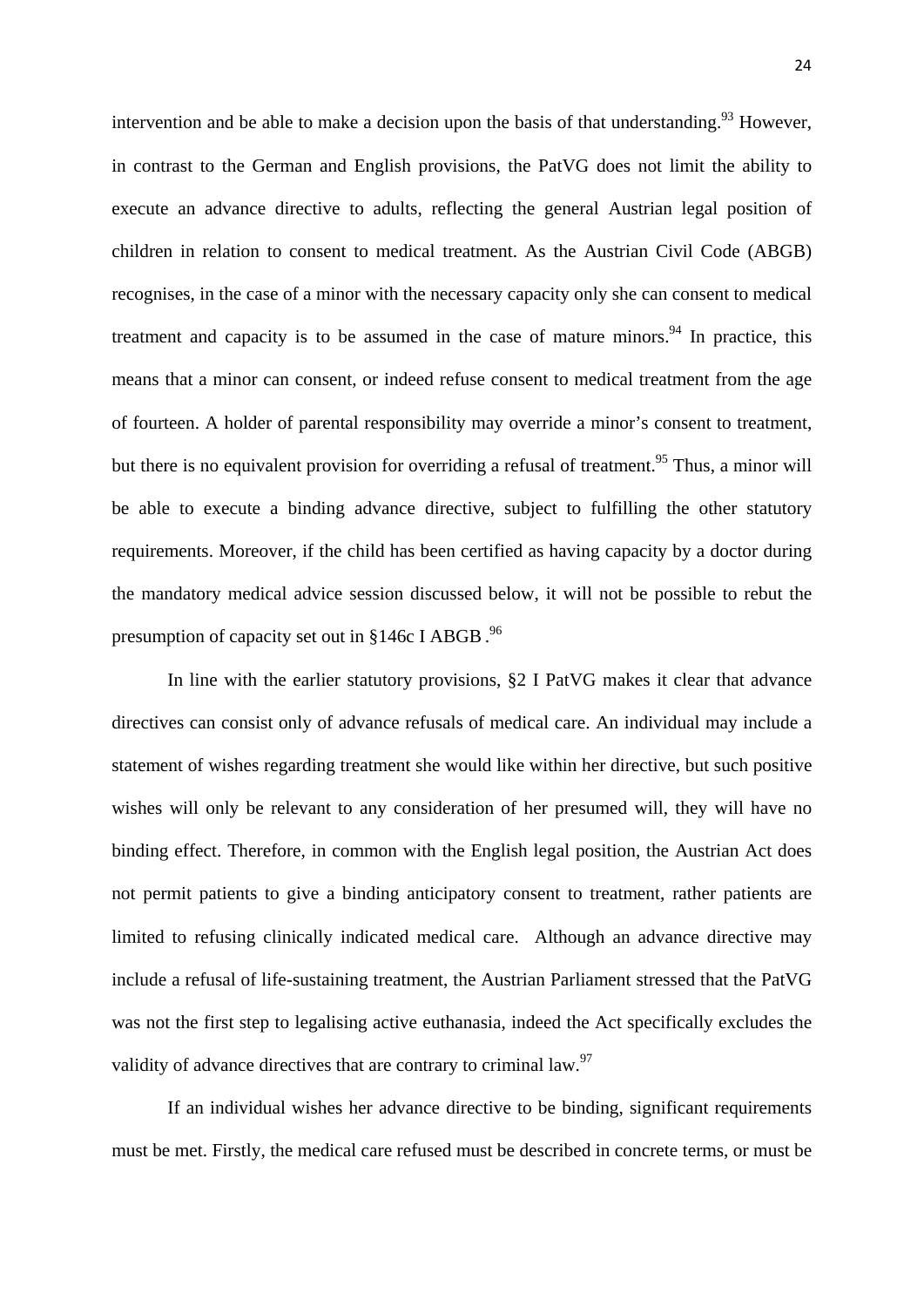intervention and be able to make a decision upon the basis of that understanding.[93] However, in contrast to the German and English provisions, the PatVG does not limit the ability to execute an advance directive to adults, reflecting the general Austrian legal position of children in relation to consent to medical treatment. As the Austrian Civil Code (ABGB) recognises, in the case of a minor with the necessary capacity only she can consent to medical treatment and capacity is to be assumed in the case of mature minors.[94] In practice, this means that a minor can consent, or indeed refuse consent to medical treatment from the age of fourteen. A holder of parental responsibility may override a minor's consent to treatment, but there is no equivalent provision for overriding a refusal of treatment.[95] Thus, a minor will be able to execute a binding advance directive, subject to fulfilling the other statutory requirements. Moreover, if the child has been certified as having capacity by a doctor during the mandatory medical advice session discussed below, it will not be possible to rebut the presumption of capacity set out in §146c I ABGB.[96]

In line with the earlier statutory provisions, §2 I PatVG makes it clear that advance directives can consist only of advance refusals of medical care. An individual may include a statement of wishes regarding treatment she would like within her directive, but such positive wishes will only be relevant to any consideration of her presumed will, they will have no binding effect. Therefore, in common with the English legal position, the Austrian Act does not permit patients to give a binding anticipatory consent to treatment, rather patients are limited to refusing clinically indicated medical care. Although an advance directive may include a refusal of life-sustaining treatment, the Austrian Parliament stressed that the PatVG was not the first step to legalising active euthanasia, indeed the Act specifically excludes the validity of advance directives that are contrary to criminal law.[97]

If an individual wishes her advance directive to be binding, significant requirements must be met. Firstly, the medical care refused must be described in concrete terms, or must be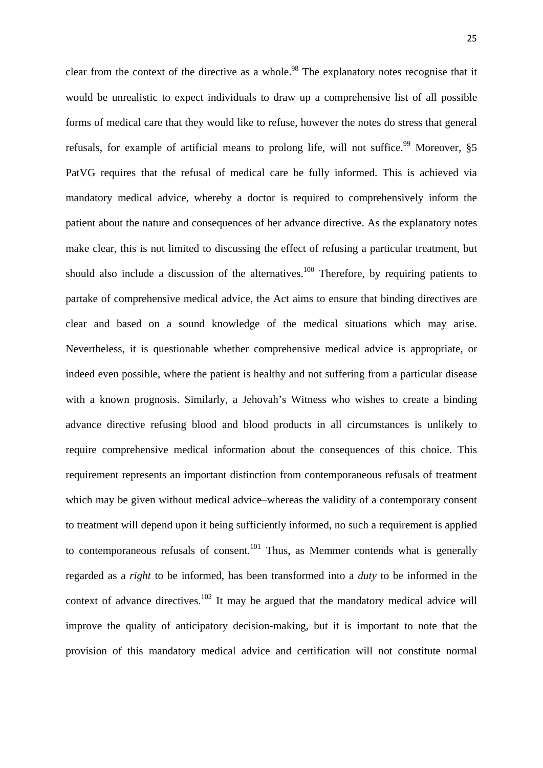clear from the context of the directive as a whole.[98] The explanatory notes recognise that it would be unrealistic to expect individuals to draw up a comprehensive list of all possible forms of medical care that they would like to refuse, however the notes do stress that general refusals, for example of artificial means to prolong life, will not suffice.[99] Moreover, §5 PatVG requires that the refusal of medical care be fully informed. This is achieved via mandatory medical advice, whereby a doctor is required to comprehensively inform the patient about the nature and consequences of her advance directive. As the explanatory notes make clear, this is not limited to discussing the effect of refusing a particular treatment, but should also include a discussion of the alternatives.[100] Therefore, by requiring patients to partake of comprehensive medical advice, the Act aims to ensure that binding directives are clear and based on a sound knowledge of the medical situations which may arise. Nevertheless, it is questionable whether comprehensive medical advice is appropriate, or indeed even possible, where the patient is healthy and not suffering from a particular disease with a known prognosis. Similarly, a Jehovah's Witness who wishes to create a binding advance directive refusing blood and blood products in all circumstances is unlikely to require comprehensive medical information about the consequences of this choice. This requirement represents an important distinction from contemporaneous refusals of treatment which may be given without medical advice–whereas the validity of a contemporary consent to treatment will depend upon it being sufficiently informed, no such a requirement is applied to contemporaneous refusals of consent.[101] Thus, as Memmer contends what is generally regarded as a *right* to be informed, has been transformed into a *duty* to be informed in the context of advance directives.[102] It may be argued that the mandatory medical advice will improve the quality of anticipatory decision-making, but it is important to note that the provision of this mandatory medical advice and certification will not constitute normal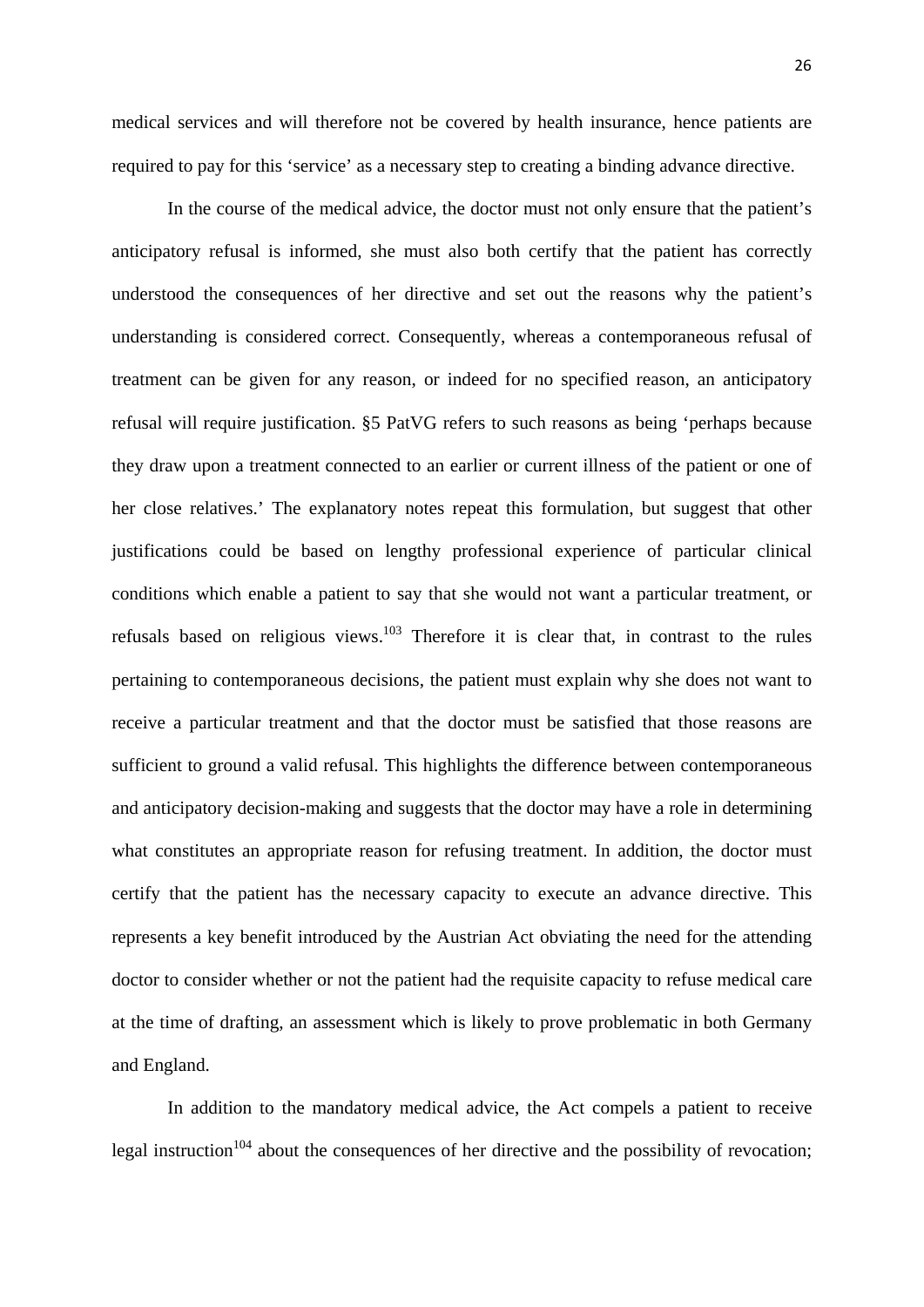medical services and will therefore not be covered by health insurance, hence patients are required to pay for this 'service' as a necessary step to creating a binding advance directive.

In the course of the medical advice, the doctor must not only ensure that the patient's anticipatory refusal is informed, she must also both certify that the patient has correctly understood the consequences of her directive and set out the reasons why the patient's understanding is considered correct. Consequently, whereas a contemporaneous refusal of treatment can be given for any reason, or indeed for no specified reason, an anticipatory refusal will require justification. §5 PatVG refers to such reasons as being 'perhaps because they draw upon a treatment connected to an earlier or current illness of the patient or one of her close relatives.' The explanatory notes repeat this formulation, but suggest that other justifications could be based on lengthy professional experience of particular clinical conditions which enable a patient to say that she would not want a particular treatment, or refusals based on religious views.[103] Therefore it is clear that, in contrast to the rules pertaining to contemporaneous decisions, the patient must explain why she does not want to receive a particular treatment and that the doctor must be satisfied that those reasons are sufficient to ground a valid refusal. This highlights the difference between contemporaneous and anticipatory decision-making and suggests that the doctor may have a role in determining what constitutes an appropriate reason for refusing treatment. In addition, the doctor must certify that the patient has the necessary capacity to execute an advance directive. This represents a key benefit introduced by the Austrian Act obviating the need for the attending doctor to consider whether or not the patient had the requisite capacity to refuse medical care at the time of drafting, an assessment which is likely to prove problematic in both Germany and England.

In addition to the mandatory medical advice, the Act compels a patient to receive legal instruction[104] about the consequences of her directive and the possibility of revocation;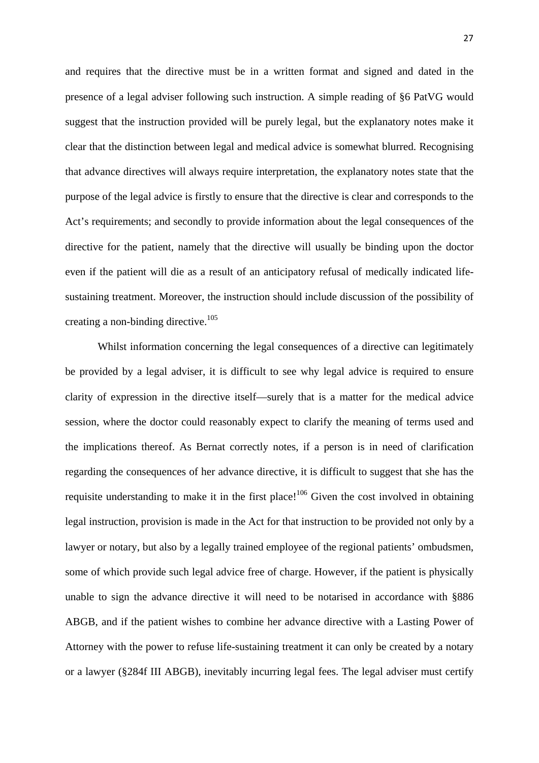and requires that the directive must be in a written format and signed and dated in the presence of a legal adviser following such instruction. A simple reading of §6 PatVG would suggest that the instruction provided will be purely legal, but the explanatory notes make it clear that the distinction between legal and medical advice is somewhat blurred. Recognising that advance directives will always require interpretation, the explanatory notes state that the purpose of the legal advice is firstly to ensure that the directive is clear and corresponds to the Act's requirements; and secondly to provide information about the legal consequences of the directive for the patient, namely that the directive will usually be binding upon the doctor even if the patient will die as a result of an anticipatory refusal of medically indicated life-sustaining treatment. Moreover, the instruction should include discussion of the possibility of creating a non-binding directive.[105]

Whilst information concerning the legal consequences of a directive can legitimately be provided by a legal adviser, it is difficult to see why legal advice is required to ensure clarity of expression in the directive itself—surely that is a matter for the medical advice session, where the doctor could reasonably expect to clarify the meaning of terms used and the implications thereof. As Bernat correctly notes, if a person is in need of clarification regarding the consequences of her advance directive, it is difficult to suggest that she has the requisite understanding to make it in the first place![106] Given the cost involved in obtaining legal instruction, provision is made in the Act for that instruction to be provided not only by a lawyer or notary, but also by a legally trained employee of the regional patients' ombudsmen, some of which provide such legal advice free of charge. However, if the patient is physically unable to sign the advance directive it will need to be notarised in accordance with §886 ABGB, and if the patient wishes to combine her advance directive with a Lasting Power of Attorney with the power to refuse life-sustaining treatment it can only be created by a notary or a lawyer (§284f III ABGB), inevitably incurring legal fees. The legal adviser must certify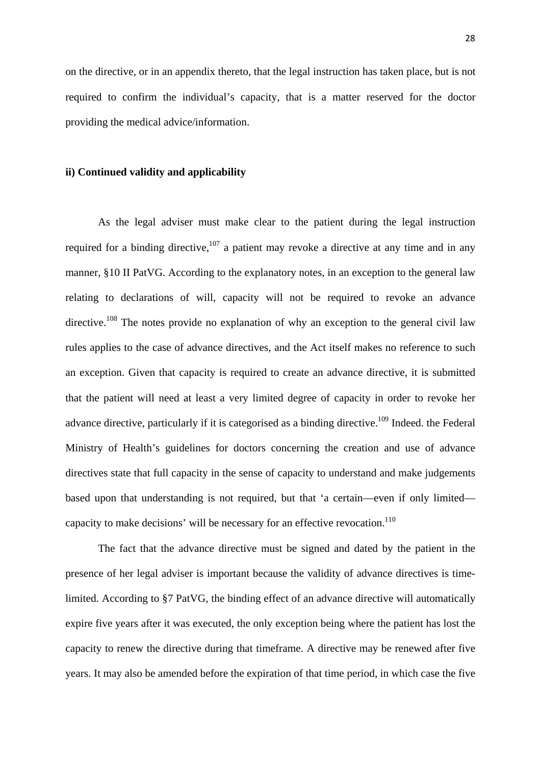on the directive, or in an appendix thereto, that the legal instruction has taken place, but is not required to confirm the individual's capacity, that is a matter reserved for the doctor providing the medical advice/information.

**ii) Continued validity and applicability**

As the legal adviser must make clear to the patient during the legal instruction required for a binding directive,[107] a patient may revoke a directive at any time and in any manner, §10 II PatVG. According to the explanatory notes, in an exception to the general law relating to declarations of will, capacity will not be required to revoke an advance directive.[108] The notes provide no explanation of why an exception to the general civil law rules applies to the case of advance directives, and the Act itself makes no reference to such an exception. Given that capacity is required to create an advance directive, it is submitted that the patient will need at least a very limited degree of capacity in order to revoke her advance directive, particularly if it is categorised as a binding directive.[109] Indeed. the Federal Ministry of Health's guidelines for doctors concerning the creation and use of advance directives state that full capacity in the sense of capacity to understand and make judgements based upon that understanding is not required, but that 'a certain—even if only limited—capacity to make decisions' will be necessary for an effective revocation.[110]

The fact that the advance directive must be signed and dated by the patient in the presence of her legal adviser is important because the validity of advance directives is time-limited. According to §7 PatVG, the binding effect of an advance directive will automatically expire five years after it was executed, the only exception being where the patient has lost the capacity to renew the directive during that timeframe. A directive may be renewed after five years. It may also be amended before the expiration of that time period, in which case the five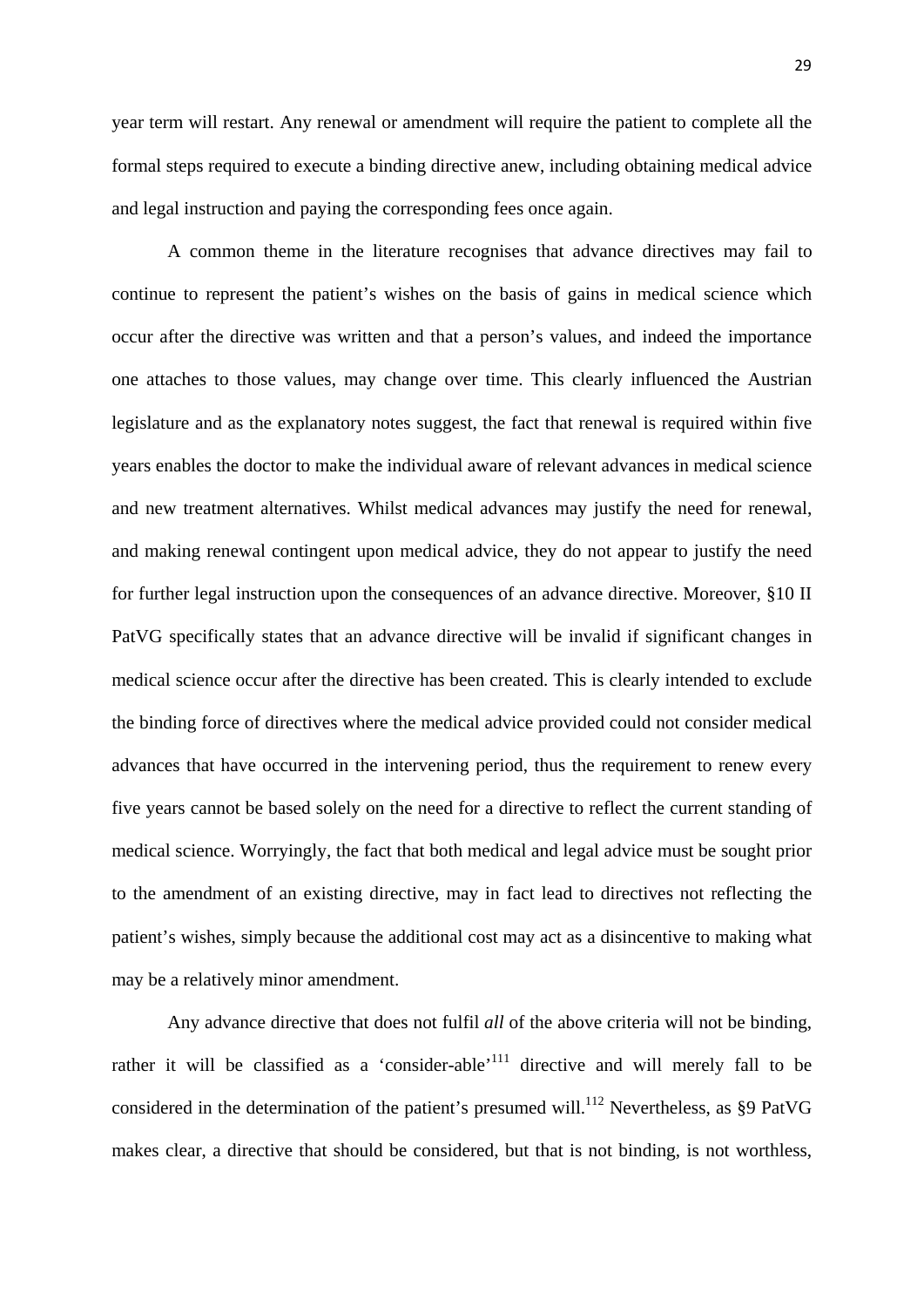year term will restart. Any renewal or amendment will require the patient to complete all the formal steps required to execute a binding directive anew, including obtaining medical advice and legal instruction and paying the corresponding fees once again.

A common theme in the literature recognises that advance directives may fail to continue to represent the patient's wishes on the basis of gains in medical science which occur after the directive was written and that a person's values, and indeed the importance one attaches to those values, may change over time. This clearly influenced the Austrian legislature and as the explanatory notes suggest, the fact that renewal is required within five years enables the doctor to make the individual aware of relevant advances in medical science and new treatment alternatives. Whilst medical advances may justify the need for renewal, and making renewal contingent upon medical advice, they do not appear to justify the need for further legal instruction upon the consequences of an advance directive. Moreover, §10 II PatVG specifically states that an advance directive will be invalid if significant changes in medical science occur after the directive has been created. This is clearly intended to exclude the binding force of directives where the medical advice provided could not consider medical advances that have occurred in the intervening period, thus the requirement to renew every five years cannot be based solely on the need for a directive to reflect the current standing of medical science. Worryingly, the fact that both medical and legal advice must be sought prior to the amendment of an existing directive, may in fact lead to directives not reflecting the patient's wishes, simply because the additional cost may act as a disincentive to making what may be a relatively minor amendment.

Any advance directive that does not fulfil *all* of the above criteria will not be binding, rather it will be classified as a 'consider-able'[111] directive and will merely fall to be considered in the determination of the patient's presumed will.[112] Nevertheless, as §9 PatVG makes clear, a directive that should be considered, but that is not binding, is not worthless,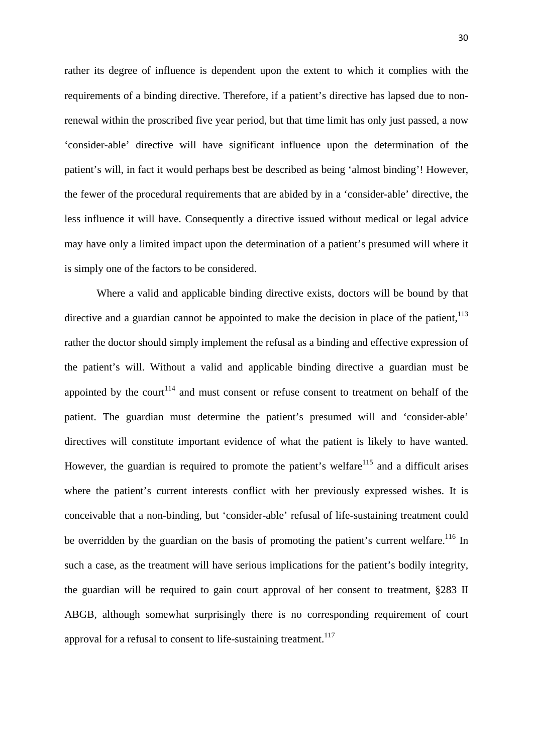rather its degree of influence is dependent upon the extent to which it complies with the requirements of a binding directive. Therefore, if a patient's directive has lapsed due to non-renewal within the proscribed five year period, but that time limit has only just passed, a now 'consider-able' directive will have significant influence upon the determination of the patient's will, in fact it would perhaps best be described as being 'almost binding'! However, the fewer of the procedural requirements that are abided by in a 'consider-able' directive, the less influence it will have. Consequently a directive issued without medical or legal advice may have only a limited impact upon the determination of a patient's presumed will where it is simply one of the factors to be considered.

Where a valid and applicable binding directive exists, doctors will be bound by that directive and a guardian cannot be appointed to make the decision in place of the patient,[113] rather the doctor should simply implement the refusal as a binding and effective expression of the patient's will. Without a valid and applicable binding directive a guardian must be appointed by the court[114] and must consent or refuse consent to treatment on behalf of the patient. The guardian must determine the patient's presumed will and 'consider-able' directives will constitute important evidence of what the patient is likely to have wanted. However, the guardian is required to promote the patient's welfare[115] and a difficult arises where the patient's current interests conflict with her previously expressed wishes. It is conceivable that a non-binding, but 'consider-able' refusal of life-sustaining treatment could be overridden by the guardian on the basis of promoting the patient's current welfare.[116] In such a case, as the treatment will have serious implications for the patient's bodily integrity, the guardian will be required to gain court approval of her consent to treatment, §283 II ABGB, although somewhat surprisingly there is no corresponding requirement of court approval for a refusal to consent to life-sustaining treatment.[117]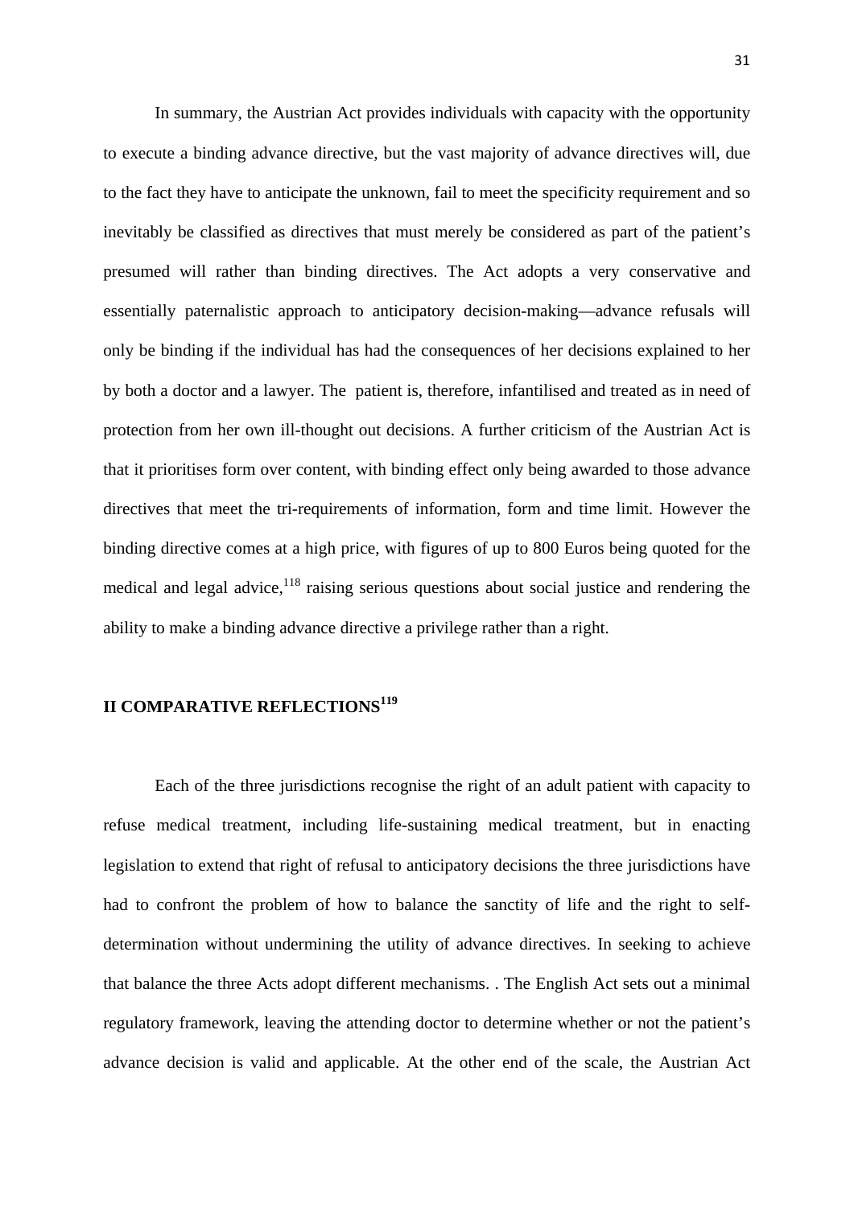In summary, the Austrian Act provides individuals with capacity with the opportunity to execute a binding advance directive, but the vast majority of advance directives will, due to the fact they have to anticipate the unknown, fail to meet the specificity requirement and so inevitably be classified as directives that must merely be considered as part of the patient's presumed will rather than binding directives. The Act adopts a very conservative and essentially paternalistic approach to anticipatory decision-making—advance refusals will only be binding if the individual has had the consequences of her decisions explained to her by both a doctor and a lawyer. The patient is, therefore, infantilised and treated as in need of protection from her own ill-thought out decisions. A further criticism of the Austrian Act is that it prioritises form over content, with binding effect only being awarded to those advance directives that meet the tri-requirements of information, form and time limit. However the binding directive comes at a high price, with figures of up to 800 Euros being quoted for the medical and legal advice,[118] raising serious questions about social justice and rendering the ability to make a binding advance directive a privilege rather than a right.

## II COMPARATIVE REFLECTIONS[119]

Each of the three jurisdictions recognise the right of an adult patient with capacity to refuse medical treatment, including life-sustaining medical treatment, but in enacting legislation to extend that right of refusal to anticipatory decisions the three jurisdictions have had to confront the problem of how to balance the sanctity of life and the right to self-determination without undermining the utility of advance directives. In seeking to achieve that balance the three Acts adopt different mechanisms. . The English Act sets out a minimal regulatory framework, leaving the attending doctor to determine whether or not the patient's advance decision is valid and applicable. At the other end of the scale, the Austrian Act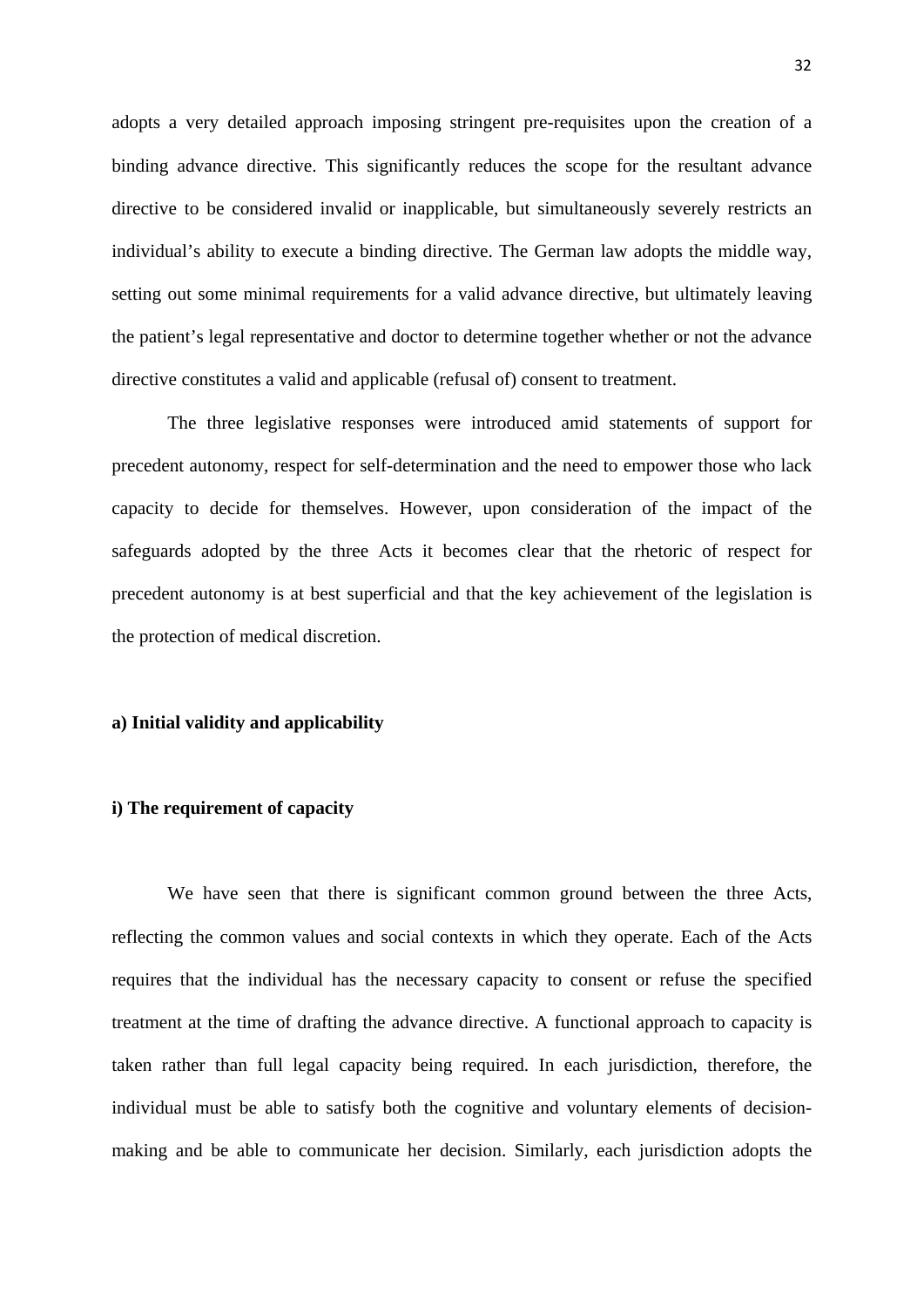adopts a very detailed approach imposing stringent pre-requisites upon the creation of a binding advance directive. This significantly reduces the scope for the resultant advance directive to be considered invalid or inapplicable, but simultaneously severely restricts an individual's ability to execute a binding directive. The German law adopts the middle way, setting out some minimal requirements for a valid advance directive, but ultimately leaving the patient's legal representative and doctor to determine together whether or not the advance directive constitutes a valid and applicable (refusal of) consent to treatment.

The three legislative responses were introduced amid statements of support for precedent autonomy, respect for self-determination and the need to empower those who lack capacity to decide for themselves. However, upon consideration of the impact of the safeguards adopted by the three Acts it becomes clear that the rhetoric of respect for precedent autonomy is at best superficial and that the key achievement of the legislation is the protection of medical discretion.

**a) Initial validity and applicability**

**i) The requirement of capacity**

We have seen that there is significant common ground between the three Acts, reflecting the common values and social contexts in which they operate. Each of the Acts requires that the individual has the necessary capacity to consent or refuse the specified treatment at the time of drafting the advance directive. A functional approach to capacity is taken rather than full legal capacity being required. In each jurisdiction, therefore, the individual must be able to satisfy both the cognitive and voluntary elements of decision-making and be able to communicate her decision. Similarly, each jurisdiction adopts the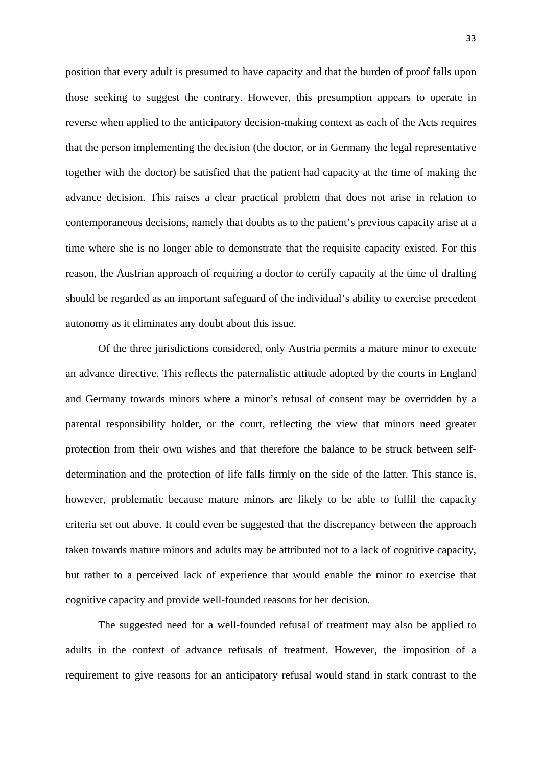position that every adult is presumed to have capacity and that the burden of proof falls upon those seeking to suggest the contrary. However, this presumption appears to operate in reverse when applied to the anticipatory decision-making context as each of the Acts requires that the person implementing the decision (the doctor, or in Germany the legal representative together with the doctor) be satisfied that the patient had capacity at the time of making the advance decision. This raises a clear practical problem that does not arise in relation to contemporaneous decisions, namely that doubts as to the patient's previous capacity arise at a time where she is no longer able to demonstrate that the requisite capacity existed. For this reason, the Austrian approach of requiring a doctor to certify capacity at the time of drafting should be regarded as an important safeguard of the individual's ability to exercise precedent autonomy as it eliminates any doubt about this issue.

Of the three jurisdictions considered, only Austria permits a mature minor to execute an advance directive. This reflects the paternalistic attitude adopted by the courts in England and Germany towards minors where a minor's refusal of consent may be overridden by a parental responsibility holder, or the court, reflecting the view that minors need greater protection from their own wishes and that therefore the balance to be struck between self-determination and the protection of life falls firmly on the side of the latter. This stance is, however, problematic because mature minors are likely to be able to fulfil the capacity criteria set out above. It could even be suggested that the discrepancy between the approach taken towards mature minors and adults may be attributed not to a lack of cognitive capacity, but rather to a perceived lack of experience that would enable the minor to exercise that cognitive capacity and provide well-founded reasons for her decision.

The suggested need for a well-founded refusal of treatment may also be applied to adults in the context of advance refusals of treatment. However, the imposition of a requirement to give reasons for an anticipatory refusal would stand in stark contrast to the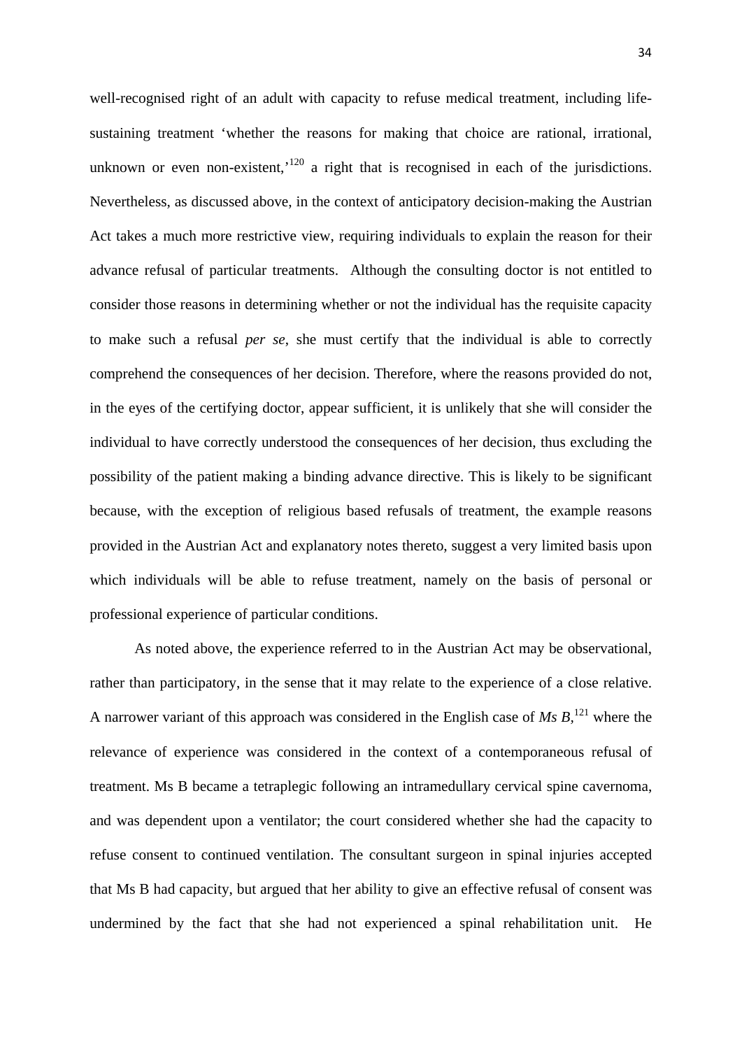well-recognised right of an adult with capacity to refuse medical treatment, including life-sustaining treatment 'whether the reasons for making that choice are rational, irrational, unknown or even non-existent,'[120] a right that is recognised in each of the jurisdictions. Nevertheless, as discussed above, in the context of anticipatory decision-making the Austrian Act takes a much more restrictive view, requiring individuals to explain the reason for their advance refusal of particular treatments. Although the consulting doctor is not entitled to consider those reasons in determining whether or not the individual has the requisite capacity to make such a refusal *per se*, she must certify that the individual is able to correctly comprehend the consequences of her decision. Therefore, where the reasons provided do not, in the eyes of the certifying doctor, appear sufficient, it is unlikely that she will consider the individual to have correctly understood the consequences of her decision, thus excluding the possibility of the patient making a binding advance directive. This is likely to be significant because, with the exception of religious based refusals of treatment, the example reasons provided in the Austrian Act and explanatory notes thereto, suggest a very limited basis upon which individuals will be able to refuse treatment, namely on the basis of personal or professional experience of particular conditions.

As noted above, the experience referred to in the Austrian Act may be observational, rather than participatory, in the sense that it may relate to the experience of a close relative. A narrower variant of this approach was considered in the English case of *Ms B*,[121] where the relevance of experience was considered in the context of a contemporaneous refusal of treatment. Ms B became a tetraplegic following an intramedullary cervical spine cavernoma, and was dependent upon a ventilator; the court considered whether she had the capacity to refuse consent to continued ventilation. The consultant surgeon in spinal injuries accepted that Ms B had capacity, but argued that her ability to give an effective refusal of consent was undermined by the fact that she had not experienced a spinal rehabilitation unit. He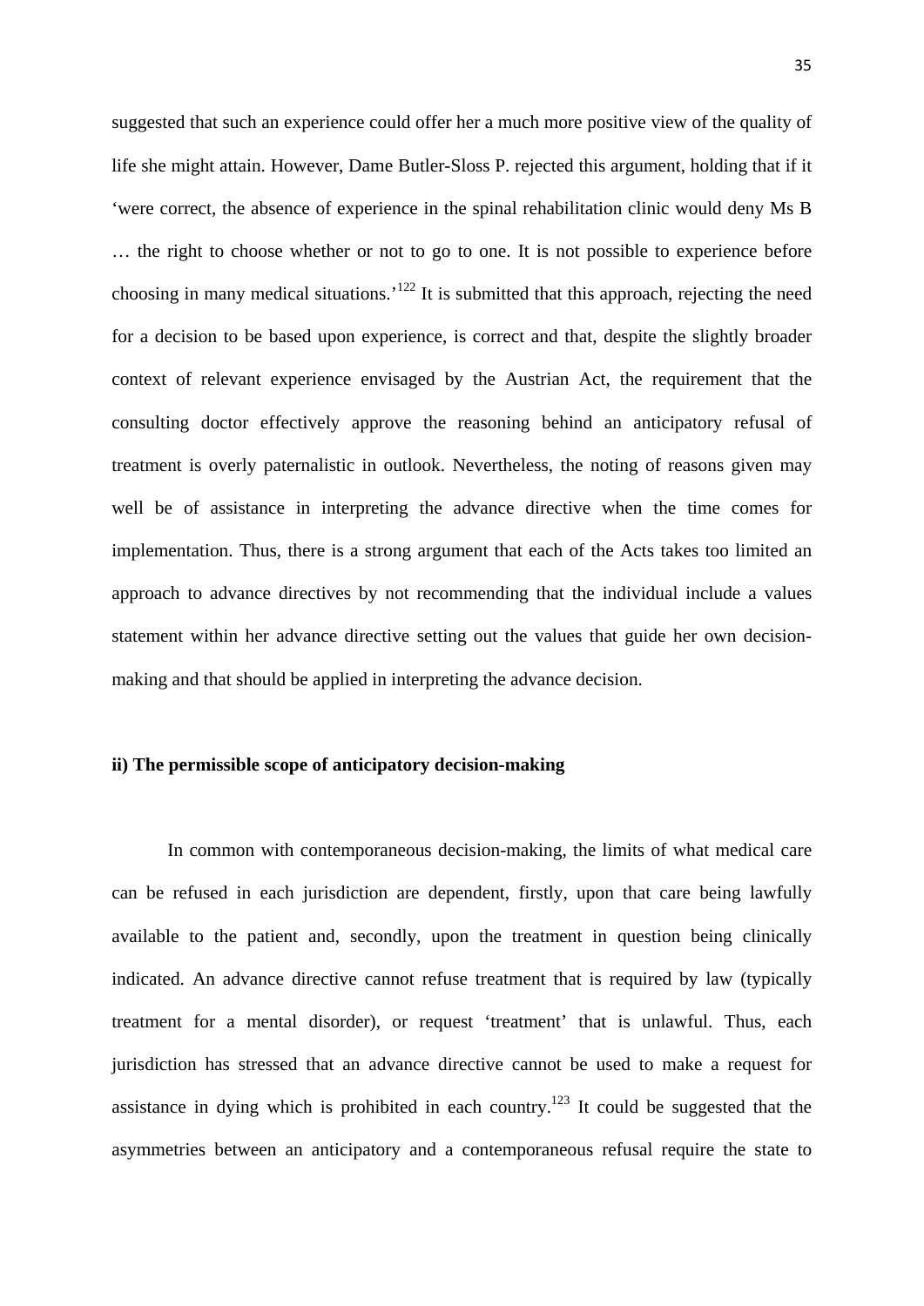suggested that such an experience could offer her a much more positive view of the quality of life she might attain. However, Dame Butler-Sloss P. rejected this argument, holding that if it 'were correct, the absence of experience in the spinal rehabilitation clinic would deny Ms B … the right to choose whether or not to go to one. It is not possible to experience before choosing in many medical situations.'[122] It is submitted that this approach, rejecting the need for a decision to be based upon experience, is correct and that, despite the slightly broader context of relevant experience envisaged by the Austrian Act, the requirement that the consulting doctor effectively approve the reasoning behind an anticipatory refusal of treatment is overly paternalistic in outlook. Nevertheless, the noting of reasons given may well be of assistance in interpreting the advance directive when the time comes for implementation. Thus, there is a strong argument that each of the Acts takes too limited an approach to advance directives by not recommending that the individual include a values statement within her advance directive setting out the values that guide her own decision-making and that should be applied in interpreting the advance decision.

**ii) The permissible scope of anticipatory decision-making**

In common with contemporaneous decision-making, the limits of what medical care can be refused in each jurisdiction are dependent, firstly, upon that care being lawfully available to the patient and, secondly, upon the treatment in question being clinically indicated. An advance directive cannot refuse treatment that is required by law (typically treatment for a mental disorder), or request 'treatment' that is unlawful. Thus, each jurisdiction has stressed that an advance directive cannot be used to make a request for assistance in dying which is prohibited in each country.[123] It could be suggested that the asymmetries between an anticipatory and a contemporaneous refusal require the state to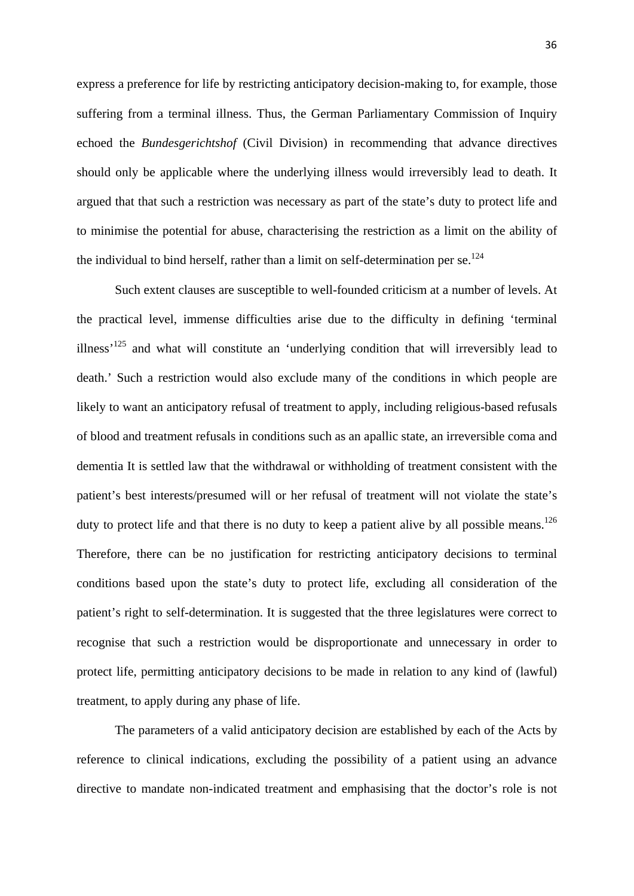express a preference for life by restricting anticipatory decision-making to, for example, those suffering from a terminal illness. Thus, the German Parliamentary Commission of Inquiry echoed the *Bundesgerichtshof* (Civil Division) in recommending that advance directives should only be applicable where the underlying illness would irreversibly lead to death. It argued that that such a restriction was necessary as part of the state's duty to protect life and to minimise the potential for abuse, characterising the restriction as a limit on the ability of the individual to bind herself, rather than a limit on self-determination per se.[124]

Such extent clauses are susceptible to well-founded criticism at a number of levels. At the practical level, immense difficulties arise due to the difficulty in defining 'terminal illness'[125] and what will constitute an 'underlying condition that will irreversibly lead to death.' Such a restriction would also exclude many of the conditions in which people are likely to want an anticipatory refusal of treatment to apply, including religious-based refusals of blood and treatment refusals in conditions such as an apallic state, an irreversible coma and dementia It is settled law that the withdrawal or withholding of treatment consistent with the patient's best interests/presumed will or her refusal of treatment will not violate the state's duty to protect life and that there is no duty to keep a patient alive by all possible means.[126] Therefore, there can be no justification for restricting anticipatory decisions to terminal conditions based upon the state's duty to protect life, excluding all consideration of the patient's right to self-determination. It is suggested that the three legislatures were correct to recognise that such a restriction would be disproportionate and unnecessary in order to protect life, permitting anticipatory decisions to be made in relation to any kind of (lawful) treatment, to apply during any phase of life.

The parameters of a valid anticipatory decision are established by each of the Acts by reference to clinical indications, excluding the possibility of a patient using an advance directive to mandate non-indicated treatment and emphasising that the doctor's role is not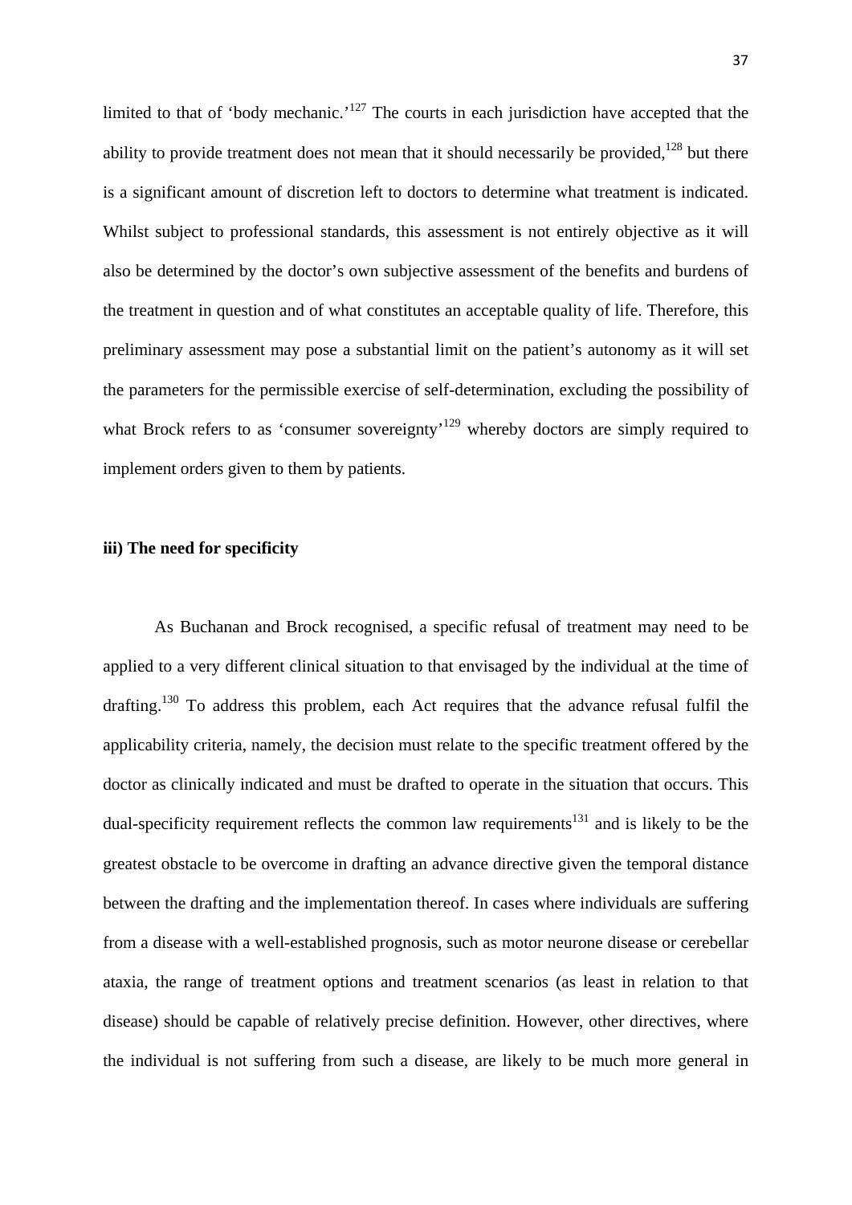limited to that of 'body mechanic.'[127] The courts in each jurisdiction have accepted that the ability to provide treatment does not mean that it should necessarily be provided,[128] but there is a significant amount of discretion left to doctors to determine what treatment is indicated. Whilst subject to professional standards, this assessment is not entirely objective as it will also be determined by the doctor's own subjective assessment of the benefits and burdens of the treatment in question and of what constitutes an acceptable quality of life. Therefore, this preliminary assessment may pose a substantial limit on the patient's autonomy as it will set the parameters for the permissible exercise of self-determination, excluding the possibility of what Brock refers to as 'consumer sovereignty'[129] whereby doctors are simply required to implement orders given to them by patients.

**iii) The need for specificity**

As Buchanan and Brock recognised, a specific refusal of treatment may need to be applied to a very different clinical situation to that envisaged by the individual at the time of drafting.[130] To address this problem, each Act requires that the advance refusal fulfil the applicability criteria, namely, the decision must relate to the specific treatment offered by the doctor as clinically indicated and must be drafted to operate in the situation that occurs. This dual-specificity requirement reflects the common law requirements[131] and is likely to be the greatest obstacle to be overcome in drafting an advance directive given the temporal distance between the drafting and the implementation thereof. In cases where individuals are suffering from a disease with a well-established prognosis, such as motor neurone disease or cerebellar ataxia, the range of treatment options and treatment scenarios (as least in relation to that disease) should be capable of relatively precise definition. However, other directives, where the individual is not suffering from such a disease, are likely to be much more general in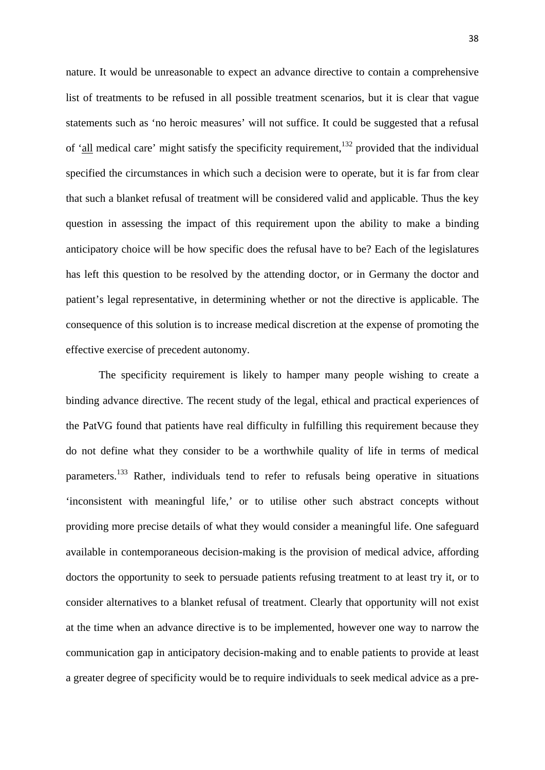nature. It would be unreasonable to expect an advance directive to contain a comprehensive list of treatments to be refused in all possible treatment scenarios, but it is clear that vague statements such as 'no heroic measures' will not suffice. It could be suggested that a refusal of '<u>all</u> medical care' might satisfy the specificity requirement,[132] provided that the individual specified the circumstances in which such a decision were to operate, but it is far from clear that such a blanket refusal of treatment will be considered valid and applicable. Thus the key question in assessing the impact of this requirement upon the ability to make a binding anticipatory choice will be how specific does the refusal have to be? Each of the legislatures has left this question to be resolved by the attending doctor, or in Germany the doctor and patient's legal representative, in determining whether or not the directive is applicable. The consequence of this solution is to increase medical discretion at the expense of promoting the effective exercise of precedent autonomy.

The specificity requirement is likely to hamper many people wishing to create a binding advance directive. The recent study of the legal, ethical and practical experiences of the PatVG found that patients have real difficulty in fulfilling this requirement because they do not define what they consider to be a worthwhile quality of life in terms of medical parameters.[133] Rather, individuals tend to refer to refusals being operative in situations 'inconsistent with meaningful life,' or to utilise other such abstract concepts without providing more precise details of what they would consider a meaningful life. One safeguard available in contemporaneous decision-making is the provision of medical advice, affording doctors the opportunity to seek to persuade patients refusing treatment to at least try it, or to consider alternatives to a blanket refusal of treatment. Clearly that opportunity will not exist at the time when an advance directive is to be implemented, however one way to narrow the communication gap in anticipatory decision-making and to enable patients to provide at least a greater degree of specificity would be to require individuals to seek medical advice as a pre-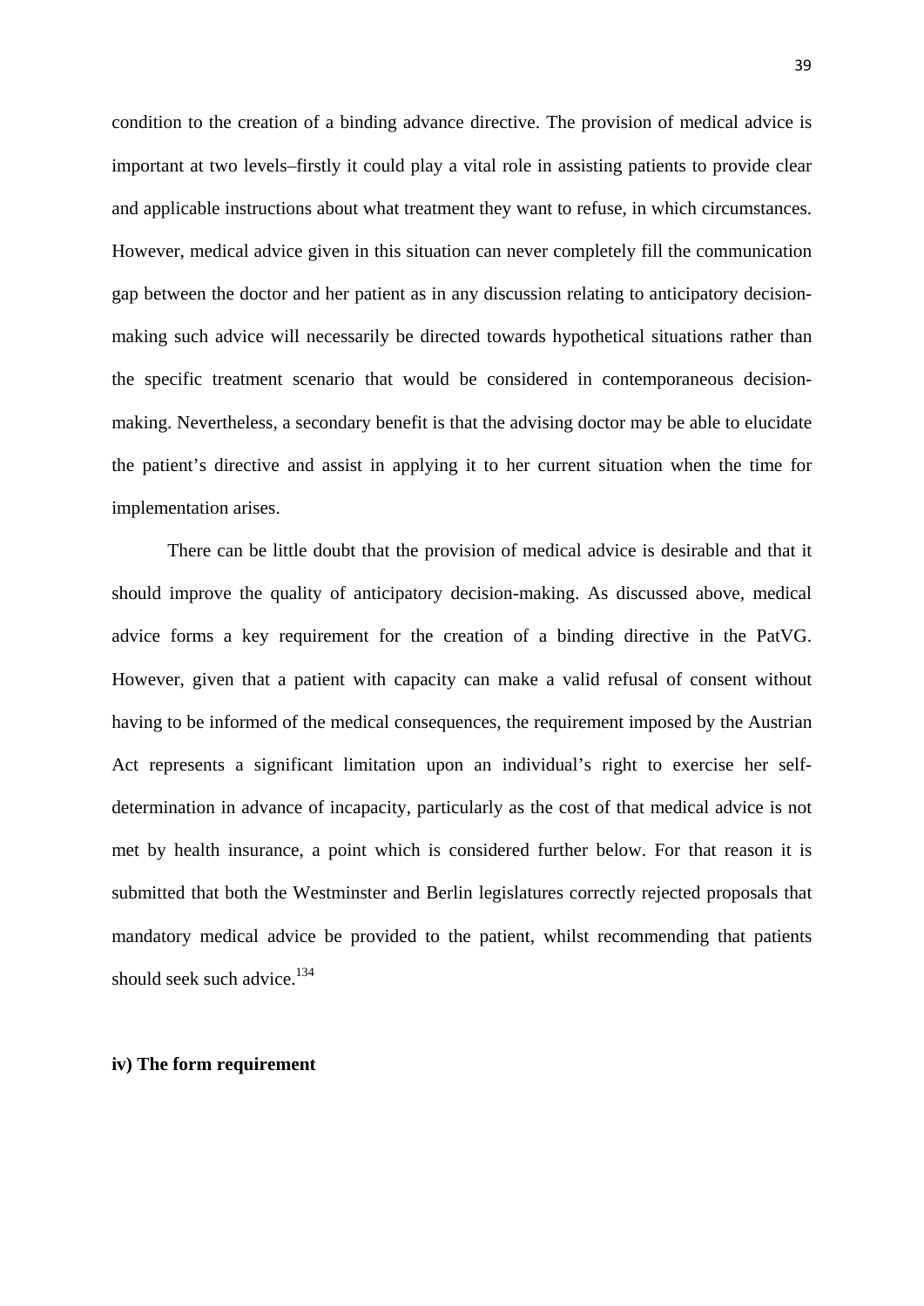condition to the creation of a binding advance directive. The provision of medical advice is important at two levels–firstly it could play a vital role in assisting patients to provide clear and applicable instructions about what treatment they want to refuse, in which circumstances. However, medical advice given in this situation can never completely fill the communication gap between the doctor and her patient as in any discussion relating to anticipatory decision-making such advice will necessarily be directed towards hypothetical situations rather than the specific treatment scenario that would be considered in contemporaneous decision-making. Nevertheless, a secondary benefit is that the advising doctor may be able to elucidate the patient's directive and assist in applying it to her current situation when the time for implementation arises.

There can be little doubt that the provision of medical advice is desirable and that it should improve the quality of anticipatory decision-making. As discussed above, medical advice forms a key requirement for the creation of a binding directive in the PatVG. However, given that a patient with capacity can make a valid refusal of consent without having to be informed of the medical consequences, the requirement imposed by the Austrian Act represents a significant limitation upon an individual's right to exercise her self-determination in advance of incapacity, particularly as the cost of that medical advice is not met by health insurance, a point which is considered further below. For that reason it is submitted that both the Westminster and Berlin legislatures correctly rejected proposals that mandatory medical advice be provided to the patient, whilst recommending that patients should seek such advice.[134]

**iv) The form requirement**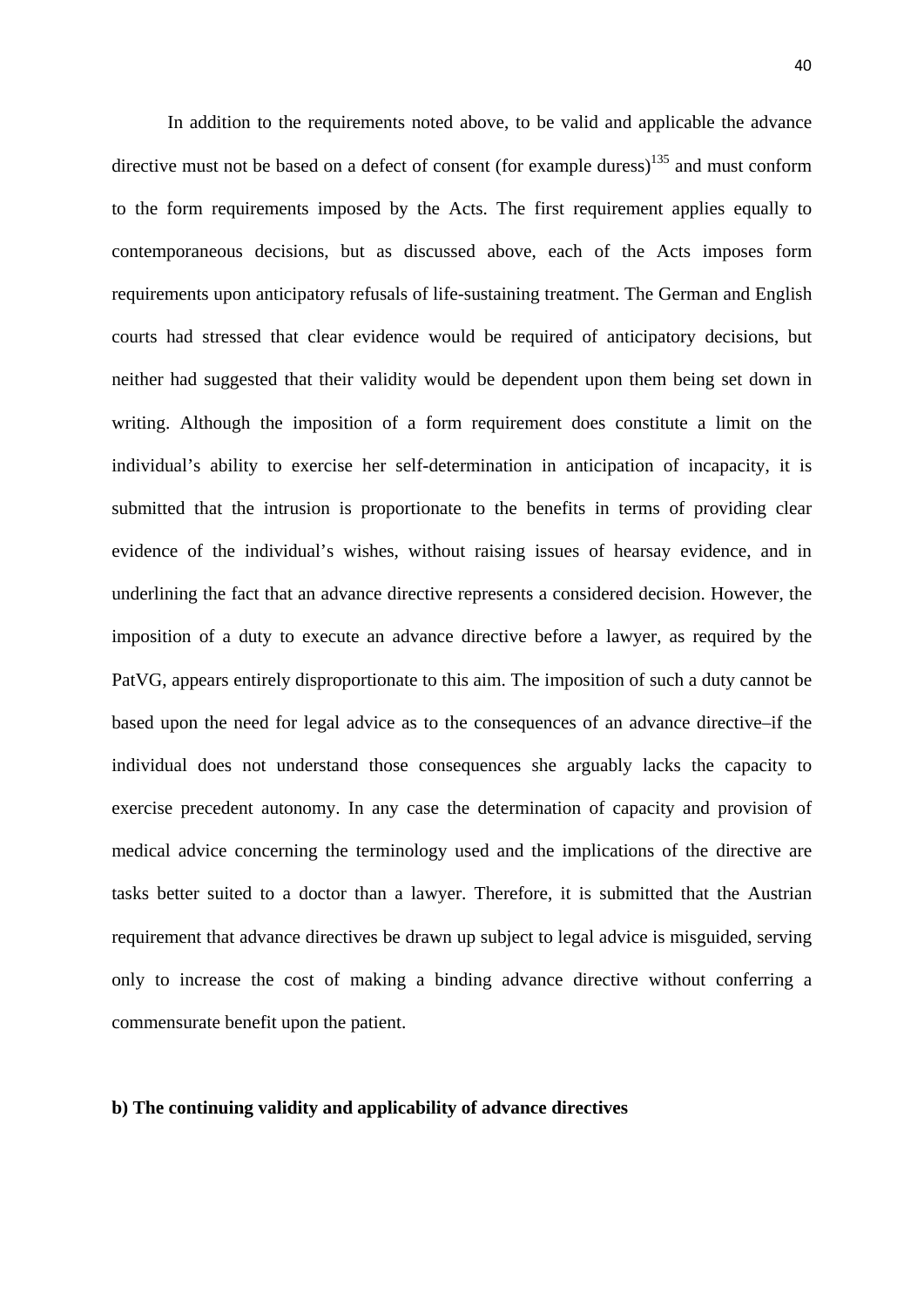In addition to the requirements noted above, to be valid and applicable the advance directive must not be based on a defect of consent (for example duress)[135] and must conform to the form requirements imposed by the Acts. The first requirement applies equally to contemporaneous decisions, but as discussed above, each of the Acts imposes form requirements upon anticipatory refusals of life-sustaining treatment. The German and English courts had stressed that clear evidence would be required of anticipatory decisions, but neither had suggested that their validity would be dependent upon them being set down in writing. Although the imposition of a form requirement does constitute a limit on the individual's ability to exercise her self-determination in anticipation of incapacity, it is submitted that the intrusion is proportionate to the benefits in terms of providing clear evidence of the individual's wishes, without raising issues of hearsay evidence, and in underlining the fact that an advance directive represents a considered decision. However, the imposition of a duty to execute an advance directive before a lawyer, as required by the PatVG, appears entirely disproportionate to this aim. The imposition of such a duty cannot be based upon the need for legal advice as to the consequences of an advance directive–if the individual does not understand those consequences she arguably lacks the capacity to exercise precedent autonomy. In any case the determination of capacity and provision of medical advice concerning the terminology used and the implications of the directive are tasks better suited to a doctor than a lawyer. Therefore, it is submitted that the Austrian requirement that advance directives be drawn up subject to legal advice is misguided, serving only to increase the cost of making a binding advance directive without conferring a commensurate benefit upon the patient.

**b) The continuing validity and applicability of advance directives**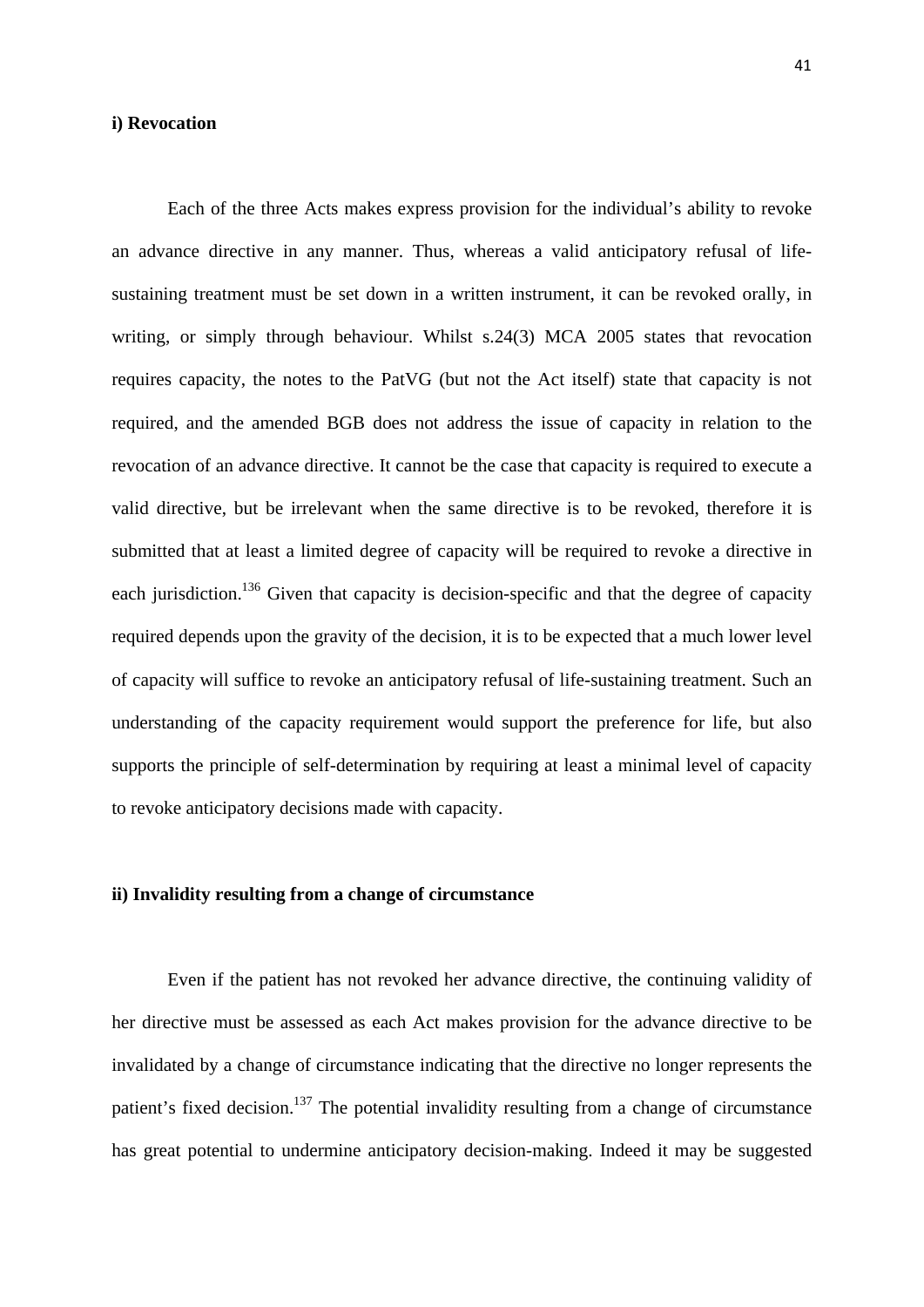**i) Revocation**

Each of the three Acts makes express provision for the individual's ability to revoke an advance directive in any manner. Thus, whereas a valid anticipatory refusal of life-sustaining treatment must be set down in a written instrument, it can be revoked orally, in writing, or simply through behaviour. Whilst s.24(3) MCA 2005 states that revocation requires capacity, the notes to the PatVG (but not the Act itself) state that capacity is not required, and the amended BGB does not address the issue of capacity in relation to the revocation of an advance directive. It cannot be the case that capacity is required to execute a valid directive, but be irrelevant when the same directive is to be revoked, therefore it is submitted that at least a limited degree of capacity will be required to revoke a directive in each jurisdiction.[136] Given that capacity is decision-specific and that the degree of capacity required depends upon the gravity of the decision, it is to be expected that a much lower level of capacity will suffice to revoke an anticipatory refusal of life-sustaining treatment. Such an understanding of the capacity requirement would support the preference for life, but also supports the principle of self-determination by requiring at least a minimal level of capacity to revoke anticipatory decisions made with capacity.

**ii) Invalidity resulting from a change of circumstance**

Even if the patient has not revoked her advance directive, the continuing validity of her directive must be assessed as each Act makes provision for the advance directive to be invalidated by a change of circumstance indicating that the directive no longer represents the patient's fixed decision.[137] The potential invalidity resulting from a change of circumstance has great potential to undermine anticipatory decision-making. Indeed it may be suggested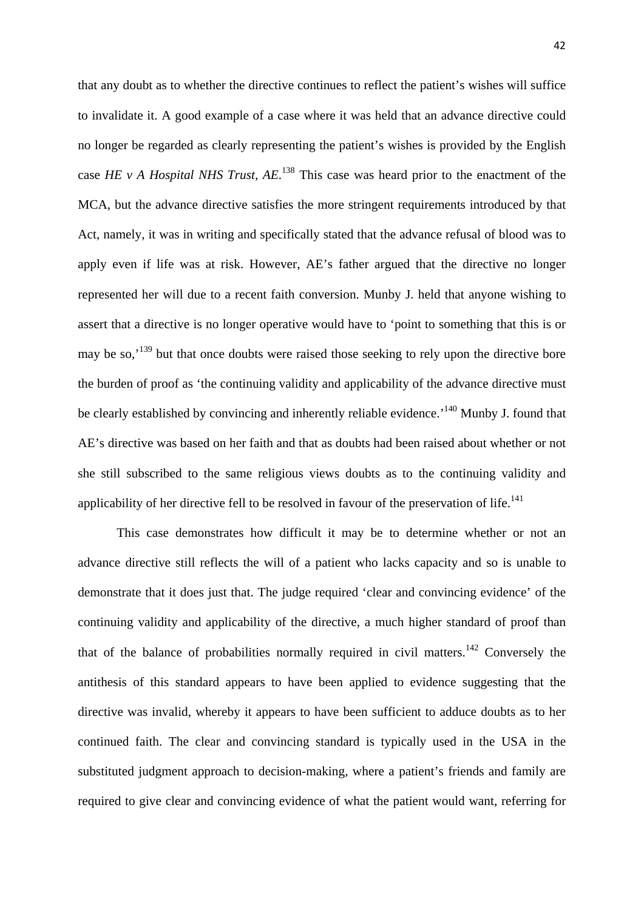that any doubt as to whether the directive continues to reflect the patient's wishes will suffice to invalidate it. A good example of a case where it was held that an advance directive could no longer be regarded as clearly representing the patient's wishes is provided by the English case *HE v A Hospital NHS Trust, AE*.[138] This case was heard prior to the enactment of the MCA, but the advance directive satisfies the more stringent requirements introduced by that Act, namely, it was in writing and specifically stated that the advance refusal of blood was to apply even if life was at risk. However, AE's father argued that the directive no longer represented her will due to a recent faith conversion. Munby J. held that anyone wishing to assert that a directive is no longer operative would have to 'point to something that this is or may be so,'[139] but that once doubts were raised those seeking to rely upon the directive bore the burden of proof as 'the continuing validity and applicability of the advance directive must be clearly established by convincing and inherently reliable evidence.'[140] Munby J. found that AE's directive was based on her faith and that as doubts had been raised about whether or not she still subscribed to the same religious views doubts as to the continuing validity and applicability of her directive fell to be resolved in favour of the preservation of life.[141]

This case demonstrates how difficult it may be to determine whether or not an advance directive still reflects the will of a patient who lacks capacity and so is unable to demonstrate that it does just that. The judge required 'clear and convincing evidence' of the continuing validity and applicability of the directive, a much higher standard of proof than that of the balance of probabilities normally required in civil matters.[142] Conversely the antithesis of this standard appears to have been applied to evidence suggesting that the directive was invalid, whereby it appears to have been sufficient to adduce doubts as to her continued faith. The clear and convincing standard is typically used in the USA in the substituted judgment approach to decision-making, where a patient's friends and family are required to give clear and convincing evidence of what the patient would want, referring for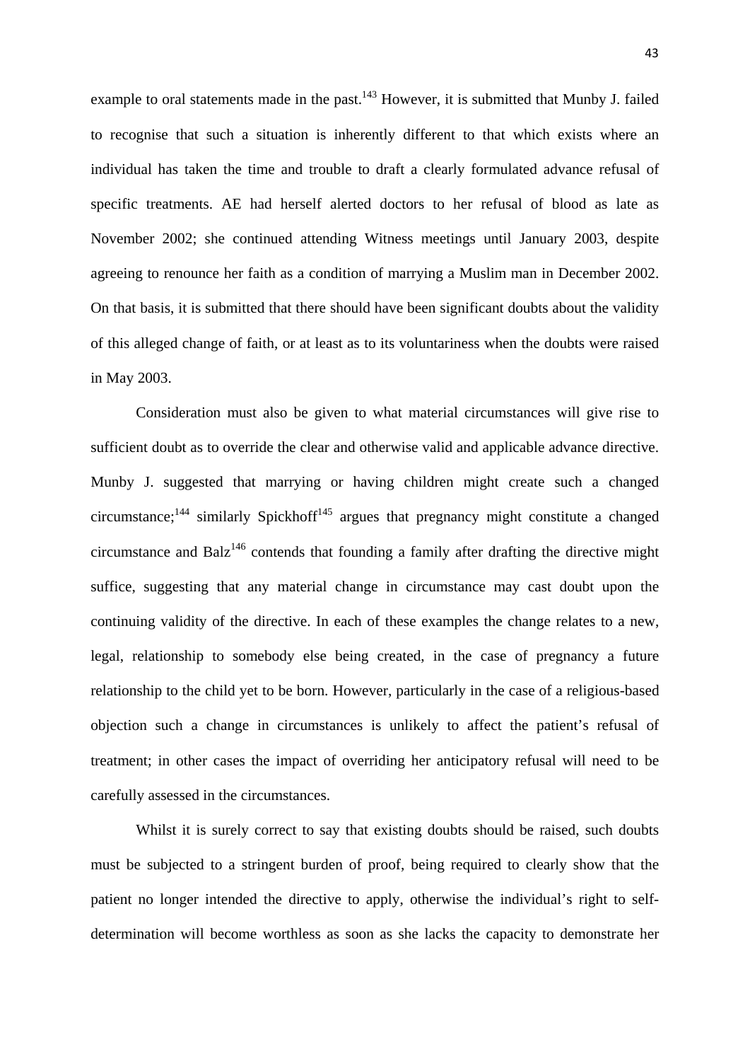example to oral statements made in the past.[143] However, it is submitted that Munby J. failed to recognise that such a situation is inherently different to that which exists where an individual has taken the time and trouble to draft a clearly formulated advance refusal of specific treatments. AE had herself alerted doctors to her refusal of blood as late as November 2002; she continued attending Witness meetings until January 2003, despite agreeing to renounce her faith as a condition of marrying a Muslim man in December 2002. On that basis, it is submitted that there should have been significant doubts about the validity of this alleged change of faith, or at least as to its voluntariness when the doubts were raised in May 2003.

Consideration must also be given to what material circumstances will give rise to sufficient doubt as to override the clear and otherwise valid and applicable advance directive. Munby J. suggested that marrying or having children might create such a changed circumstance;[144] similarly Spickhoff[145] argues that pregnancy might constitute a changed circumstance and Balz[146] contends that founding a family after drafting the directive might suffice, suggesting that any material change in circumstance may cast doubt upon the continuing validity of the directive. In each of these examples the change relates to a new, legal, relationship to somebody else being created, in the case of pregnancy a future relationship to the child yet to be born. However, particularly in the case of a religious-based objection such a change in circumstances is unlikely to affect the patient's refusal of treatment; in other cases the impact of overriding her anticipatory refusal will need to be carefully assessed in the circumstances.

Whilst it is surely correct to say that existing doubts should be raised, such doubts must be subjected to a stringent burden of proof, being required to clearly show that the patient no longer intended the directive to apply, otherwise the individual's right to self-determination will become worthless as soon as she lacks the capacity to demonstrate her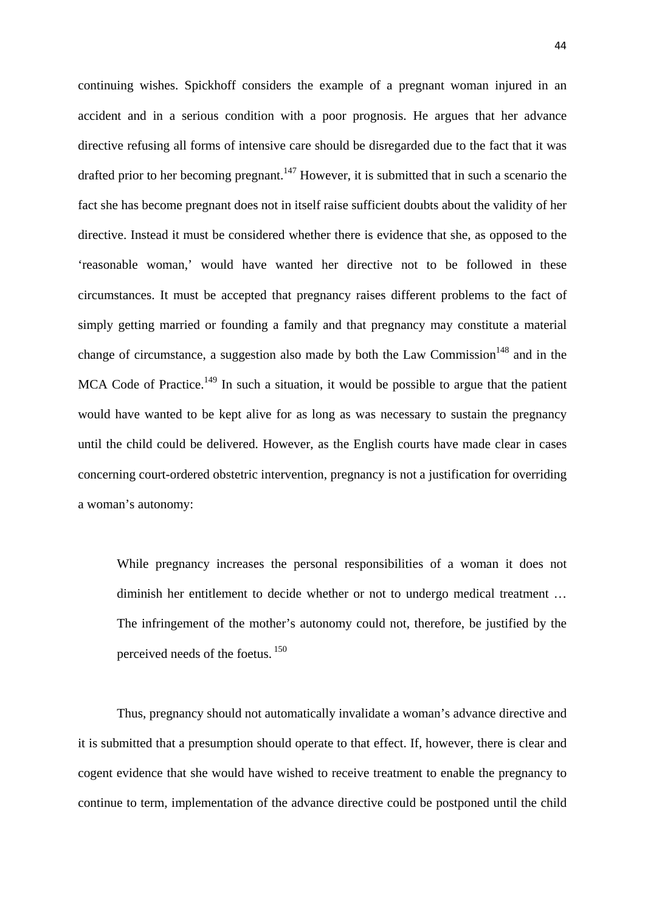continuing wishes. Spickhoff considers the example of a pregnant woman injured in an accident and in a serious condition with a poor prognosis. He argues that her advance directive refusing all forms of intensive care should be disregarded due to the fact that it was drafted prior to her becoming pregnant.[147] However, it is submitted that in such a scenario the fact she has become pregnant does not in itself raise sufficient doubts about the validity of her directive. Instead it must be considered whether there is evidence that she, as opposed to the 'reasonable woman,' would have wanted her directive not to be followed in these circumstances. It must be accepted that pregnancy raises different problems to the fact of simply getting married or founding a family and that pregnancy may constitute a material change of circumstance, a suggestion also made by both the Law Commission[148] and in the MCA Code of Practice.[149] In such a situation, it would be possible to argue that the patient would have wanted to be kept alive for as long as was necessary to sustain the pregnancy until the child could be delivered. However, as the English courts have made clear in cases concerning court-ordered obstetric intervention, pregnancy is not a justification for overriding a woman's autonomy:

> While pregnancy increases the personal responsibilities of a woman it does not diminish her entitlement to decide whether or not to undergo medical treatment … The infringement of the mother's autonomy could not, therefore, be justified by the perceived needs of the foetus. [150]

Thus, pregnancy should not automatically invalidate a woman's advance directive and it is submitted that a presumption should operate to that effect. If, however, there is clear and cogent evidence that she would have wished to receive treatment to enable the pregnancy to continue to term, implementation of the advance directive could be postponed until the child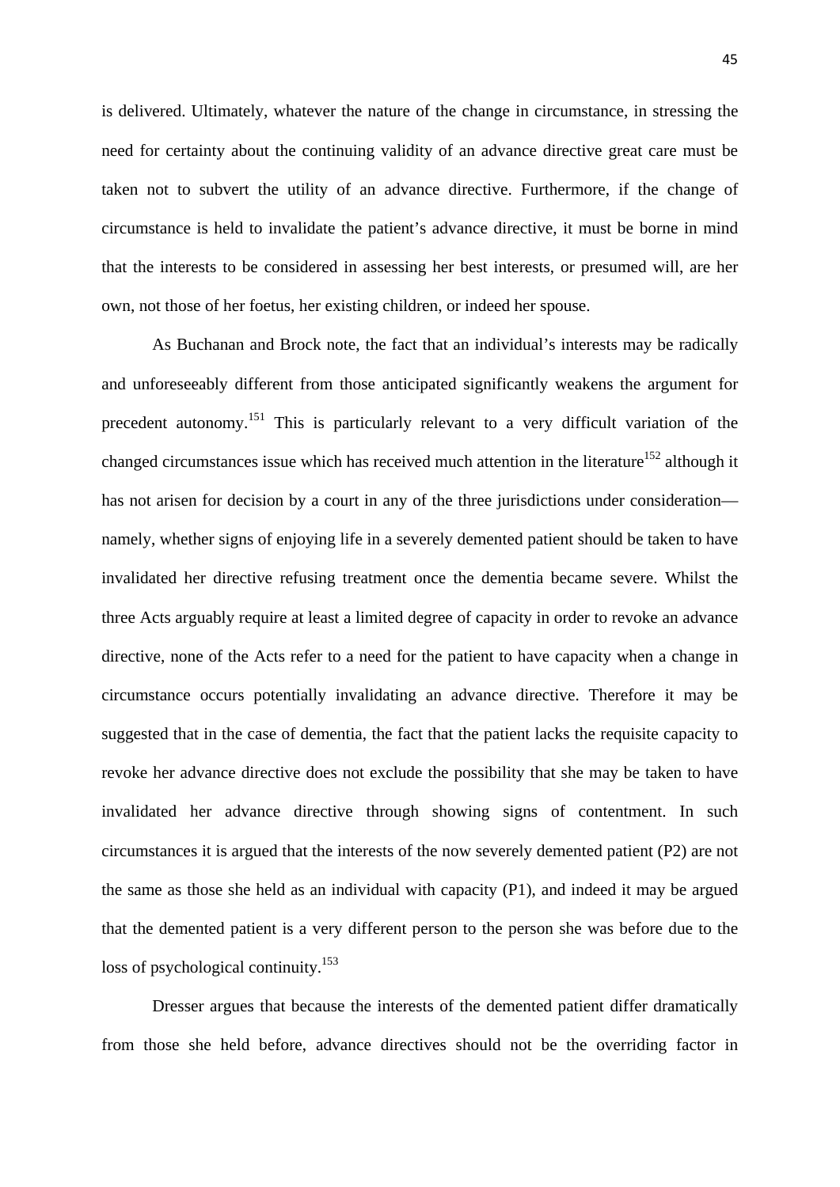is delivered. Ultimately, whatever the nature of the change in circumstance, in stressing the need for certainty about the continuing validity of an advance directive great care must be taken not to subvert the utility of an advance directive. Furthermore, if the change of circumstance is held to invalidate the patient's advance directive, it must be borne in mind that the interests to be considered in assessing her best interests, or presumed will, are her own, not those of her foetus, her existing children, or indeed her spouse.

As Buchanan and Brock note, the fact that an individual's interests may be radically and unforeseeably different from those anticipated significantly weakens the argument for precedent autonomy.[151] This is particularly relevant to a very difficult variation of the changed circumstances issue which has received much attention in the literature[152] although it has not arisen for decision by a court in any of the three jurisdictions under consideration—namely, whether signs of enjoying life in a severely demented patient should be taken to have invalidated her directive refusing treatment once the dementia became severe. Whilst the three Acts arguably require at least a limited degree of capacity in order to revoke an advance directive, none of the Acts refer to a need for the patient to have capacity when a change in circumstance occurs potentially invalidating an advance directive. Therefore it may be suggested that in the case of dementia, the fact that the patient lacks the requisite capacity to revoke her advance directive does not exclude the possibility that she may be taken to have invalidated her advance directive through showing signs of contentment. In such circumstances it is argued that the interests of the now severely demented patient (P2) are not the same as those she held as an individual with capacity (P1), and indeed it may be argued that the demented patient is a very different person to the person she was before due to the loss of psychological continuity.[153]

Dresser argues that because the interests of the demented patient differ dramatically from those she held before, advance directives should not be the overriding factor in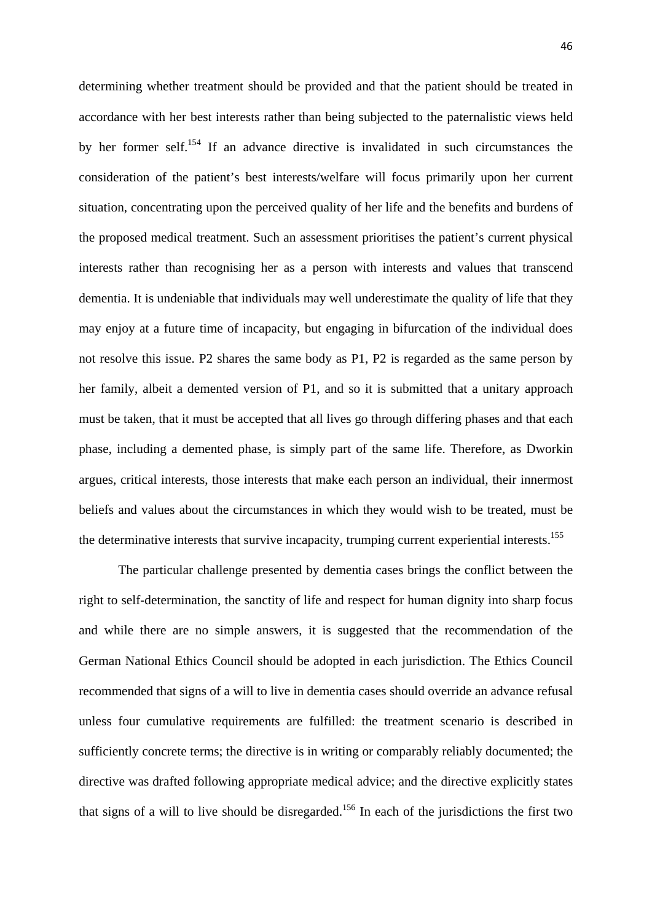determining whether treatment should be provided and that the patient should be treated in accordance with her best interests rather than being subjected to the paternalistic views held by her former self.[154] If an advance directive is invalidated in such circumstances the consideration of the patient's best interests/welfare will focus primarily upon her current situation, concentrating upon the perceived quality of her life and the benefits and burdens of the proposed medical treatment. Such an assessment prioritises the patient's current physical interests rather than recognising her as a person with interests and values that transcend dementia. It is undeniable that individuals may well underestimate the quality of life that they may enjoy at a future time of incapacity, but engaging in bifurcation of the individual does not resolve this issue. P2 shares the same body as P1, P2 is regarded as the same person by her family, albeit a demented version of P1, and so it is submitted that a unitary approach must be taken, that it must be accepted that all lives go through differing phases and that each phase, including a demented phase, is simply part of the same life. Therefore, as Dworkin argues, critical interests, those interests that make each person an individual, their innermost beliefs and values about the circumstances in which they would wish to be treated, must be the determinative interests that survive incapacity, trumping current experiential interests.[155]

The particular challenge presented by dementia cases brings the conflict between the right to self-determination, the sanctity of life and respect for human dignity into sharp focus and while there are no simple answers, it is suggested that the recommendation of the German National Ethics Council should be adopted in each jurisdiction. The Ethics Council recommended that signs of a will to live in dementia cases should override an advance refusal unless four cumulative requirements are fulfilled: the treatment scenario is described in sufficiently concrete terms; the directive is in writing or comparably reliably documented; the directive was drafted following appropriate medical advice; and the directive explicitly states that signs of a will to live should be disregarded.[156] In each of the jurisdictions the first two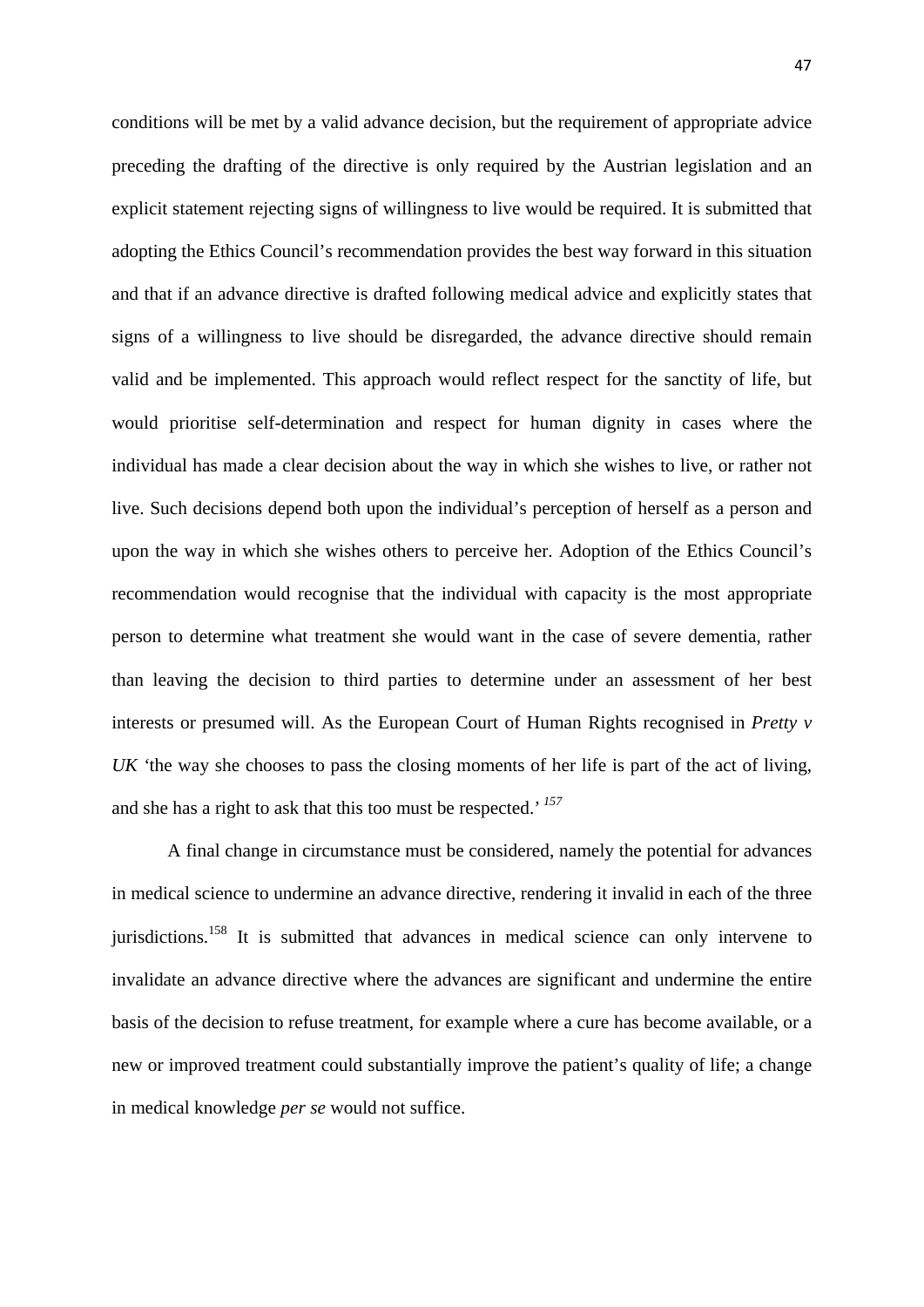conditions will be met by a valid advance decision, but the requirement of appropriate advice preceding the drafting of the directive is only required by the Austrian legislation and an explicit statement rejecting signs of willingness to live would be required. It is submitted that adopting the Ethics Council's recommendation provides the best way forward in this situation and that if an advance directive is drafted following medical advice and explicitly states that signs of a willingness to live should be disregarded, the advance directive should remain valid and be implemented. This approach would reflect respect for the sanctity of life, but would prioritise self-determination and respect for human dignity in cases where the individual has made a clear decision about the way in which she wishes to live, or rather not live. Such decisions depend both upon the individual's perception of herself as a person and upon the way in which she wishes others to perceive her. Adoption of the Ethics Council's recommendation would recognise that the individual with capacity is the most appropriate person to determine what treatment she would want in the case of severe dementia, rather than leaving the decision to third parties to determine under an assessment of her best interests or presumed will. As the European Court of Human Rights recognised in *Pretty v UK* 'the way she chooses to pass the closing moments of her life is part of the act of living, and she has a right to ask that this too must be respected.'[157]

A final change in circumstance must be considered, namely the potential for advances in medical science to undermine an advance directive, rendering it invalid in each of the three jurisdictions.[158] It is submitted that advances in medical science can only intervene to invalidate an advance directive where the advances are significant and undermine the entire basis of the decision to refuse treatment, for example where a cure has become available, or a new or improved treatment could substantially improve the patient's quality of life; a change in medical knowledge *per se* would not suffice.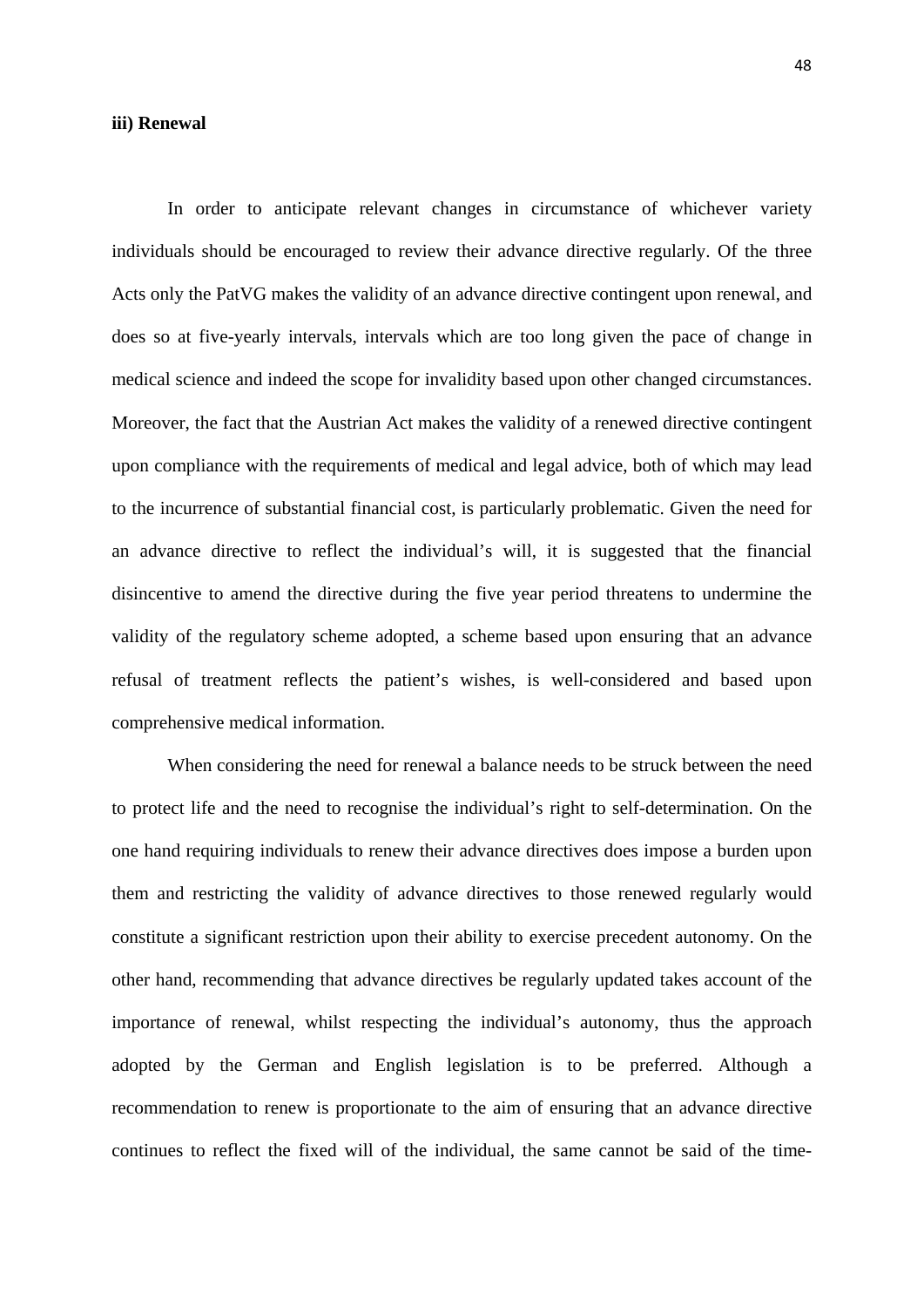**iii) Renewal**

In order to anticipate relevant changes in circumstance of whichever variety individuals should be encouraged to review their advance directive regularly. Of the three Acts only the PatVG makes the validity of an advance directive contingent upon renewal, and does so at five-yearly intervals, intervals which are too long given the pace of change in medical science and indeed the scope for invalidity based upon other changed circumstances. Moreover, the fact that the Austrian Act makes the validity of a renewed directive contingent upon compliance with the requirements of medical and legal advice, both of which may lead to the incurrence of substantial financial cost, is particularly problematic. Given the need for an advance directive to reflect the individual's will, it is suggested that the financial disincentive to amend the directive during the five year period threatens to undermine the validity of the regulatory scheme adopted, a scheme based upon ensuring that an advance refusal of treatment reflects the patient's wishes, is well-considered and based upon comprehensive medical information.

When considering the need for renewal a balance needs to be struck between the need to protect life and the need to recognise the individual's right to self-determination. On the one hand requiring individuals to renew their advance directives does impose a burden upon them and restricting the validity of advance directives to those renewed regularly would constitute a significant restriction upon their ability to exercise precedent autonomy. On the other hand, recommending that advance directives be regularly updated takes account of the importance of renewal, whilst respecting the individual's autonomy, thus the approach adopted by the German and English legislation is to be preferred. Although a recommendation to renew is proportionate to the aim of ensuring that an advance directive continues to reflect the fixed will of the individual, the same cannot be said of the time-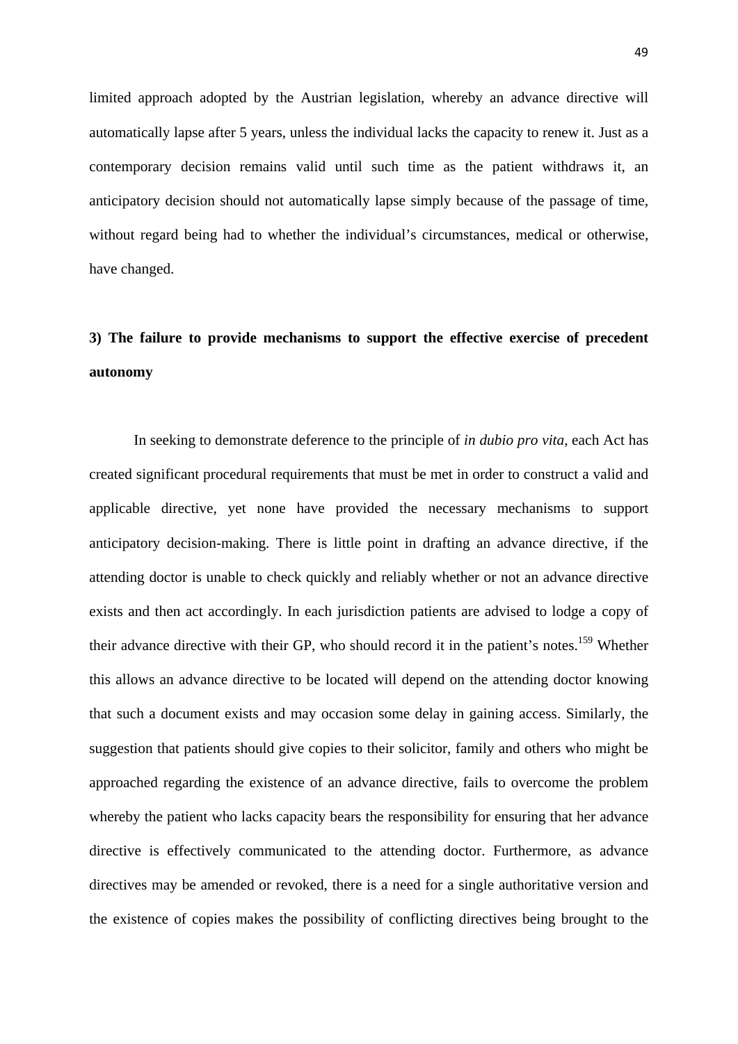limited approach adopted by the Austrian legislation, whereby an advance directive will automatically lapse after 5 years, unless the individual lacks the capacity to renew it. Just as a contemporary decision remains valid until such time as the patient withdraws it, an anticipatory decision should not automatically lapse simply because of the passage of time, without regard being had to whether the individual's circumstances, medical or otherwise, have changed.

**3) The failure to provide mechanisms to support the effective exercise of precedent autonomy**

In seeking to demonstrate deference to the principle of *in dubio pro vita*, each Act has created significant procedural requirements that must be met in order to construct a valid and applicable directive, yet none have provided the necessary mechanisms to support anticipatory decision-making. There is little point in drafting an advance directive, if the attending doctor is unable to check quickly and reliably whether or not an advance directive exists and then act accordingly. In each jurisdiction patients are advised to lodge a copy of their advance directive with their GP, who should record it in the patient's notes.[159] Whether this allows an advance directive to be located will depend on the attending doctor knowing that such a document exists and may occasion some delay in gaining access. Similarly, the suggestion that patients should give copies to their solicitor, family and others who might be approached regarding the existence of an advance directive, fails to overcome the problem whereby the patient who lacks capacity bears the responsibility for ensuring that her advance directive is effectively communicated to the attending doctor. Furthermore, as advance directives may be amended or revoked, there is a need for a single authoritative version and the existence of copies makes the possibility of conflicting directives being brought to the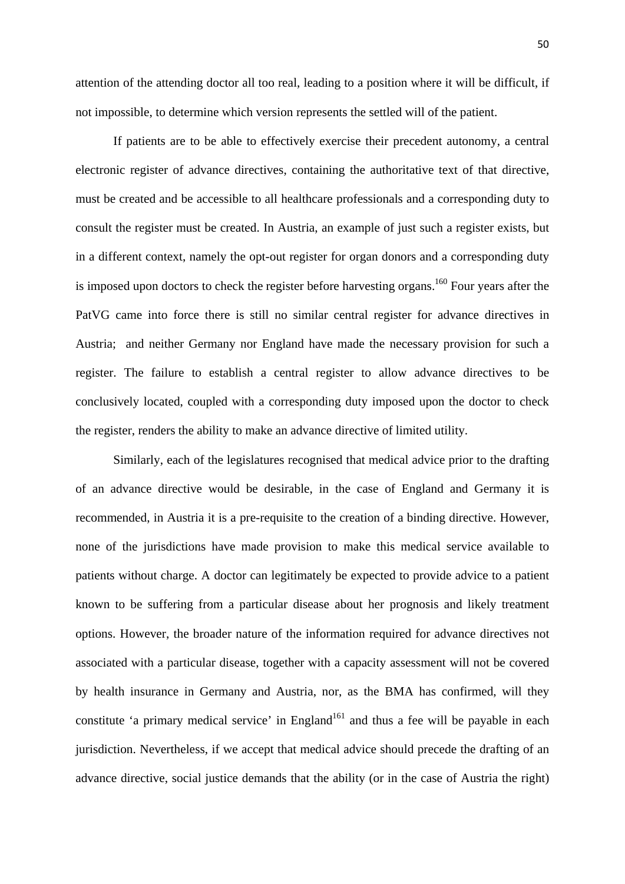attention of the attending doctor all too real, leading to a position where it will be difficult, if not impossible, to determine which version represents the settled will of the patient.

If patients are to be able to effectively exercise their precedent autonomy, a central electronic register of advance directives, containing the authoritative text of that directive, must be created and be accessible to all healthcare professionals and a corresponding duty to consult the register must be created. In Austria, an example of just such a register exists, but in a different context, namely the opt-out register for organ donors and a corresponding duty is imposed upon doctors to check the register before harvesting organs.[160] Four years after the PatVG came into force there is still no similar central register for advance directives in Austria;  and neither Germany nor England have made the necessary provision for such a register. The failure to establish a central register to allow advance directives to be conclusively located, coupled with a corresponding duty imposed upon the doctor to check the register, renders the ability to make an advance directive of limited utility.

Similarly, each of the legislatures recognised that medical advice prior to the drafting of an advance directive would be desirable, in the case of England and Germany it is recommended, in Austria it is a pre-requisite to the creation of a binding directive. However, none of the jurisdictions have made provision to make this medical service available to patients without charge. A doctor can legitimately be expected to provide advice to a patient known to be suffering from a particular disease about her prognosis and likely treatment options. However, the broader nature of the information required for advance directives not associated with a particular disease, together with a capacity assessment will not be covered by health insurance in Germany and Austria, nor, as the BMA has confirmed, will they constitute 'a primary medical service' in England[161] and thus a fee will be payable in each jurisdiction. Nevertheless, if we accept that medical advice should precede the drafting of an advance directive, social justice demands that the ability (or in the case of Austria the right)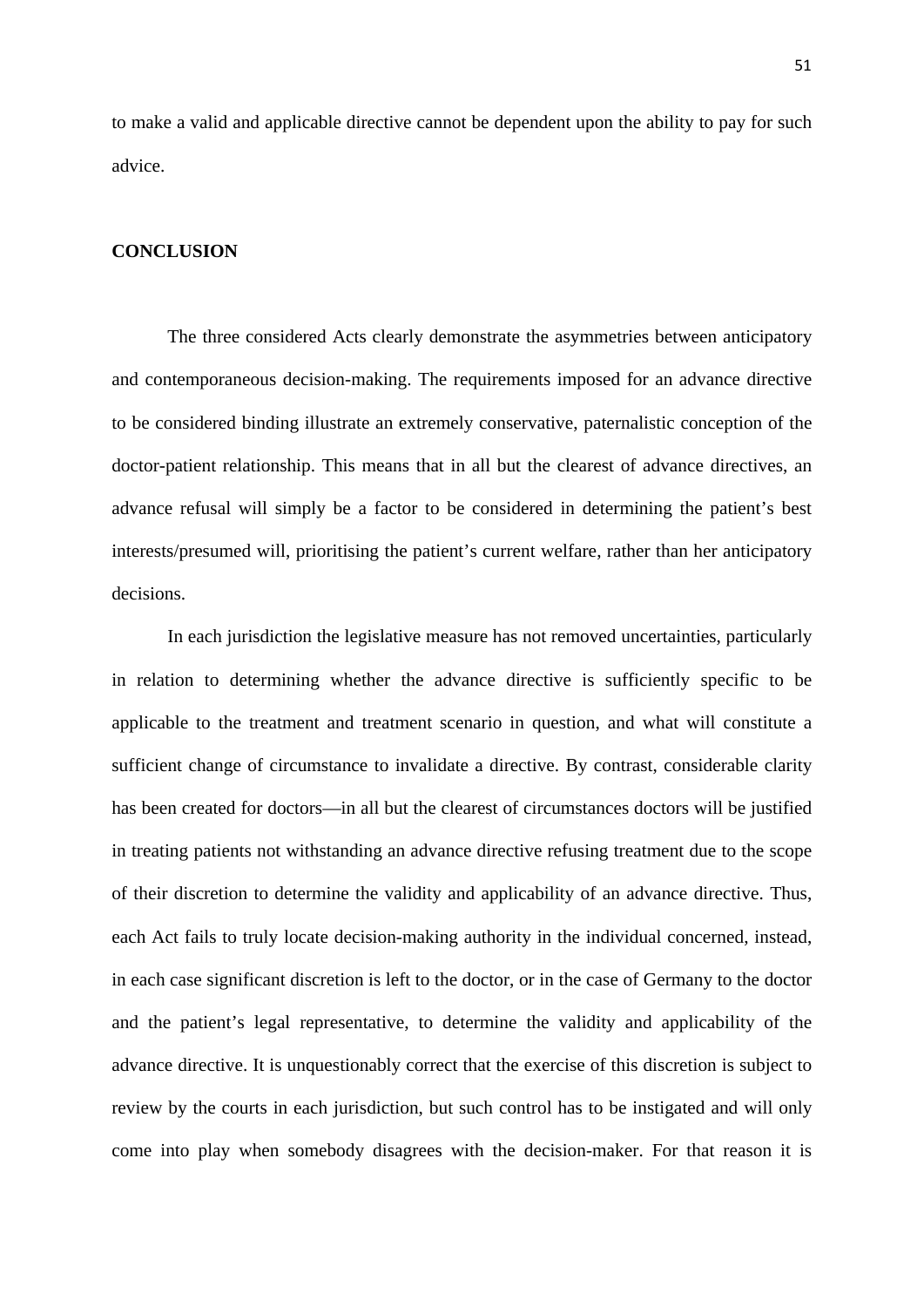to make a valid and applicable directive cannot be dependent upon the ability to pay for such advice.

## CONCLUSION

The three considered Acts clearly demonstrate the asymmetries between anticipatory and contemporaneous decision-making. The requirements imposed for an advance directive to be considered binding illustrate an extremely conservative, paternalistic conception of the doctor-patient relationship. This means that in all but the clearest of advance directives, an advance refusal will simply be a factor to be considered in determining the patient's best interests/presumed will, prioritising the patient's current welfare, rather than her anticipatory decisions.

In each jurisdiction the legislative measure has not removed uncertainties, particularly in relation to determining whether the advance directive is sufficiently specific to be applicable to the treatment and treatment scenario in question, and what will constitute a sufficient change of circumstance to invalidate a directive. By contrast, considerable clarity has been created for doctors—in all but the clearest of circumstances doctors will be justified in treating patients not withstanding an advance directive refusing treatment due to the scope of their discretion to determine the validity and applicability of an advance directive. Thus, each Act fails to truly locate decision-making authority in the individual concerned, instead, in each case significant discretion is left to the doctor, or in the case of Germany to the doctor and the patient's legal representative, to determine the validity and applicability of the advance directive. It is unquestionably correct that the exercise of this discretion is subject to review by the courts in each jurisdiction, but such control has to be instigated and will only come into play when somebody disagrees with the decision-maker. For that reason it is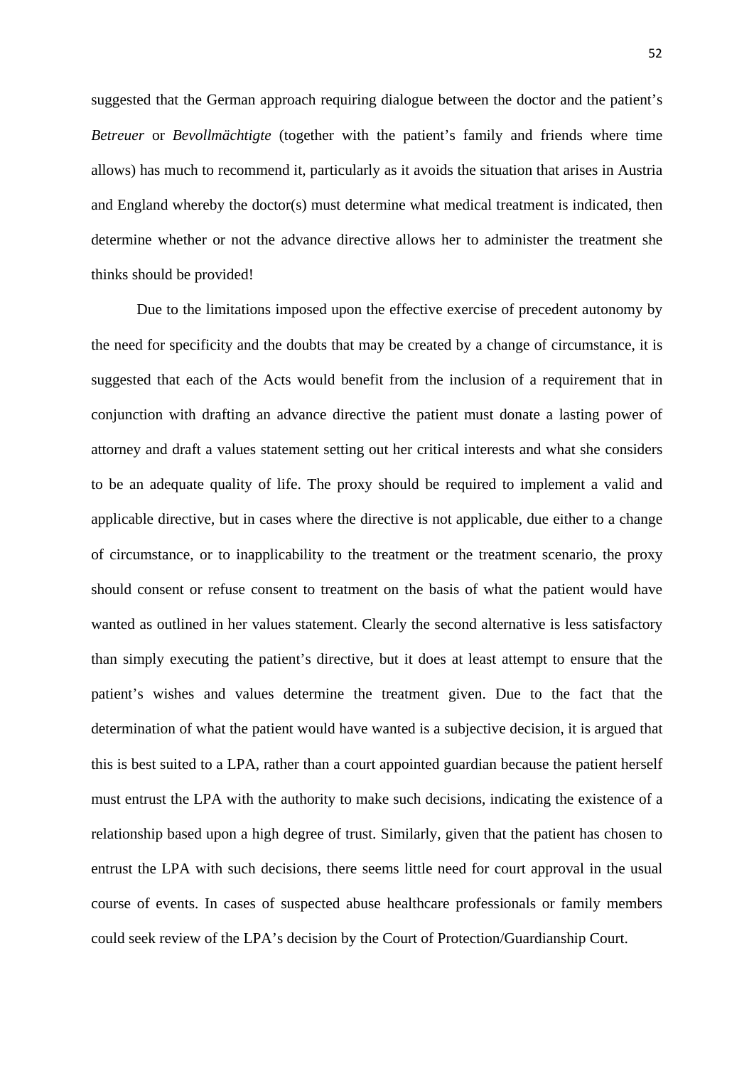suggested that the German approach requiring dialogue between the doctor and the patient's *Betreuer* or *Bevollmächtigte* (together with the patient's family and friends where time allows) has much to recommend it, particularly as it avoids the situation that arises in Austria and England whereby the doctor(s) must determine what medical treatment is indicated, then determine whether or not the advance directive allows her to administer the treatment she thinks should be provided!

Due to the limitations imposed upon the effective exercise of precedent autonomy by the need for specificity and the doubts that may be created by a change of circumstance, it is suggested that each of the Acts would benefit from the inclusion of a requirement that in conjunction with drafting an advance directive the patient must donate a lasting power of attorney and draft a values statement setting out her critical interests and what she considers to be an adequate quality of life. The proxy should be required to implement a valid and applicable directive, but in cases where the directive is not applicable, due either to a change of circumstance, or to inapplicability to the treatment or the treatment scenario, the proxy should consent or refuse consent to treatment on the basis of what the patient would have wanted as outlined in her values statement. Clearly the second alternative is less satisfactory than simply executing the patient's directive, but it does at least attempt to ensure that the patient's wishes and values determine the treatment given. Due to the fact that the determination of what the patient would have wanted is a subjective decision, it is argued that this is best suited to a LPA, rather than a court appointed guardian because the patient herself must entrust the LPA with the authority to make such decisions, indicating the existence of a relationship based upon a high degree of trust. Similarly, given that the patient has chosen to entrust the LPA with such decisions, there seems little need for court approval in the usual course of events. In cases of suspected abuse healthcare professionals or family members could seek review of the LPA's decision by the Court of Protection/Guardianship Court.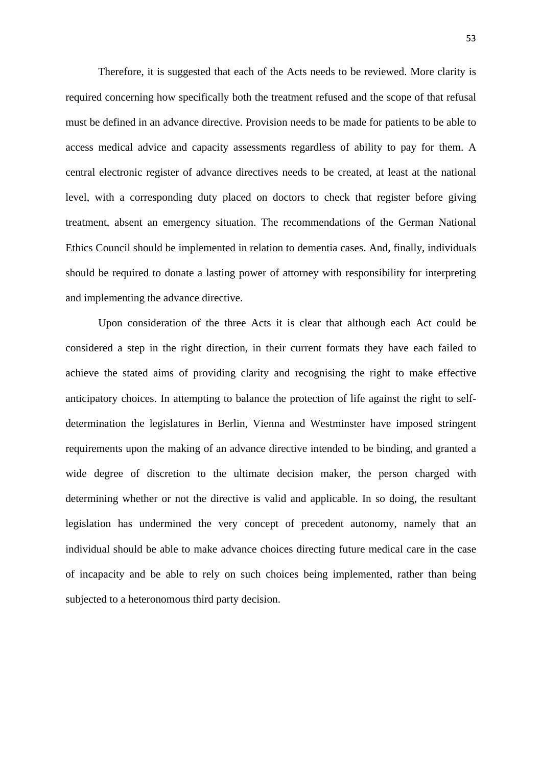Therefore, it is suggested that each of the Acts needs to be reviewed. More clarity is required concerning how specifically both the treatment refused and the scope of that refusal must be defined in an advance directive. Provision needs to be made for patients to be able to access medical advice and capacity assessments regardless of ability to pay for them. A central electronic register of advance directives needs to be created, at least at the national level, with a corresponding duty placed on doctors to check that register before giving treatment, absent an emergency situation. The recommendations of the German National Ethics Council should be implemented in relation to dementia cases. And, finally, individuals should be required to donate a lasting power of attorney with responsibility for interpreting and implementing the advance directive.

Upon consideration of the three Acts it is clear that although each Act could be considered a step in the right direction, in their current formats they have each failed to achieve the stated aims of providing clarity and recognising the right to make effective anticipatory choices. In attempting to balance the protection of life against the right to self-determination the legislatures in Berlin, Vienna and Westminster have imposed stringent requirements upon the making of an advance directive intended to be binding, and granted a wide degree of discretion to the ultimate decision maker, the person charged with determining whether or not the directive is valid and applicable. In so doing, the resultant legislation has undermined the very concept of precedent autonomy, namely that an individual should be able to make advance choices directing future medical care in the case of incapacity and be able to rely on such choices being implemented, rather than being subjected to a heteronomous third party decision.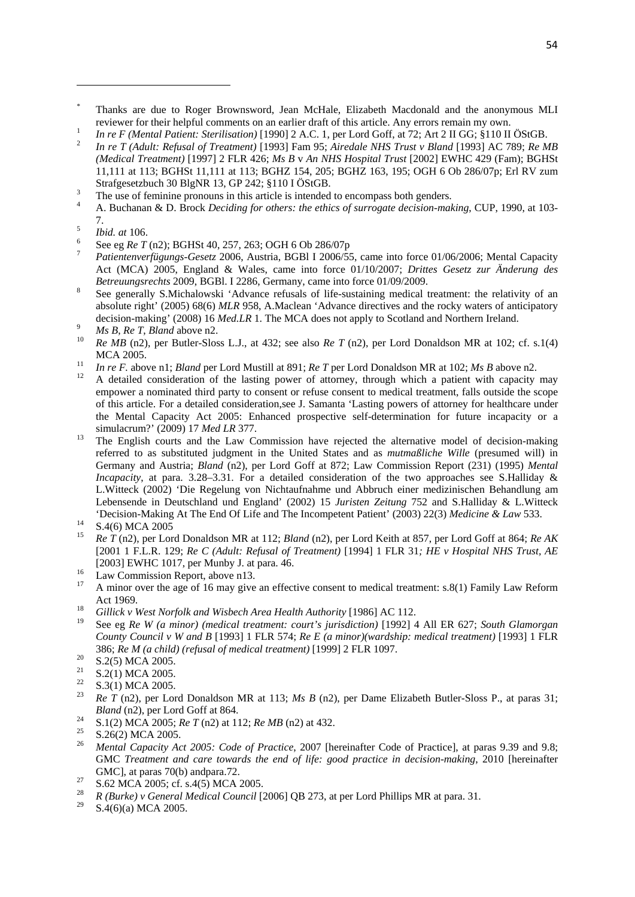[*] Thanks are due to Roger Brownsword, Jean McHale, Elizabeth Macdonald and the anonymous MLI reviewer for their helpful comments on an earlier draft of this article. Any errors remain my own.

[1] *In re F (Mental Patient: Sterilisation)* [1990] 2 A.C. 1, per Lord Goff, at 72; Art 2 II GG; §110 II ÖStGB.

[2] *In re T (Adult: Refusal of Treatment)* [1993] Fam 95; *Airedale NHS Trust v Bland* [1993] AC 789; *Re MB (Medical Treatment)* [1997] 2 FLR 426; *Ms B* v *An NHS Hospital Trust* [2002] EWHC 429 (Fam); BGHSt 11,111 at 113; BGHSt 11,111 at 113; BGHZ 154, 205; BGHZ 163, 195; OGH 6 Ob 286/07p; Erl RV zum Strafgesetzbuch 30 BlgNR 13, GP 242; §110 I ÖStGB.

[3] The use of feminine pronouns in this article is intended to encompass both genders.

[4] A. Buchanan & D. Brock *Deciding for others: the ethics of surrogate decision-making*, CUP, 1990, at 103-7.

[5] *Ibid. at* 106.

[6] See eg *Re T* (n2); BGHSt 40, 257, 263; OGH 6 Ob 286/07p

[7] *Patientenverfügungs-Gesetz* 2006, Austria, BGBl I 2006/55, came into force 01/06/2006; Mental Capacity Act (MCA) 2005, England & Wales, came into force 01/10/2007; *Drittes Gesetz zur Änderung des Betreuungsrechts* 2009, BGBl. I 2286, Germany, came into force 01/09/2009.

[8] See generally S.Michalowski 'Advance refusals of life-sustaining medical treatment: the relativity of an absolute right' (2005) 68(6) *MLR* 958, A.Maclean 'Advance directives and the rocky waters of anticipatory decision-making' (2008) 16 *Med.LR* 1. The MCA does not apply to Scotland and Northern Ireland.

[9] *Ms B*, *Re T*, *Bland* above n2.

[10] *Re MB* (n2), per Butler-Sloss L.J., at 432; see also *Re T* (n2), per Lord Donaldson MR at 102; cf. s.1(4) MCA 2005.

[11] *In re F.* above n1; *Bland* per Lord Mustill at 891; *Re T* per Lord Donaldson MR at 102; *Ms B* above n2.

[12] A detailed consideration of the lasting power of attorney, through which a patient with capacity may empower a nominated third party to consent or refuse consent to medical treatment, falls outside the scope of this article. For a detailed consideration,see J. Samanta 'Lasting powers of attorney for healthcare under the Mental Capacity Act 2005: Enhanced prospective self-determination for future incapacity or a simulacrum?' (2009) 17 *Med LR* 377.

[13] The English courts and the Law Commission have rejected the alternative model of decision-making referred to as substituted judgment in the United States and as *mutmaßliche Wille* (presumed will) in Germany and Austria; *Bland* (n2), per Lord Goff at 872; Law Commission Report (231) (1995) *Mental Incapacity*, at para. 3.28–3.31. For a detailed consideration of the two approaches see S.Halliday & L.Witteck (2002) 'Die Regelung von Nichtaufnahme und Abbruch einer medizinischen Behandlung am Lebensende in Deutschland und England' (2002) 15 *Juristen Zeitung* 752 and S.Halliday & L.Witteck 'Decision-Making At The End Of Life and The Incompetent Patient' (2003) 22(3) *Medicine & Law* 533.

[14] S.4(6) MCA 2005

[15] *Re T* (n2), per Lord Donaldson MR at 112; *Bland* (n2), per Lord Keith at 857, per Lord Goff at 864; *Re AK* [2001 1 F.L.R. 129; *Re C (Adult: Refusal of Treatment)* [1994] 1 FLR 31*; HE v Hospital NHS Trust, AE* [2003] EWHC 1017, per Munby J. at para. 46.

[16] Law Commission Report, above n13.

[17] A minor over the age of 16 may give an effective consent to medical treatment: s.8(1) Family Law Reform Act 1969.

[18] *Gillick v West Norfolk and Wisbech Area Health Authority* [1986] AC 112.

[19] See eg *Re W (a minor) (medical treatment: court's jurisdiction)* [1992] 4 All ER 627; *South Glamorgan County Council v W and B* [1993] 1 FLR 574; *Re E (a minor)(wardship: medical treatment)* [1993] 1 FLR 386; *Re M (a child) (refusal of medical treatment)* [1999] 2 FLR 1097.

[20] S.2(5) MCA 2005.

[21] S.2(1) MCA 2005.

[22] S.3(1) MCA 2005.

[23] *Re T* (n2), per Lord Donaldson MR at 113; *Ms B* (n2), per Dame Elizabeth Butler-Sloss P., at paras 31; *Bland* (n2), per Lord Goff at 864.

[24] S.1(2) MCA 2005; *Re T* (n2) at 112; *Re MB* (n2) at 432.

[25] S.26(2) MCA 2005.

[26] *Mental Capacity Act 2005: Code of Practice*, 2007 [hereinafter Code of Practice], at paras 9.39 and 9.8; GMC *Treatment and care towards the end of life: good practice in decision-making*, 2010 [hereinafter GMC], at paras 70(b) andpara.72.

[27] S.62 MCA 2005; cf. s.4(5) MCA 2005.

[28] *R (Burke) v General Medical Council* [2006] QB 273, at per Lord Phillips MR at para. 31.

[29] S.4(6)(a) MCA 2005.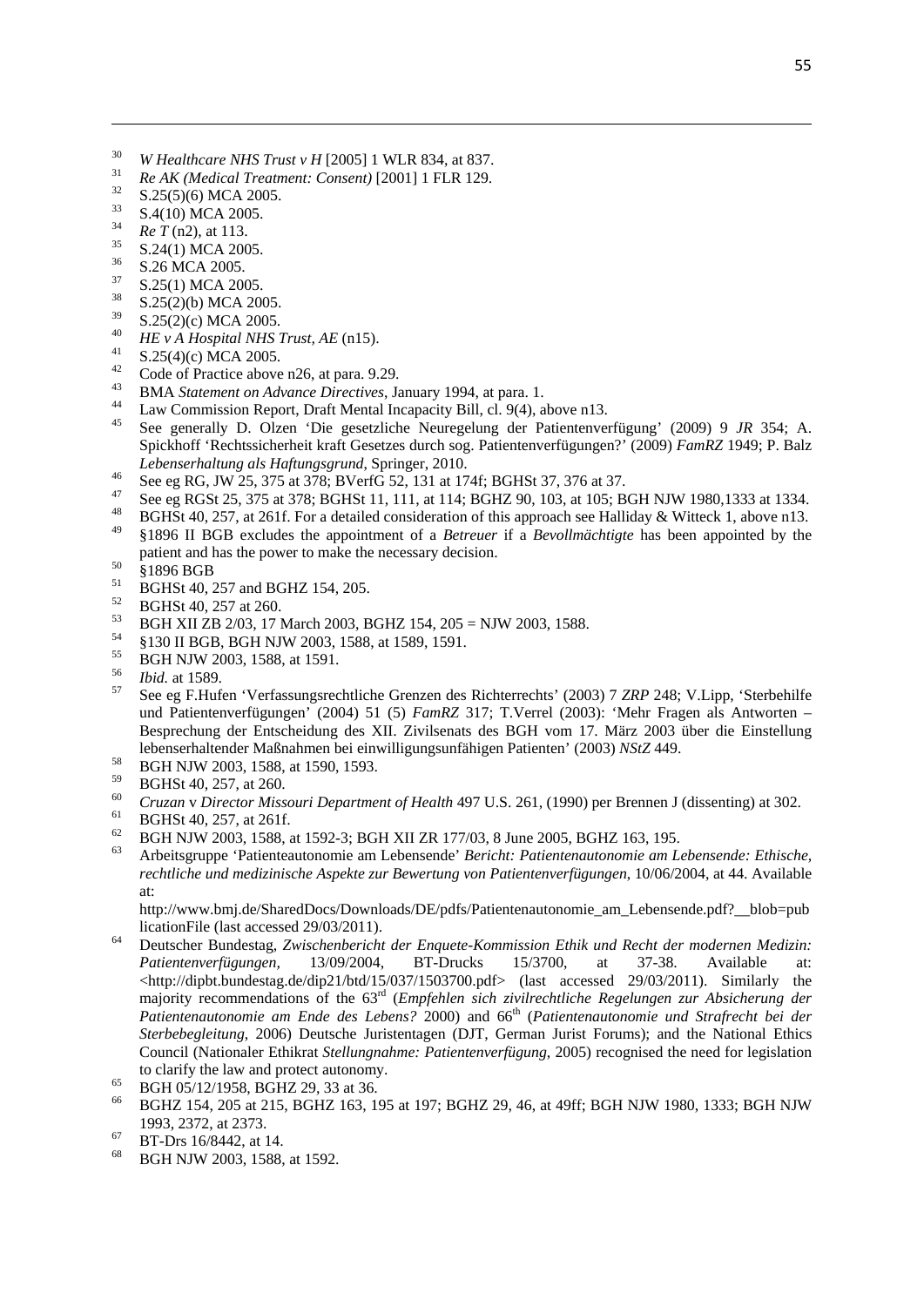[30] *W Healthcare NHS Trust v H* [2005] 1 WLR 834, at 837.

[31] *Re AK (Medical Treatment: Consent)* [2001] 1 FLR 129.

[32] S.25(5)(6) MCA 2005.

[33] S.4(10) MCA 2005.

[34] *Re T* (n2), at 113.

[35] S.24(1) MCA 2005.

[36] S.26 MCA 2005.

[37] S.25(1) MCA 2005.

[38] S.25(2)(b) MCA 2005.

[39] S.25(2)(c) MCA 2005.

[40] *HE v A Hospital NHS Trust, AE* (n15).

[41] S.25(4)(c) MCA 2005.

[42] Code of Practice above n26, at para. 9.29.

[43] BMA *Statement on Advance Directives*, January 1994, at para. 1.

[44] Law Commission Report, Draft Mental Incapacity Bill, cl. 9(4), above n13.

[45] See generally D. Olzen 'Die gesetzliche Neuregelung der Patientenverfügung' (2009) 9 *JR* 354; A. Spickhoff 'Rechtssicherheit kraft Gesetzes durch sog. Patientenverfügungen?' (2009) *FamRZ* 1949; P. Balz *Lebenserhaltung als Haftungsgrund*, Springer, 2010.

[46] See eg RG, JW 25, 375 at 378; BVerfG 52, 131 at 174f; BGHSt 37, 376 at 37.

[47] See eg RGSt 25, 375 at 378; BGHSt 11, 111, at 114; BGHZ 90, 103, at 105; BGH NJW 1980,1333 at 1334.

[48] BGHSt 40, 257, at 261f. For a detailed consideration of this approach see Halliday & Witteck 1, above n13.

[49] §1896 II BGB excludes the appointment of a *Betreuer* if a *Bevollmächtigte* has been appointed by the patient and has the power to make the necessary decision.

[50] §1896 BGB

[51] BGHSt 40, 257 and BGHZ 154, 205.

[52] BGHSt 40, 257 at 260.

[53] BGH XII ZB 2/03, 17 March 2003, BGHZ 154, 205 = NJW 2003, 1588.

[54] §130 II BGB, BGH NJW 2003, 1588, at 1589, 1591.

[55] BGH NJW 2003, 1588, at 1591.

[56] *Ibid.* at 1589.

[57] See eg F.Hufen 'Verfassungsrechtliche Grenzen des Richterrechts' (2003) 7 *ZRP* 248; V.Lipp, 'Sterbehilfe und Patientenverfügungen' (2004) 51 (5) *FamRZ* 317; T.Verrel (2003): 'Mehr Fragen als Antworten – Besprechung der Entscheidung des XII. Zivilsenats des BGH vom 17. März 2003 über die Einstellung lebenserhaltender Maßnahmen bei einwilligungsunfähigen Patienten' (2003) *NStZ* 449.

[58] BGH NJW 2003, 1588, at 1590, 1593.

[59] BGHSt 40, 257, at 260.

[60] *Cruzan* v *Director Missouri Department of Health* 497 U.S. 261, (1990) per Brennen J (dissenting) at 302.

[61] BGHSt 40, 257, at 261f.

[62] BGH NJW 2003, 1588, at 1592-3; BGH XII ZR 177/03, 8 June 2005, BGHZ 163, 195.

[63] Arbeitsgruppe 'Patienteautonomie am Lebensende' *Bericht: Patientenautonomie am Lebensende: Ethische, rechtliche und medizinische Aspekte zur Bewertung von Patientenverfügungen*, 10/06/2004, at 44. Available at:
http://www.bmj.de/SharedDocs/Downloads/DE/pdfs/Patientenautonomie_am_Lebensende.pdf?__blob=publicationFile (last accessed 29/03/2011).

[64] Deutscher Bundestag, *Zwischenbericht der Enquete-Kommission Ethik und Recht der modernen Medizin: Patientenverfügungen,* 13/09/2004, BT-Drucks 15/3700, at 37-38. Available at: <http://dipbt.bundestag.de/dip21/btd/15/037/1503700.pdf> (last accessed 29/03/2011). Similarly the majority recommendations of the 63rd (*Empfehlen sich zivilrechtliche Regelungen zur Absicherung der Patientenautonomie am Ende des Lebens?* 2000) and 66th (*Patientenautonomie und Strafrecht bei der Sterbebegleitung*, 2006) Deutsche Juristentagen (DJT, German Jurist Forums); and the National Ethics Council (Nationaler Ethikrat *Stellungnahme: Patientenverfügung*, 2005) recognised the need for legislation to clarify the law and protect autonomy.

[65] BGH 05/12/1958, BGHZ 29, 33 at 36.

[66] BGHZ 154, 205 at 215, BGHZ 163, 195 at 197; BGHZ 29, 46, at 49ff; BGH NJW 1980, 1333; BGH NJW 1993, 2372, at 2373.

[67] BT-Drs 16/8442, at 14.

[68] BGH NJW 2003, 1588, at 1592.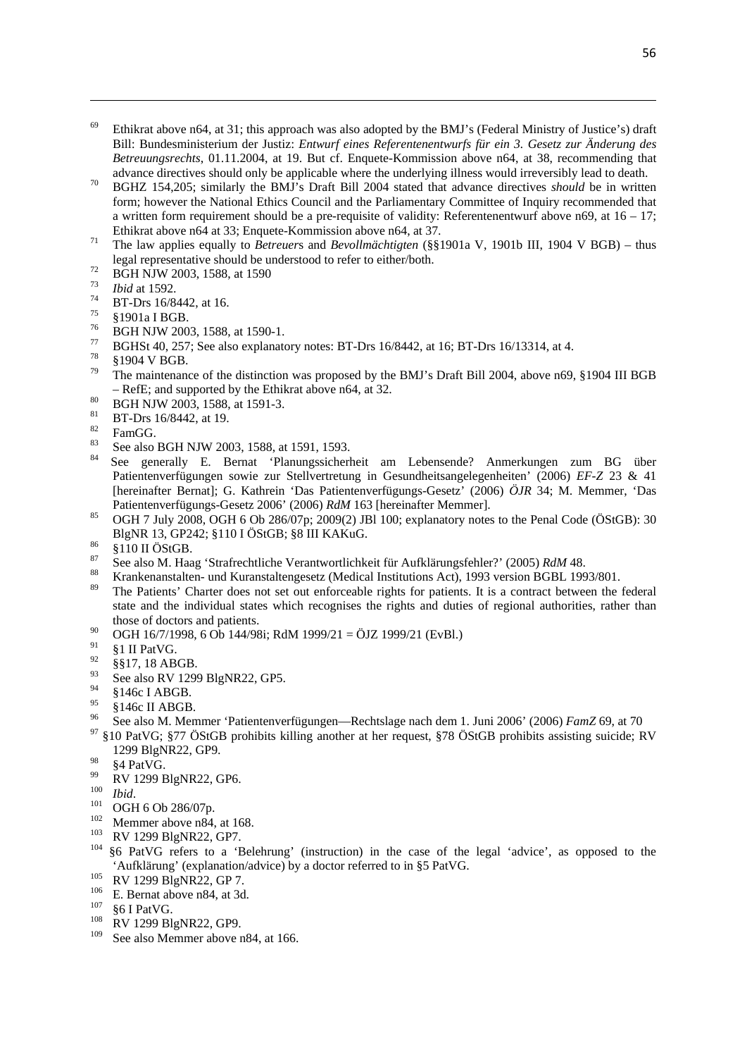[69] Ethikrat above n64, at 31; this approach was also adopted by the BMJ's (Federal Ministry of Justice's) draft Bill: Bundesministerium der Justiz: *Entwurf eines Referentenentwurfs für ein 3. Gesetz zur Änderung des Betreuungsrechts*, 01.11.2004, at 19. But cf. Enquete-Kommission above n64, at 38, recommending that advance directives should only be applicable where the underlying illness would irreversibly lead to death.

[70] BGHZ 154,205; similarly the BMJ's Draft Bill 2004 stated that advance directives *should* be in written form; however the National Ethics Council and the Parliamentary Committee of Inquiry recommended that a written form requirement should be a pre-requisite of validity: Referentenentwurf above n69, at 16 – 17; Ethikrat above n64 at 33; Enquete-Kommission above n64, at 37.

[71] The law applies equally to *Betreuer*s and *Bevollmächtigten* (§§1901a V, 1901b III, 1904 V BGB) – thus legal representative should be understood to refer to either/both.

[72] BGH NJW 2003, 1588, at 1590

[73] *Ibid* at 1592.

[74] BT-Drs 16/8442, at 16.

[75] §1901a I BGB.

[76] BGH NJW 2003, 1588, at 1590-1.

[77] BGHSt 40, 257; See also explanatory notes: BT-Drs 16/8442, at 16; BT-Drs 16/13314, at 4.

[78] §1904 V BGB.

[79] The maintenance of the distinction was proposed by the BMJ's Draft Bill 2004, above n69, §1904 III BGB – RefE; and supported by the Ethikrat above n64, at 32.

[80] BGH NJW 2003, 1588, at 1591-3.

[81] BT-Drs 16/8442, at 19.

[82] FamGG.

[83] See also BGH NJW 2003, 1588, at 1591, 1593.

[84] See generally E. Bernat 'Planungssicherheit am Lebensende? Anmerkungen zum BG über Patientenverfügungen sowie zur Stellvertretung in Gesundheitsangelegenheiten' (2006) *EF-Z* 23 & 41 [hereinafter Bernat]; G. Kathrein 'Das Patientenverfügungs-Gesetz' (2006) *ÖJR* 34; M. Memmer, 'Das Patientenverfügungs-Gesetz 2006' (2006) *RdM* 163 [hereinafter Memmer].

[85] OGH 7 July 2008, OGH 6 Ob 286/07p; 2009(2) JBl 100; explanatory notes to the Penal Code (ÖStGB): 30 BlgNR 13, GP242; §110 I ÖStGB; §8 III KAKuG.

[86] §110 II ÖStGB.

[87] See also M. Haag 'Strafrechtliche Verantwortlichkeit für Aufklärungsfehler?' (2005) *RdM* 48.

[88] Krankenanstalten- und Kuranstaltengesetz (Medical Institutions Act), 1993 version BGBL 1993/801.

[89] The Patients' Charter does not set out enforceable rights for patients. It is a contract between the federal state and the individual states which recognises the rights and duties of regional authorities, rather than those of doctors and patients.

[90] OGH 16/7/1998, 6 Ob 144/98i; RdM 1999/21 = ÖJZ 1999/21 (EvBl.)

[91] §1 II PatVG.

[92] §§17, 18 ABGB.

[93] See also RV 1299 BlgNR22, GP5.

[94] §146c I ABGB.

[95] §146c II ABGB.

[96] See also M. Memmer 'Patientenverfügungen—Rechtslage nach dem 1. Juni 2006' (2006) *FamZ* 69, at 70

[97] §10 PatVG; §77 ÖStGB prohibits killing another at her request, §78 ÖStGB prohibits assisting suicide; RV 1299 BlgNR22, GP9.

[98] §4 PatVG.

[99] RV 1299 BlgNR22, GP6.

[100] *Ibid*.

[101] OGH 6 Ob 286/07p.

[102] Memmer above n84, at 168.

[103] RV 1299 BlgNR22, GP7.

[104] §6 PatVG refers to a 'Belehrung' (instruction) in the case of the legal 'advice', as opposed to the 'Aufklärung' (explanation/advice) by a doctor referred to in §5 PatVG.

[105] RV 1299 BlgNR22, GP 7.

[106] E. Bernat above n84, at 3d.

[107] §6 I PatVG.

[108] RV 1299 BlgNR22, GP9.

[109] See also Memmer above n84, at 166.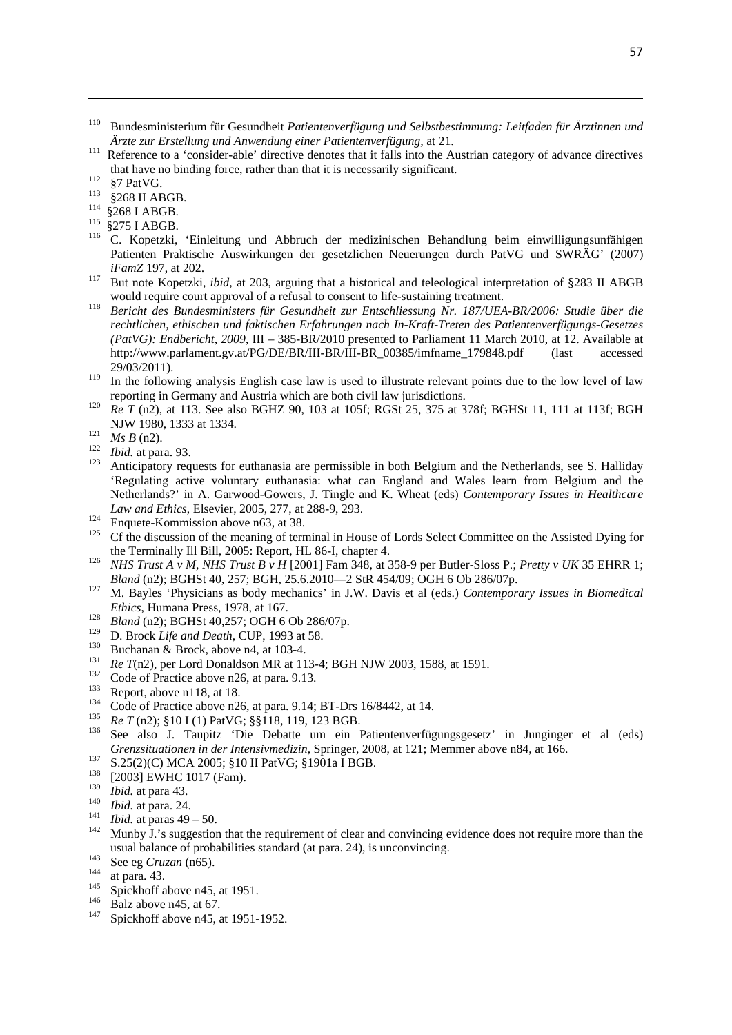[110] Bundesministerium für Gesundheit *Patientenverfügung und Selbstbestimmung: Leitfaden für Ärztinnen und Ärzte zur Erstellung und Anwendung einer Patientenverfügung*, at 21.

[111] Reference to a 'consider-able' directive denotes that it falls into the Austrian category of advance directives that have no binding force, rather than that it is necessarily significant.

[112] §7 PatVG.

[113] §268 II ABGB.

[114] §268 I ABGB.

[115] §275 I ABGB.

[116] C. Kopetzki, 'Einleitung und Abbruch der medizinischen Behandlung beim einwilligungsunfähigen Patienten Praktische Auswirkungen der gesetzlichen Neuerungen durch PatVG und SWRÄG' (2007) *iFamZ* 197, at 202.

[117] But note Kopetzki, *ibid*, at 203, arguing that a historical and teleological interpretation of §283 II ABGB would require court approval of a refusal to consent to life-sustaining treatment.

[118] *Bericht des Bundesministers für Gesundheit zur Entschliessung Nr. 187/UEA-BR/2006: Studie über die rechtlichen, ethischen und faktischen Erfahrungen nach In-Kraft-Treten des Patientenverfügungs-Gesetzes (PatVG): Endbericht, 2009*, III – 385-BR/2010 presented to Parliament 11 March 2010, at 12. Available at http://www.parlament.gv.at/PG/DE/BR/III-BR/III-BR_00385/imfname_179848.pdf (last accessed 29/03/2011).

[119] In the following analysis English case law is used to illustrate relevant points due to the low level of law reporting in Germany and Austria which are both civil law jurisdictions.

[120] *Re T* (n2), at 113. See also BGHZ 90, 103 at 105f; RGSt 25, 375 at 378f; BGHSt 11, 111 at 113f; BGH NJW 1980, 1333 at 1334.

[121] *Ms B* (n2).

[122] *Ibid.* at para. 93.

[123] Anticipatory requests for euthanasia are permissible in both Belgium and the Netherlands, see S. Halliday 'Regulating active voluntary euthanasia: what can England and Wales learn from Belgium and the Netherlands?' in A. Garwood-Gowers, J. Tingle and K. Wheat (eds) *Contemporary Issues in Healthcare Law and Ethics*, Elsevier, 2005, 277, at 288-9, 293.

[124] Enquete-Kommission above n63, at 38.

[125] Cf the discussion of the meaning of terminal in House of Lords Select Committee on the Assisted Dying for the Terminally Ill Bill, 2005: Report, HL 86-I, chapter 4.

[126] *NHS Trust A v M, NHS Trust B v H* [2001] Fam 348, at 358-9 per Butler-Sloss P.; *Pretty v UK* 35 EHRR 1; *Bland* (n2); BGHSt 40, 257; BGH, 25.6.2010—2 StR 454/09; OGH 6 Ob 286/07p.

[127] M. Bayles 'Physicians as body mechanics' in J.W. Davis et al (eds.) *Contemporary Issues in Biomedical Ethics*, Humana Press, 1978, at 167.

[128] *Bland* (n2); BGHSt 40,257; OGH 6 Ob 286/07p.

[129] D. Brock *Life and Death*, CUP, 1993 at 58.

[130] Buchanan & Brock, above n4, at 103-4.

[131] *Re T*(n2), per Lord Donaldson MR at 113-4; BGH NJW 2003, 1588, at 1591.

[132] Code of Practice above n26, at para. 9.13.

[133] Report, above n118, at 18.

[134] Code of Practice above n26, at para. 9.14; BT-Drs 16/8442, at 14.

[135] *Re T* (n2); §10 I (1) PatVG; §§118, 119, 123 BGB.

[136] See also J. Taupitz 'Die Debatte um ein Patientenverfügungsgesetz' in Junginger et al (eds) *Grenzsituationen in der Intensivmedizin*, Springer, 2008, at 121; Memmer above n84, at 166.

[137] S.25(2)(C) MCA 2005; §10 II PatVG; §1901a I BGB.

[138] [2003] EWHC 1017 (Fam).

[139] *Ibid.* at para 43.

[140] *Ibid.* at para. 24.

[141] *Ibid.* at paras 49 – 50.

[142] Munby J.'s suggestion that the requirement of clear and convincing evidence does not require more than the usual balance of probabilities standard (at para. 24), is unconvincing.

[143] See eg *Cruzan* (n65).

[144] at para. 43.

[145] Spickhoff above n45, at 1951.

[146] Balz above n45, at 67.

[147] Spickhoff above n45, at 1951-1952.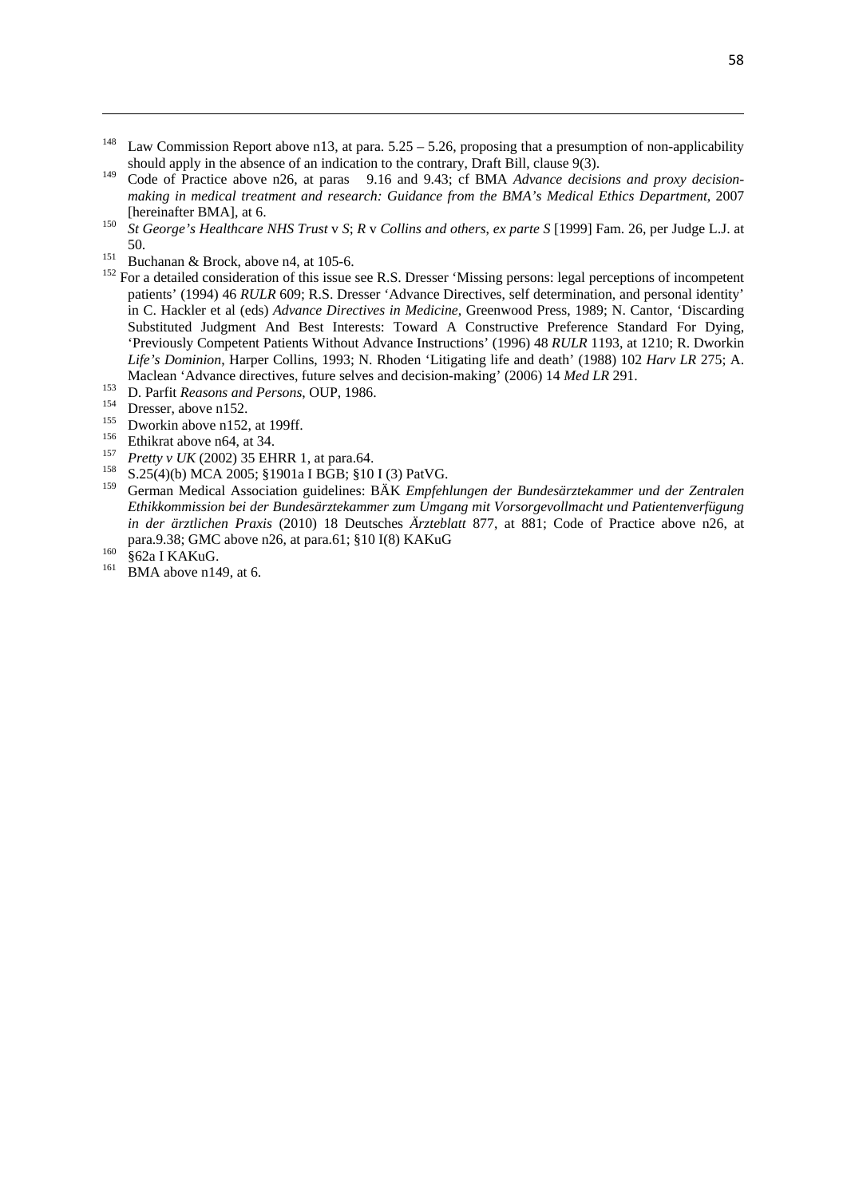[148] Law Commission Report above n13, at para. 5.25 – 5.26, proposing that a presumption of non-applicability should apply in the absence of an indication to the contrary, Draft Bill, clause 9(3).

[149] Code of Practice above n26, at paras 9.16 and 9.43; cf BMA *Advance decisions and proxy decision-making in medical treatment and research: Guidance from the BMA's Medical Ethics Department*, 2007 [hereinafter BMA], at 6.

[150] *St George's Healthcare NHS Trust* v *S*; *R* v *Collins and others, ex parte S* [1999] Fam. 26, per Judge L.J. at 50.

[151] Buchanan & Brock, above n4, at 105-6.

[152] For a detailed consideration of this issue see R.S. Dresser 'Missing persons: legal perceptions of incompetent patients' (1994) 46 *RULR* 609; R.S. Dresser 'Advance Directives, self determination, and personal identity' in C. Hackler et al (eds) *Advance Directives in Medicine*, Greenwood Press, 1989; N. Cantor, 'Discarding Substituted Judgment And Best Interests: Toward A Constructive Preference Standard For Dying, 'Previously Competent Patients Without Advance Instructions' (1996) 48 *RULR* 1193, at 1210; R. Dworkin *Life's Dominion*, Harper Collins, 1993; N. Rhoden 'Litigating life and death' (1988) 102 *Harv LR* 275; A. Maclean 'Advance directives, future selves and decision-making' (2006) 14 *Med LR* 291.

[153] D. Parfit *Reasons and Persons*, OUP, 1986.

[154] Dresser, above n152.

[155] Dworkin above n152, at 199ff.

[156] Ethikrat above n64, at 34.

[157] *Pretty v UK* (2002) 35 EHRR 1, at para.64.

[158] S.25(4)(b) MCA 2005; §1901a I BGB; §10 I (3) PatVG.

[159] German Medical Association guidelines: BÄK *Empfehlungen der Bundesärztekammer und der Zentralen Ethikkommission bei der Bundesärztekammer zum Umgang mit Vorsorgevollmacht und Patientenverfügung in der ärztlichen Praxis* (2010) 18 Deutsches *Ärzteblatt* 877, at 881; Code of Practice above n26, at para.9.38; GMC above n26, at para.61; §10 I(8) KAKuG

[160] §62a I KAKuG.

[161] BMA above n149, at 6.